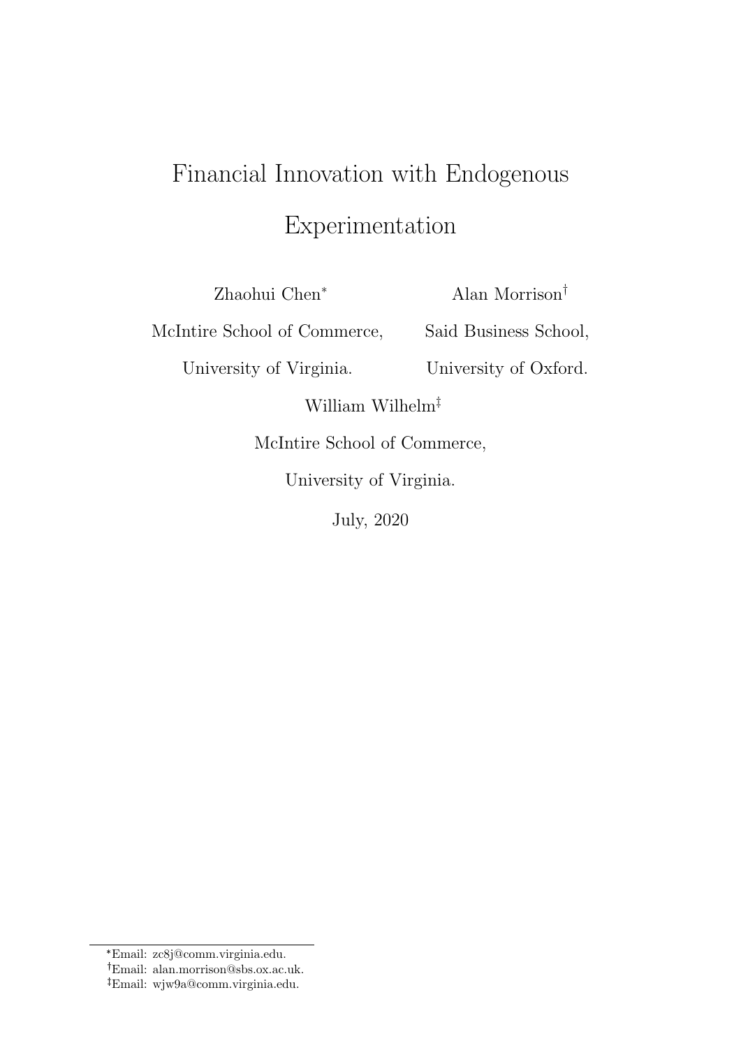# Financial Innovation with Endogenous Experimentation

Zhaohui Chen[*]

McIntire School of Commerce,

University of Virginia.

Alan Morrison[†]

Said Business School,

University of Oxford.

William Wilhelm[‡]

McIntire School of Commerce,

University of Virginia.

July, 2020

---

[*]Email: zc8j@comm.virginia.edu.

[†]Email: alan.morrison@sbs.ox.ac.uk.

[‡]Email: wjw9a@comm.virginia.edu.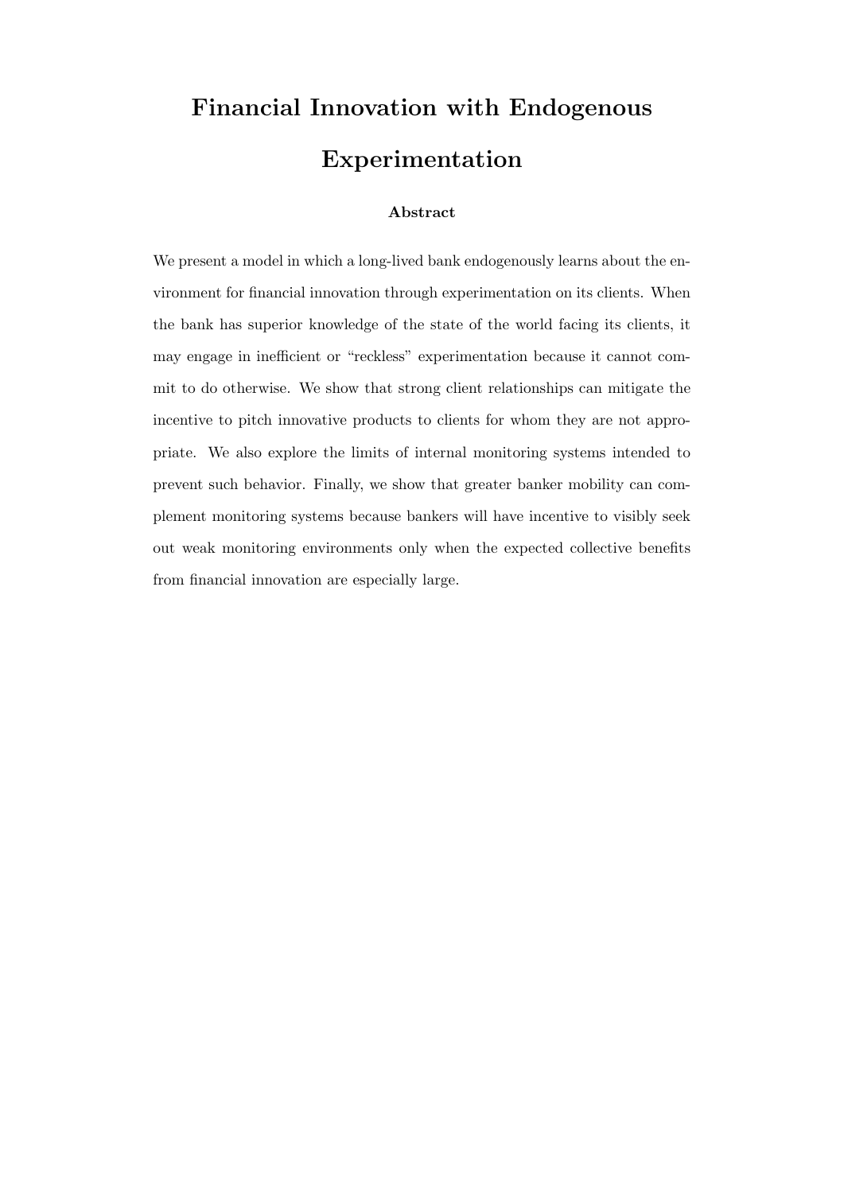# Financial Innovation with Endogenous Experimentation

### Abstract

We present a model in which a long-lived bank endogenously learns about the environment for financial innovation through experimentation on its clients. When the bank has superior knowledge of the state of the world facing its clients, it may engage in inefficient or "reckless" experimentation because it cannot commit to do otherwise. We show that strong client relationships can mitigate the incentive to pitch innovative products to clients for whom they are not appropriate. We also explore the limits of internal monitoring systems intended to prevent such behavior. Finally, we show that greater banker mobility can complement monitoring systems because bankers will have incentive to visibly seek out weak monitoring environments only when the expected collective benefits from financial innovation are especially large.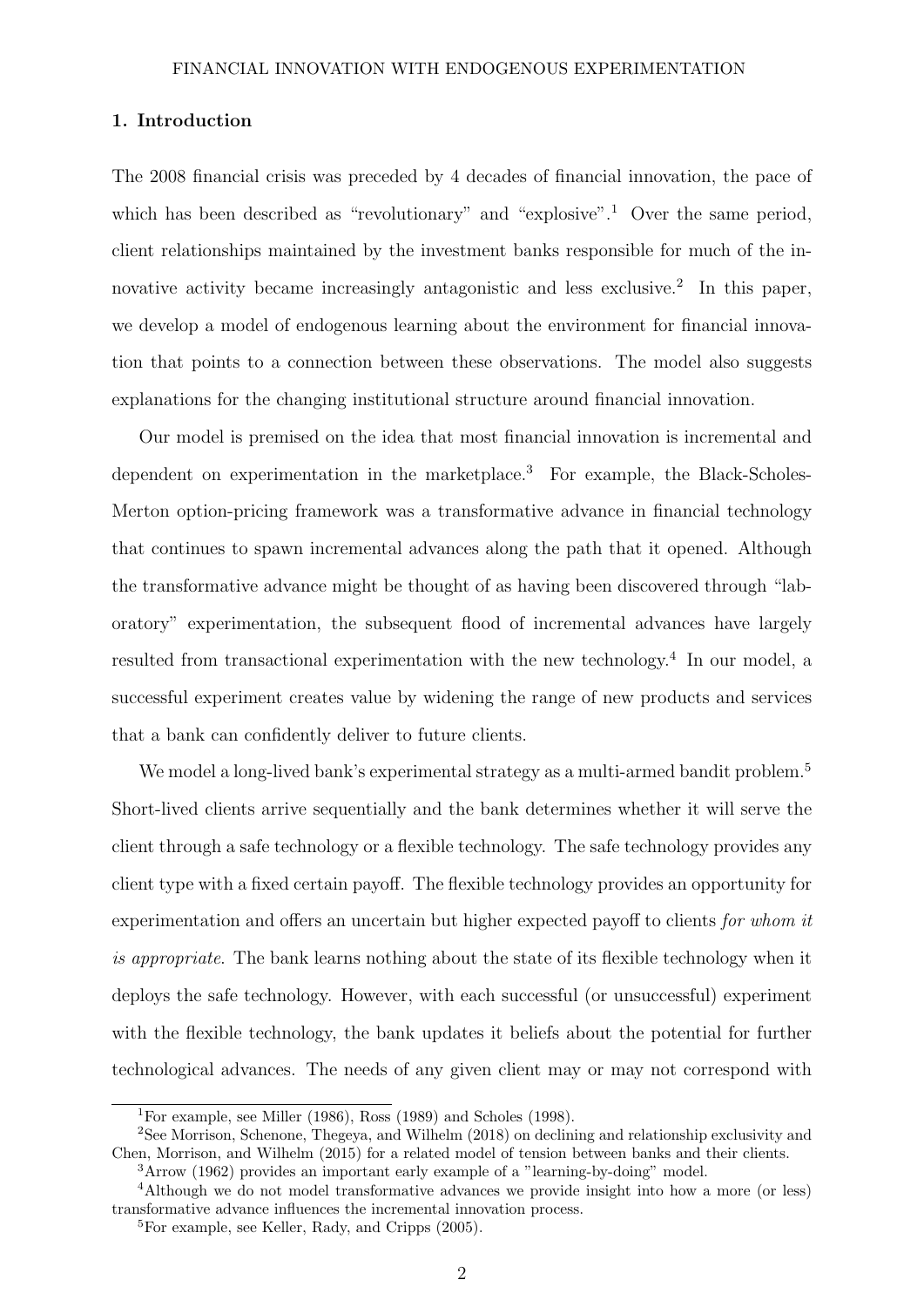## 1. Introduction

The 2008 financial crisis was preceded by 4 decades of financial innovation, the pace of which has been described as "revolutionary" and "explosive".[1] Over the same period, client relationships maintained by the investment banks responsible for much of the innovative activity became increasingly antagonistic and less exclusive.[2] In this paper, we develop a model of endogenous learning about the environment for financial innovation that points to a connection between these observations. The model also suggests explanations for the changing institutional structure around financial innovation.

Our model is premised on the idea that most financial innovation is incremental and dependent on experimentation in the marketplace.[3] For example, the Black-Scholes-Merton option-pricing framework was a transformative advance in financial technology that continues to spawn incremental advances along the path that it opened. Although the transformative advance might be thought of as having been discovered through "laboratory" experimentation, the subsequent flood of incremental advances have largely resulted from transactional experimentation with the new technology.[4] In our model, a successful experiment creates value by widening the range of new products and services that a bank can confidently deliver to future clients.

We model a long-lived bank's experimental strategy as a multi-armed bandit problem.[5] Short-lived clients arrive sequentially and the bank determines whether it will serve the client through a safe technology or a flexible technology. The safe technology provides any client type with a fixed certain payoff. The flexible technology provides an opportunity for experimentation and offers an uncertain but higher expected payoff to clients *for whom it is appropriate*. The bank learns nothing about the state of its flexible technology when it deploys the safe technology. However, with each successful (or unsuccessful) experiment with the flexible technology, the bank updates it beliefs about the potential for further technological advances. The needs of any given client may or may not correspond with

[1] For example, see Miller (1986), Ross (1989) and Scholes (1998).

[2] See Morrison, Schenone, Thegeya, and Wilhelm (2018) on declining and relationship exclusivity and Chen, Morrison, and Wilhelm (2015) for a related model of tension between banks and their clients.

[3] Arrow (1962) provides an important early example of a "learning-by-doing" model.

[4] Although we do not model transformative advances we provide insight into how a more (or less) transformative advance influences the incremental innovation process.

[5] For example, see Keller, Rady, and Cripps (2005).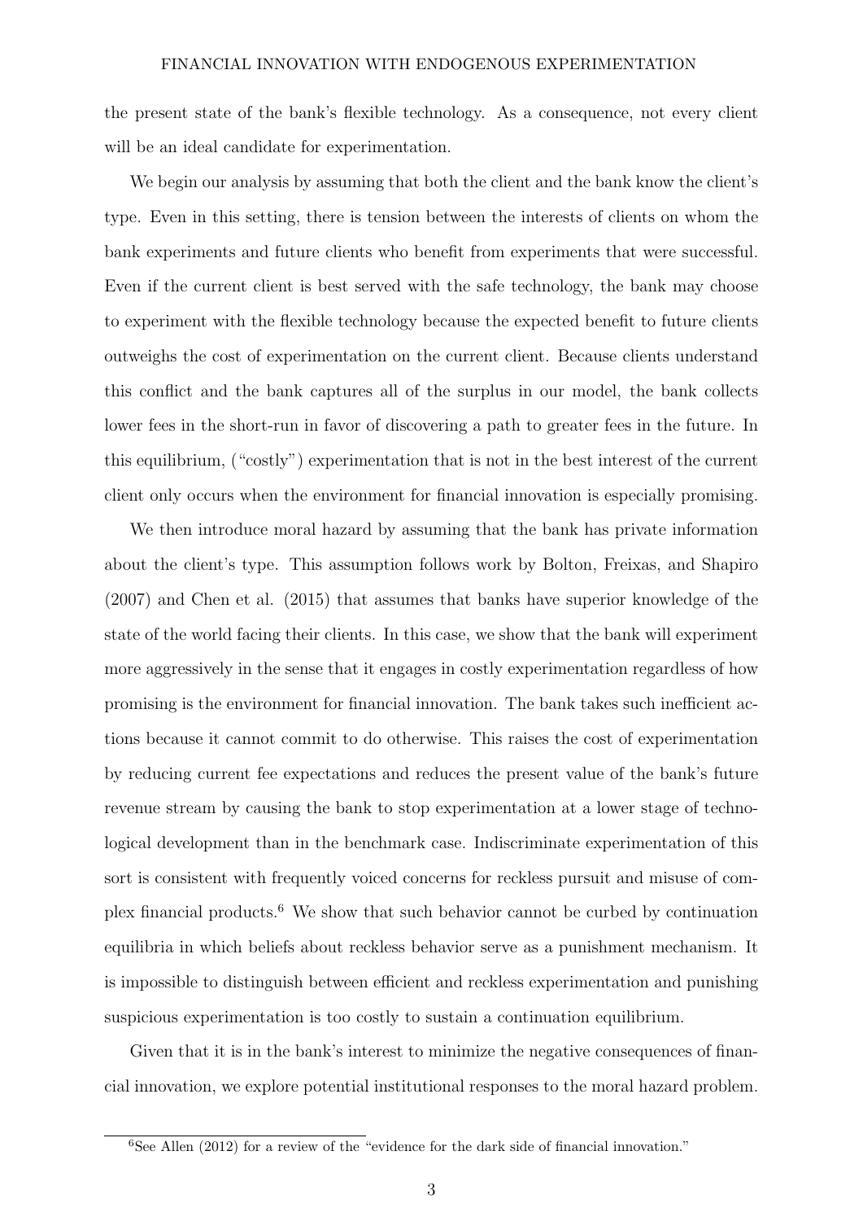the present state of the bank's flexible technology. As a consequence, not every client will be an ideal candidate for experimentation.

We begin our analysis by assuming that both the client and the bank know the client's type. Even in this setting, there is tension between the interests of clients on whom the bank experiments and future clients who benefit from experiments that were successful. Even if the current client is best served with the safe technology, the bank may choose to experiment with the flexible technology because the expected benefit to future clients outweighs the cost of experimentation on the current client. Because clients understand this conflict and the bank captures all of the surplus in our model, the bank collects lower fees in the short-run in favor of discovering a path to greater fees in the future. In this equilibrium, ("costly") experimentation that is not in the best interest of the current client only occurs when the environment for financial innovation is especially promising.

We then introduce moral hazard by assuming that the bank has private information about the client's type. This assumption follows work by Bolton, Freixas, and Shapiro (2007) and Chen et al. (2015) that assumes that banks have superior knowledge of the state of the world facing their clients. In this case, we show that the bank will experiment more aggressively in the sense that it engages in costly experimentation regardless of how promising is the environment for financial innovation. The bank takes such inefficient actions because it cannot commit to do otherwise. This raises the cost of experimentation by reducing current fee expectations and reduces the present value of the bank's future revenue stream by causing the bank to stop experimentation at a lower stage of technological development than in the benchmark case. Indiscriminate experimentation of this sort is consistent with frequently voiced concerns for reckless pursuit and misuse of complex financial products.[6] We show that such behavior cannot be curbed by continuation equilibria in which beliefs about reckless behavior serve as a punishment mechanism. It is impossible to distinguish between efficient and reckless experimentation and punishing suspicious experimentation is too costly to sustain a continuation equilibrium.

Given that it is in the bank's interest to minimize the negative consequences of financial innovation, we explore potential institutional responses to the moral hazard problem.

[6]See Allen (2012) for a review of the "evidence for the dark side of financial innovation."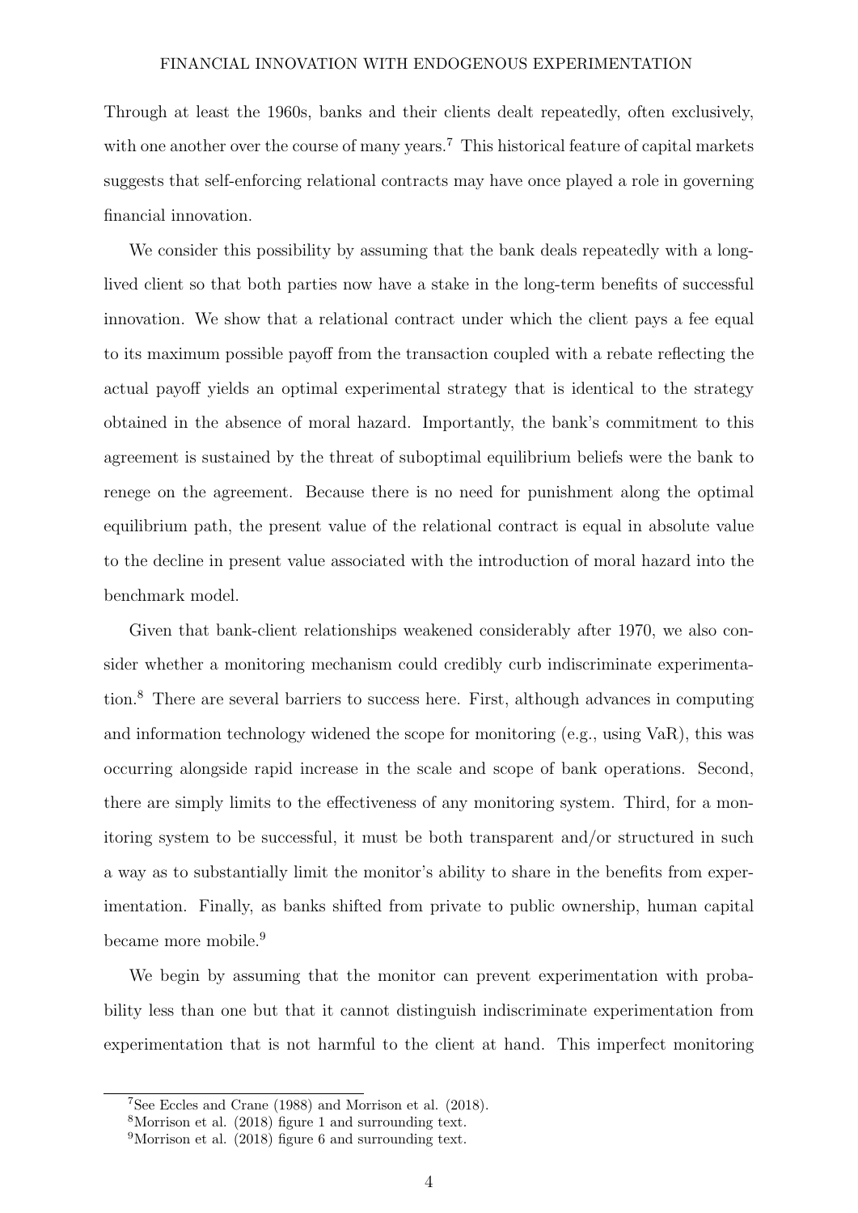Through at least the 1960s, banks and their clients dealt repeatedly, often exclusively, with one another over the course of many years.[7] This historical feature of capital markets suggests that self-enforcing relational contracts may have once played a role in governing financial innovation.

We consider this possibility by assuming that the bank deals repeatedly with a long-lived client so that both parties now have a stake in the long-term benefits of successful innovation. We show that a relational contract under which the client pays a fee equal to its maximum possible payoff from the transaction coupled with a rebate reflecting the actual payoff yields an optimal experimental strategy that is identical to the strategy obtained in the absence of moral hazard. Importantly, the bank's commitment to this agreement is sustained by the threat of suboptimal equilibrium beliefs were the bank to renege on the agreement. Because there is no need for punishment along the optimal equilibrium path, the present value of the relational contract is equal in absolute value to the decline in present value associated with the introduction of moral hazard into the benchmark model.

Given that bank-client relationships weakened considerably after 1970, we also consider whether a monitoring mechanism could credibly curb indiscriminate experimentation.[8] There are several barriers to success here. First, although advances in computing and information technology widened the scope for monitoring (e.g., using VaR), this was occurring alongside rapid increase in the scale and scope of bank operations. Second, there are simply limits to the effectiveness of any monitoring system. Third, for a monitoring system to be successful, it must be both transparent and/or structured in such a way as to substantially limit the monitor's ability to share in the benefits from experimentation. Finally, as banks shifted from private to public ownership, human capital became more mobile.[9]

We begin by assuming that the monitor can prevent experimentation with probability less than one but that it cannot distinguish indiscriminate experimentation from experimentation that is not harmful to the client at hand. This imperfect monitoring

---

[7] See Eccles and Crane (1988) and Morrison et al. (2018).

[8] Morrison et al. (2018) figure 1 and surrounding text.

[9] Morrison et al. (2018) figure 6 and surrounding text.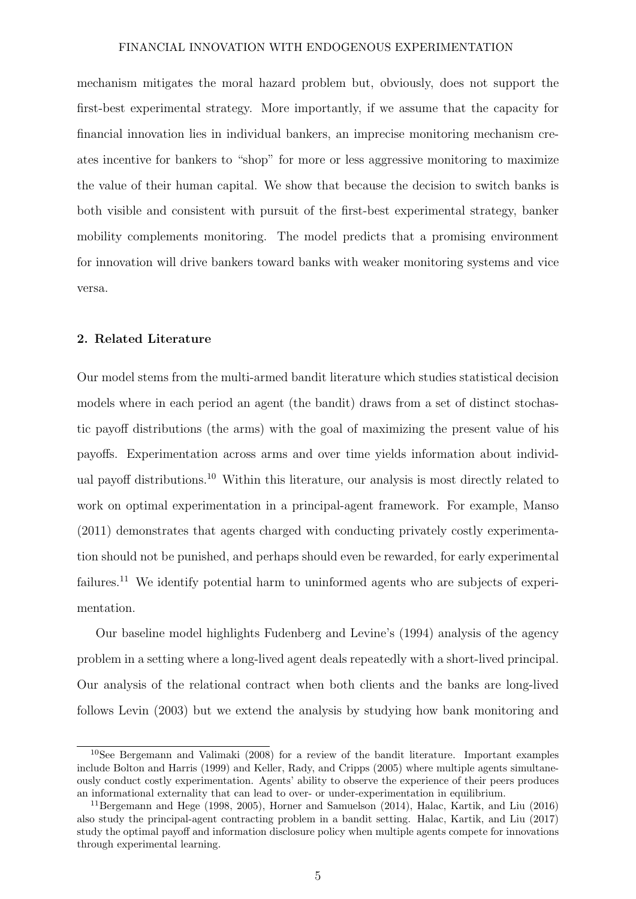mechanism mitigates the moral hazard problem but, obviously, does not support the first-best experimental strategy. More importantly, if we assume that the capacity for financial innovation lies in individual bankers, an imprecise monitoring mechanism creates incentive for bankers to "shop" for more or less aggressive monitoring to maximize the value of their human capital. We show that because the decision to switch banks is both visible and consistent with pursuit of the first-best experimental strategy, banker mobility complements monitoring. The model predicts that a promising environment for innovation will drive bankers toward banks with weaker monitoring systems and vice versa.

## 2. Related Literature

Our model stems from the multi-armed bandit literature which studies statistical decision models where in each period an agent (the bandit) draws from a set of distinct stochastic payoff distributions (the arms) with the goal of maximizing the present value of his payoffs. Experimentation across arms and over time yields information about individual payoff distributions.[10] Within this literature, our analysis is most directly related to work on optimal experimentation in a principal-agent framework. For example, Manso (2011) demonstrates that agents charged with conducting privately costly experimentation should not be punished, and perhaps should even be rewarded, for early experimental failures.[11] We identify potential harm to uninformed agents who are subjects of experimentation.

Our baseline model highlights Fudenberg and Levine's (1994) analysis of the agency problem in a setting where a long-lived agent deals repeatedly with a short-lived principal. Our analysis of the relational contract when both clients and the banks are long-lived follows Levin (2003) but we extend the analysis by studying how bank monitoring and

---

[10] See Bergemann and Valimaki (2008) for a review of the bandit literature. Important examples include Bolton and Harris (1999) and Keller, Rady, and Cripps (2005) where multiple agents simultaneously conduct costly experimentation. Agents' ability to observe the experience of their peers produces an informational externality that can lead to over- or under-experimentation in equilibrium.

[11] Bergemann and Hege (1998, 2005), Horner and Samuelson (2014), Halac, Kartik, and Liu (2016) also study the principal-agent contracting problem in a bandit setting. Halac, Kartik, and Liu (2017) study the optimal payoff and information disclosure policy when multiple agents compete for innovations through experimental learning.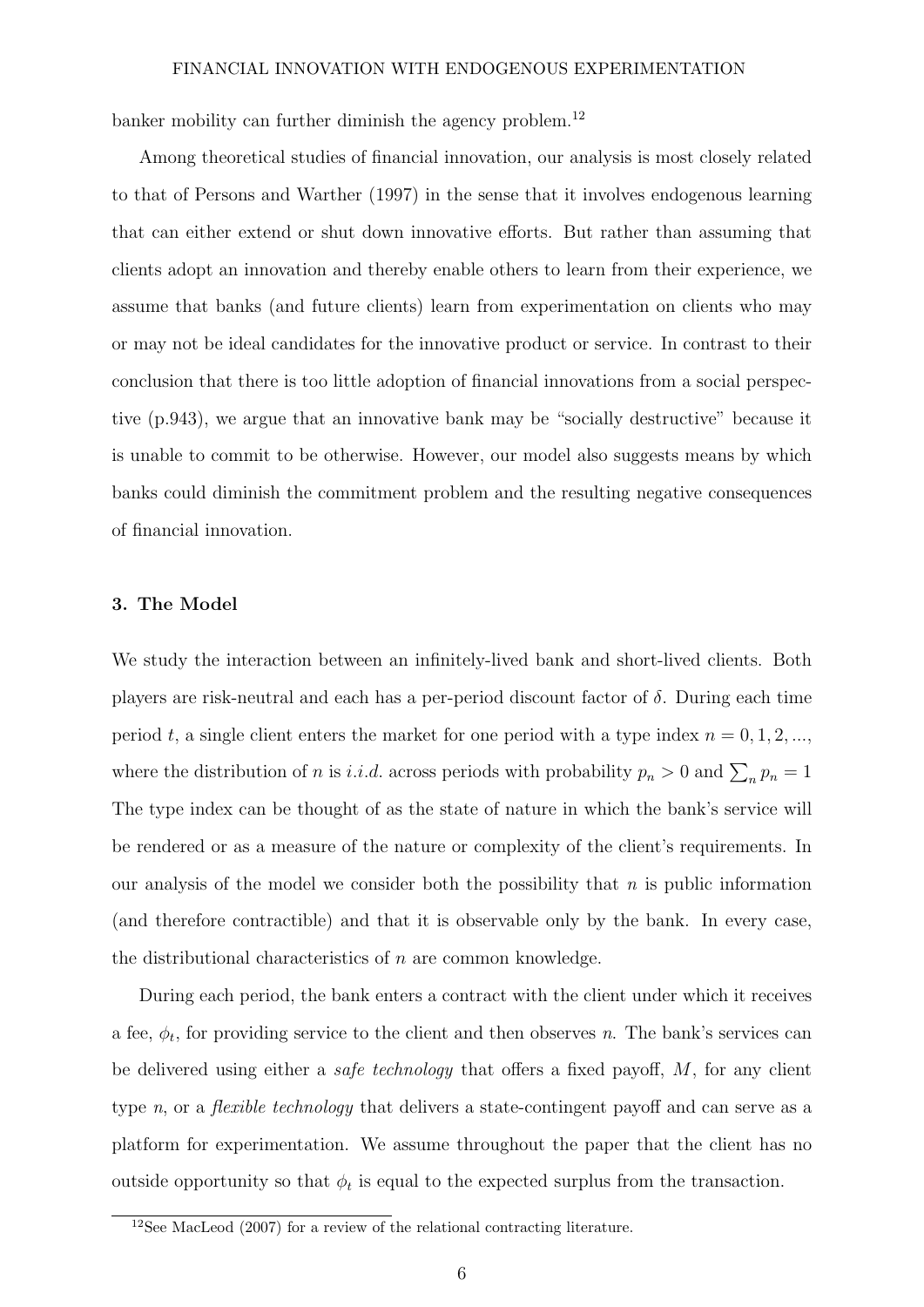banker mobility can further diminish the agency problem.[12]

Among theoretical studies of financial innovation, our analysis is most closely related to that of Persons and Warther (1997) in the sense that it involves endogenous learning that can either extend or shut down innovative efforts. But rather than assuming that clients adopt an innovation and thereby enable others to learn from their experience, we assume that banks (and future clients) learn from experimentation on clients who may or may not be ideal candidates for the innovative product or service. In contrast to their conclusion that there is too little adoption of financial innovations from a social perspective (p.943), we argue that an innovative bank may be "socially destructive" because it is unable to commit to be otherwise. However, our model also suggests means by which banks could diminish the commitment problem and the resulting negative consequences of financial innovation.

### 3. The Model

We study the interaction between an infinitely-lived bank and short-lived clients. Both players are risk-neutral and each has a per-period discount factor of $\delta$. During each time period $t$, a single client enters the market for one period with a type index $n = 0, 1, 2, ...$, where the distribution of $n$ is *i.i.d.* across periods with probability $p_n > 0$ and $\sum_n p_n = 1$ The type index can be thought of as the state of nature in which the bank's service will be rendered or as a measure of the nature or complexity of the client's requirements. In our analysis of the model we consider both the possibility that $n$ is public information (and therefore contractible) and that it is observable only by the bank. In every case, the distributional characteristics of $n$ are common knowledge.

During each period, the bank enters a contract with the client under which it receives a fee, $\phi_t$, for providing service to the client and then observes $n$. The bank's services can be delivered using either a *safe technology* that offers a fixed payoff, $M$, for any client type $n$, or a *flexible technology* that delivers a state-contingent payoff and can serve as a platform for experimentation. We assume throughout the paper that the client has no outside opportunity so that $\phi_t$ is equal to the expected surplus from the transaction.

[12]See MacLeod (2007) for a review of the relational contracting literature.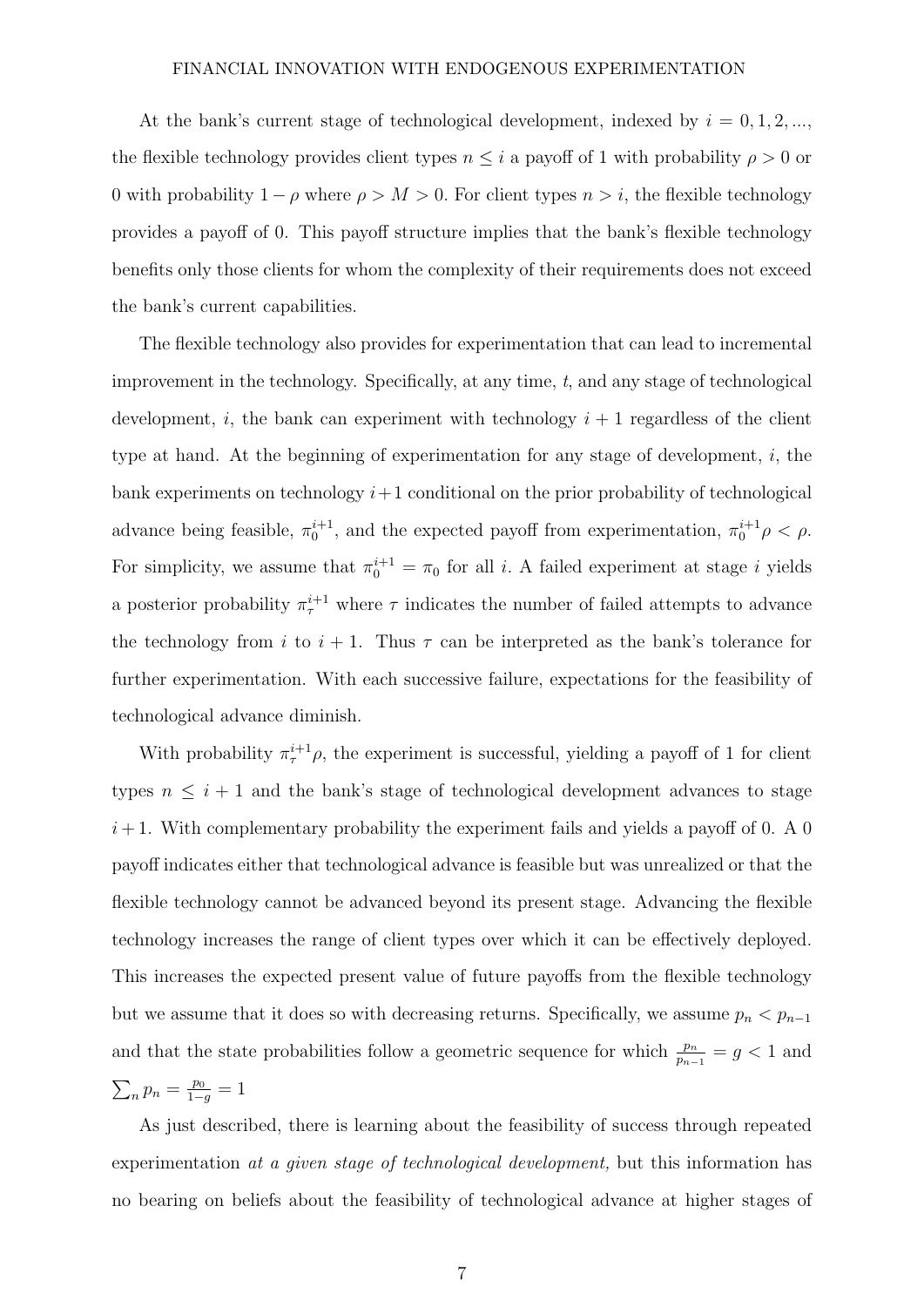At the bank's current stage of technological development, indexed by $i = 0, 1, 2, ...,$ the flexible technology provides client types $n \leq i$ a payoff of 1 with probability $\rho > 0$ or 0 with probability $1 - \rho$ where $\rho > M > 0$. For client types $n > i$, the flexible technology provides a payoff of 0. This payoff structure implies that the bank's flexible technology benefits only those clients for whom the complexity of their requirements does not exceed the bank's current capabilities.

The flexible technology also provides for experimentation that can lead to incremental improvement in the technology. Specifically, at any time, $t$, and any stage of technological development, $i$, the bank can experiment with technology $i+1$ regardless of the client type at hand. At the beginning of experimentation for any stage of development, $i$, the bank experiments on technology $i+1$ conditional on the prior probability of technological advance being feasible, $\pi_0^{i+1}$, and the expected payoff from experimentation, $\pi_0^{i+1}\rho < \rho$. For simplicity, we assume that $\pi_0^{i+1} = \pi_0$ for all $i$. A failed experiment at stage $i$ yields a posterior probability $\pi_\tau^{i+1}$ where $\tau$ indicates the number of failed attempts to advance the technology from $i$ to $i+1$. Thus $\tau$ can be interpreted as the bank's tolerance for further experimentation. With each successive failure, expectations for the feasibility of technological advance diminish.

With probability $\pi_\tau^{i+1}\rho$, the experiment is successful, yielding a payoff of 1 for client types $n \leq i+1$ and the bank's stage of technological development advances to stage $i+1$. With complementary probability the experiment fails and yields a payoff of 0. A 0 payoff indicates either that technological advance is feasible but was unrealized or that the flexible technology cannot be advanced beyond its present stage. Advancing the flexible technology increases the range of client types over which it can be effectively deployed. This increases the expected present value of future payoffs from the flexible technology but we assume that it does so with decreasing returns. Specifically, we assume $p_n < p_{n-1}$ and that the state probabilities follow a geometric sequence for which $\frac{p_n}{p_{n-1}} = g < 1$ and $\sum_n p_n = \frac{p_0}{1-g} = 1$

As just described, there is learning about the feasibility of success through repeated experimentation *at a given stage of technological development,* but this information has no bearing on beliefs about the feasibility of technological advance at higher stages of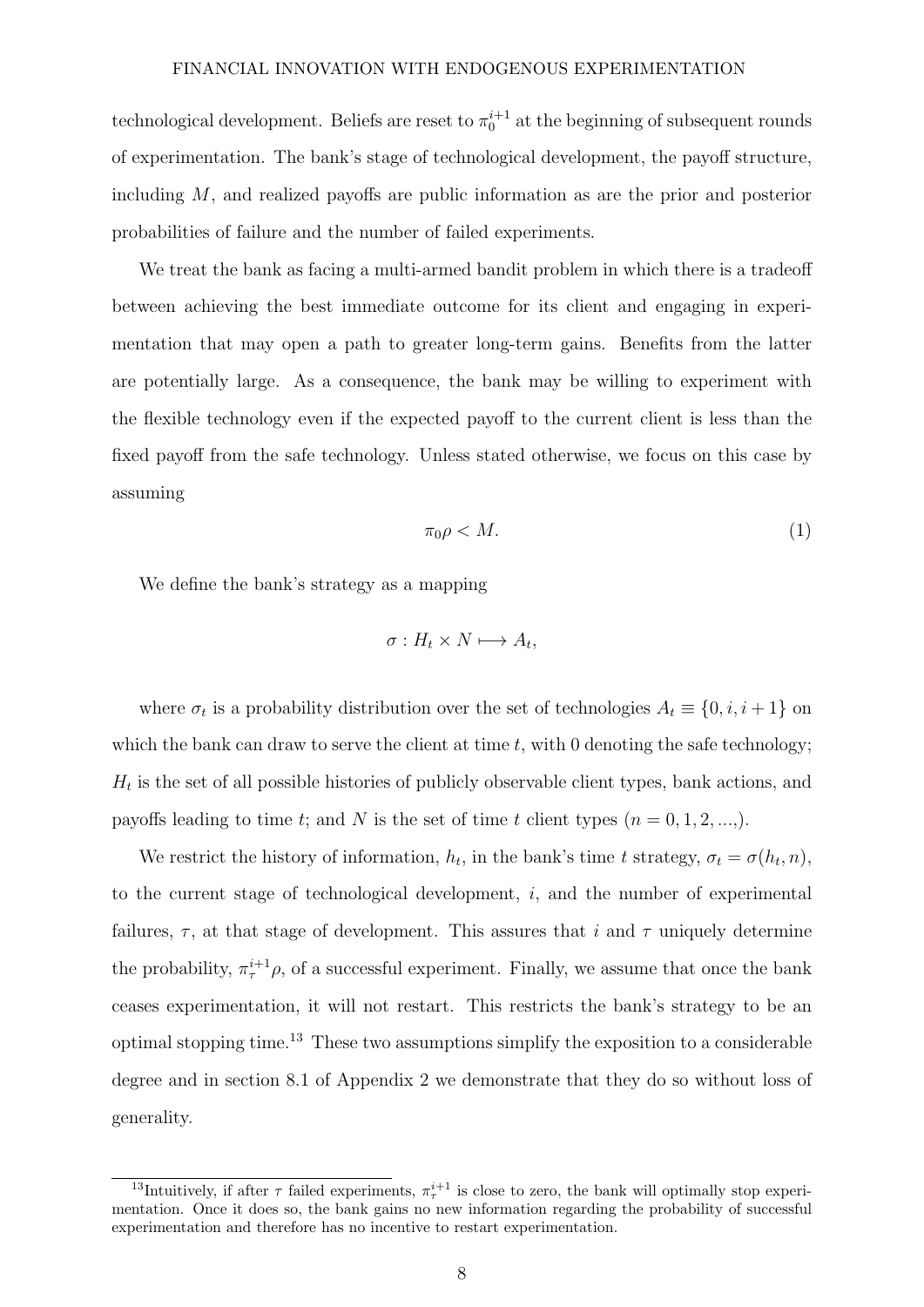technological development. Beliefs are reset to $\pi_0^{i+1}$ at the beginning of subsequent rounds of experimentation. The bank's stage of technological development, the payoff structure, including $M$, and realized payoffs are public information as are the prior and posterior probabilities of failure and the number of failed experiments.

We treat the bank as facing a multi-armed bandit problem in which there is a tradeoff between achieving the best immediate outcome for its client and engaging in experimentation that may open a path to greater long-term gains. Benefits from the latter are potentially large. As a consequence, the bank may be willing to experiment with the flexible technology even if the expected payoff to the current client is less than the fixed payoff from the safe technology. Unless stated otherwise, we focus on this case by assuming

$$\pi_0 \rho < M. \tag{1}$$

We define the bank's strategy as a mapping

$$\sigma : H_t \times N \longmapsto A_t,$$

where $\sigma_t$ is a probability distribution over the set of technologies $A_t \equiv \{0, i, i+1\}$ on which the bank can draw to serve the client at time $t$, with 0 denoting the safe technology; $H_t$ is the set of all possible histories of publicly observable client types, bank actions, and payoffs leading to time $t$; and $N$ is the set of time $t$ client types $(n = 0, 1, 2, ...,)$.

We restrict the history of information, $h_t$, in the bank's time $t$ strategy, $\sigma_t = \sigma(h_t, n)$, to the current stage of technological development, $i$, and the number of experimental failures, $\tau$, at that stage of development. This assures that $i$ and $\tau$ uniquely determine the probability, $\pi_\tau^{i+1}\rho$, of a successful experiment. Finally, we assume that once the bank ceases experimentation, it will not restart. This restricts the bank's strategy to be an optimal stopping time.[13] These two assumptions simplify the exposition to a considerable degree and in section 8.1 of Appendix 2 we demonstrate that they do so without loss of generality.

[13] Intuitively, if after $\tau$ failed experiments, $\pi_\tau^{i+1}$ is close to zero, the bank will optimally stop experimentation. Once it does so, the bank gains no new information regarding the probability of successful experimentation and therefore has no incentive to restart experimentation.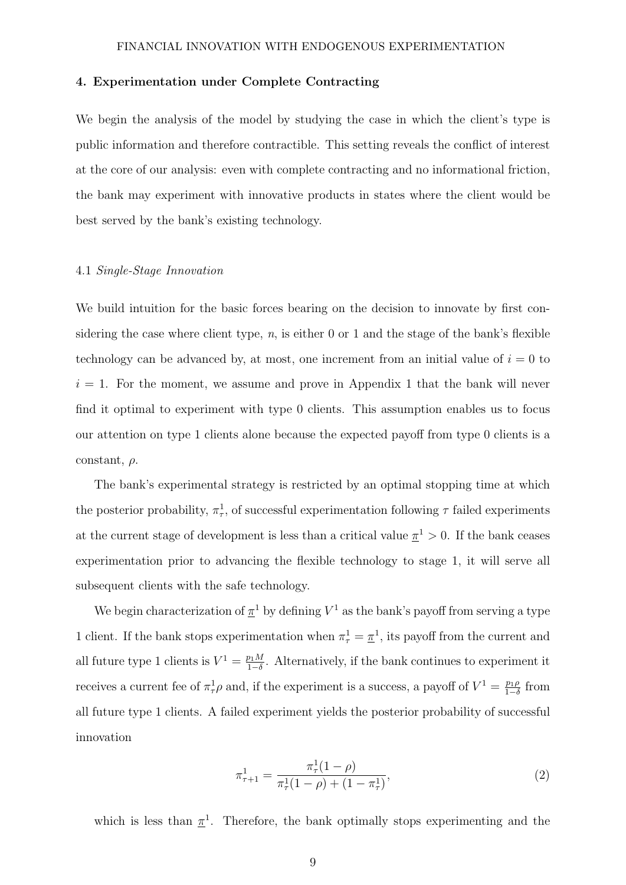## 4. Experimentation under Complete Contracting

We begin the analysis of the model by studying the case in which the client's type is public information and therefore contractible. This setting reveals the conflict of interest at the core of our analysis: even with complete contracting and no informational friction, the bank may experiment with innovative products in states where the client would be best served by the bank's existing technology.

### 4.1 *Single-Stage Innovation*

We build intuition for the basic forces bearing on the decision to innovate by first considering the case where client type, $n$, is either 0 or 1 and the stage of the bank's flexible technology can be advanced by, at most, one increment from an initial value of $i = 0$ to $i = 1$. For the moment, we assume and prove in Appendix 1 that the bank will never find it optimal to experiment with type 0 clients. This assumption enables us to focus our attention on type 1 clients alone because the expected payoff from type 0 clients is a constant, $\rho$.

The bank's experimental strategy is restricted by an optimal stopping time at which the posterior probability, $\pi^1_\tau$, of successful experimentation following $\tau$ failed experiments at the current stage of development is less than a critical value $\underline{\pi}^1 > 0$. If the bank ceases experimentation prior to advancing the flexible technology to stage 1, it will serve all subsequent clients with the safe technology.

We begin characterization of $\underline{\pi}^1$ by defining $V^1$ as the bank's payoff from serving a type 1 client. If the bank stops experimentation when $\pi^1_\tau = \underline{\pi}^1$, its payoff from the current and all future type 1 clients is $V^1 = \frac{p_1 M}{1-\delta}$. Alternatively, if the bank continues to experiment it receives a current fee of $\pi^1_\tau \rho$ and, if the experiment is a success, a payoff of $V^1 = \frac{p_1 \rho}{1-\delta}$ from all future type 1 clients. A failed experiment yields the posterior probability of successful innovation

$$\pi^1_{\tau+1} = \frac{\pi^1_\tau(1-\rho)}{\pi^1_\tau(1-\rho) + (1-\pi^1_\tau)}, \tag{2}$$

which is less than $\underline{\pi}^1$. Therefore, the bank optimally stops experimenting and the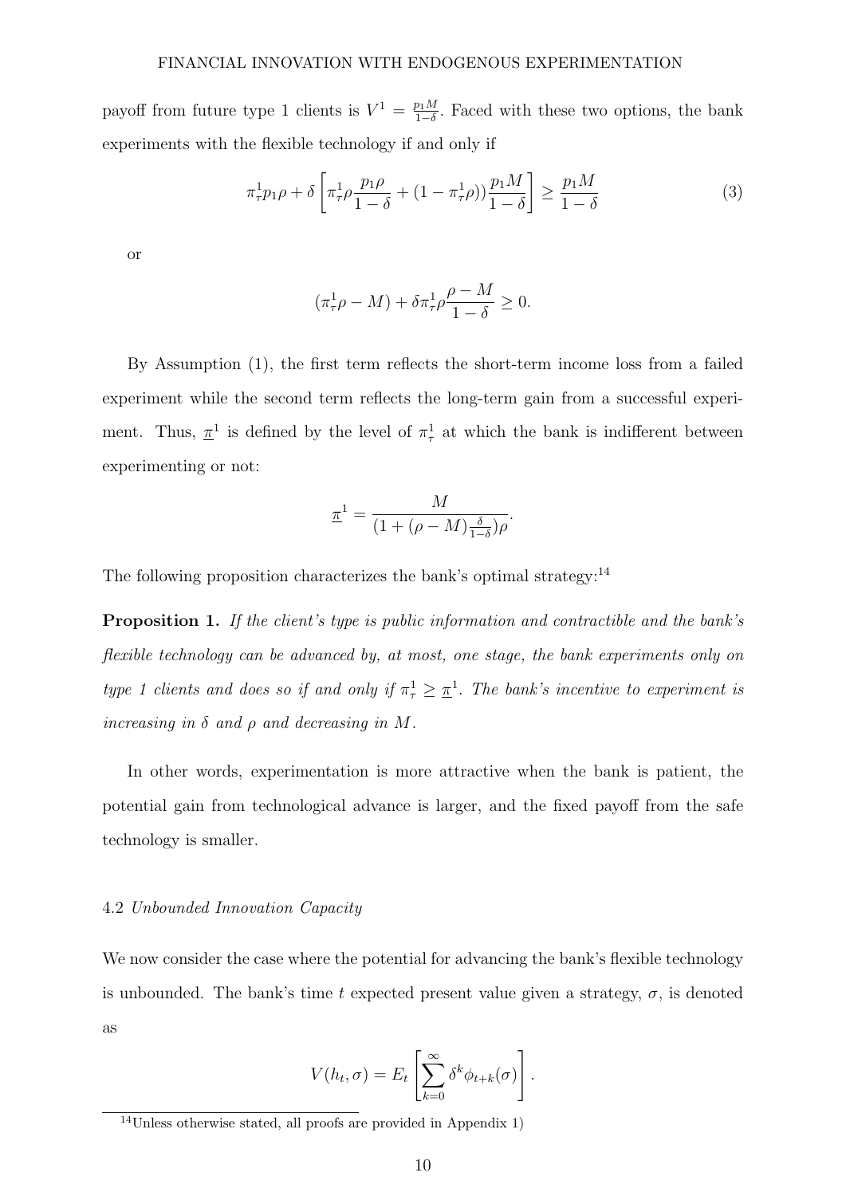payoff from future type 1 clients is $V^1 = \frac{p_1 M}{1-\delta}$. Faced with these two options, the bank experiments with the flexible technology if and only if

$$\pi_\tau^1 p_1 \rho + \delta \left[ \pi_\tau^1 \rho \frac{p_1 \rho}{1-\delta} + (1 - \pi_\tau^1 \rho)) \frac{p_1 M}{1-\delta} \right] \geq \frac{p_1 M}{1-\delta} \tag{3}$$

or

$$(\pi_\tau^1 \rho - M) + \delta \pi_\tau^1 \rho \frac{\rho - M}{1-\delta} \geq 0.$$

By Assumption (1), the first term reflects the short-term income loss from a failed experiment while the second term reflects the long-term gain from a successful experiment. Thus, $\underline{\pi}^1$ is defined by the level of $\pi_\tau^1$ at which the bank is indifferent between experimenting or not:

$$\underline{\pi}^1 = \frac{M}{(1 + (\rho - M)\frac{\delta}{1-\delta})\rho}.$$

The following proposition characterizes the bank's optimal strategy:[14]

**Proposition 1.** *If the client's type is public information and contractible and the bank's flexible technology can be advanced by, at most, one stage, the bank experiments only on type 1 clients and does so if and only if* $\pi_\tau^1 \geq \underline{\pi}^1$. *The bank's incentive to experiment is increasing in* $\delta$ *and* $\rho$ *and decreasing in* $M$.

In other words, experimentation is more attractive when the bank is patient, the potential gain from technological advance is larger, and the fixed payoff from the safe technology is smaller.

### 4.2 *Unbounded Innovation Capacity*

We now consider the case where the potential for advancing the bank's flexible technology is unbounded. The bank's time $t$ expected present value given a strategy, $\sigma$, is denoted as

$$V(h_t, \sigma) = E_t \left[ \sum_{k=0}^{\infty} \delta^k \phi_{t+k}(\sigma) \right].$$

[14] Unless otherwise stated, all proofs are provided in Appendix 1)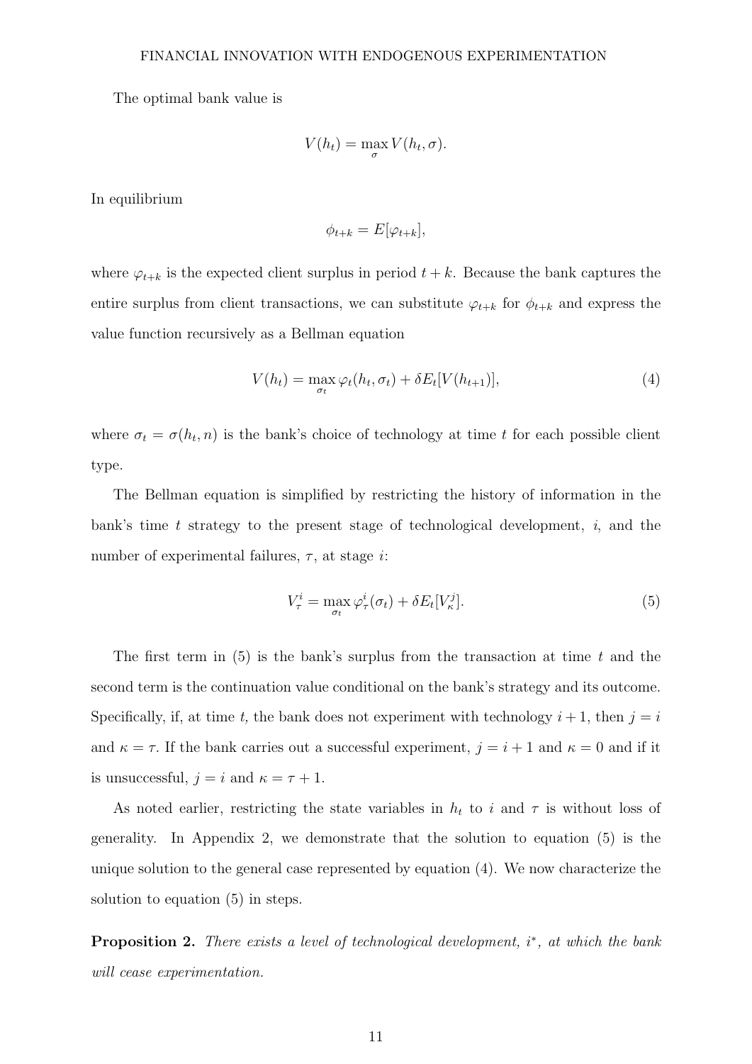The optimal bank value is

$$V(h_t) = \max_{\sigma} V(h_t, \sigma).$$

In equilibrium

$$\phi_{t+k} = E[\varphi_{t+k}],$$

where $\varphi_{t+k}$ is the expected client surplus in period $t + k$. Because the bank captures the entire surplus from client transactions, we can substitute $\varphi_{t+k}$ for $\phi_{t+k}$ and express the value function recursively as a Bellman equation

$$V(h_t) = \max_{\sigma_t} \varphi_t(h_t, \sigma_t) + \delta E_t[V(h_{t+1})], \tag{4}$$

where $\sigma_t = \sigma(h_t, n)$ is the bank's choice of technology at time $t$ for each possible client type.

The Bellman equation is simplified by restricting the history of information in the bank's time $t$ strategy to the present stage of technological development, $i$, and the number of experimental failures, $\tau$, at stage $i$:

$$V^i_\tau = \max_{\sigma_t} \varphi^i_\tau(\sigma_t) + \delta E_t[V^j_\kappa]. \tag{5}$$

The first term in (5) is the bank's surplus from the transaction at time $t$ and the second term is the continuation value conditional on the bank's strategy and its outcome. Specifically, if, at time $t$, the bank does not experiment with technology $i + 1$, then $j = i$ and $\kappa = \tau$. If the bank carries out a successful experiment, $j = i + 1$ and $\kappa = 0$ and if it is unsuccessful, $j = i$ and $\kappa = \tau + 1$.

As noted earlier, restricting the state variables in $h_t$ to $i$ and $\tau$ is without loss of generality. In Appendix 2, we demonstrate that the solution to equation (5) is the unique solution to the general case represented by equation (4). We now characterize the solution to equation (5) in steps.

**Proposition 2.** *There exists a level of technological development, $i^*$, at which the bank will cease experimentation.*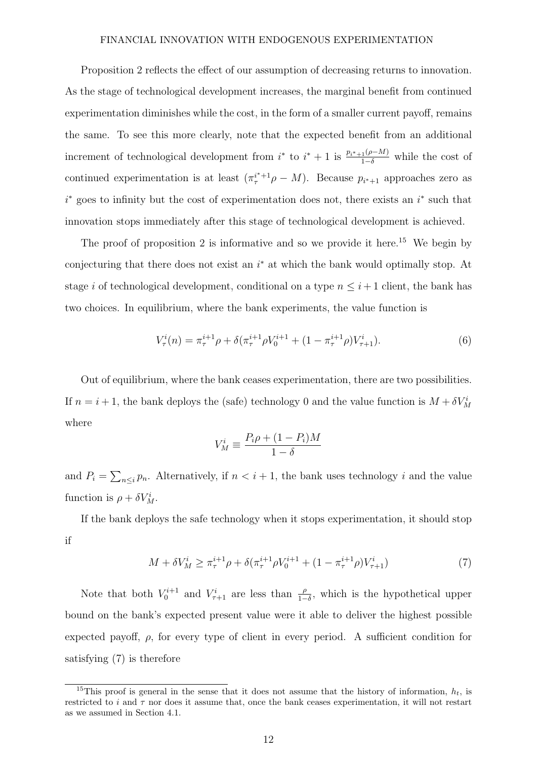Proposition 2 reflects the effect of our assumption of decreasing returns to innovation. As the stage of technological development increases, the marginal benefit from continued experimentation diminishes while the cost, in the form of a smaller current payoff, remains the same. To see this more clearly, note that the expected benefit from an additional increment of technological development from $i^*$ to $i^*+1$ is $\frac{p_{i^*+1}(\rho - M)}{1-\delta}$ while the cost of continued experimentation is at least $(\pi_\tau^{i^*+1}\rho - M)$. Because $p_{i^*+1}$ approaches zero as $i^*$ goes to infinity but the cost of experimentation does not, there exists an $i^*$ such that innovation stops immediately after this stage of technological development is achieved.

The proof of proposition 2 is informative and so we provide it here.[15] We begin by conjecturing that there does not exist an $i^*$ at which the bank would optimally stop. At stage $i$ of technological development, conditional on a type $n \leq i+1$ client, the bank has two choices. In equilibrium, where the bank experiments, the value function is

$$V_\tau^i(n) = \pi_\tau^{i+1}\rho + \delta(\pi_\tau^{i+1}\rho V_0^{i+1} + (1 - \pi_\tau^{i+1}\rho)V_{\tau+1}^i). \tag{6}$$

Out of equilibrium, where the bank ceases experimentation, there are two possibilities. If $n = i+1$, the bank deploys the (safe) technology 0 and the value function is $M + \delta V_M^i$ where

$$V_M^i \equiv \frac{P_i\rho + (1-P_i)M}{1-\delta}$$

and $P_i = \sum_{n \leq i} p_n$. Alternatively, if $n < i+1$, the bank uses technology $i$ and the value function is $\rho + \delta V_M^i$.

If the bank deploys the safe technology when it stops experimentation, it should stop if

$$M + \delta V_M^i \geq \pi_\tau^{i+1}\rho + \delta(\pi_\tau^{i+1}\rho V_0^{i+1} + (1 - \pi_\tau^{i+1}\rho)V_{\tau+1}^i) \tag{7}$$

Note that both $V_0^{i+1}$ and $V_{\tau+1}^i$ are less than $\frac{\rho}{1-\delta}$, which is the hypothetical upper bound on the bank's expected present value were it able to deliver the highest possible expected payoff, $\rho$, for every type of client in every period. A sufficient condition for satisfying (7) is therefore

[15] This proof is general in the sense that it does not assume that the history of information, $h_t$, is restricted to $i$ and $\tau$ nor does it assume that, once the bank ceases experimentation, it will not restart as we assumed in Section 4.1.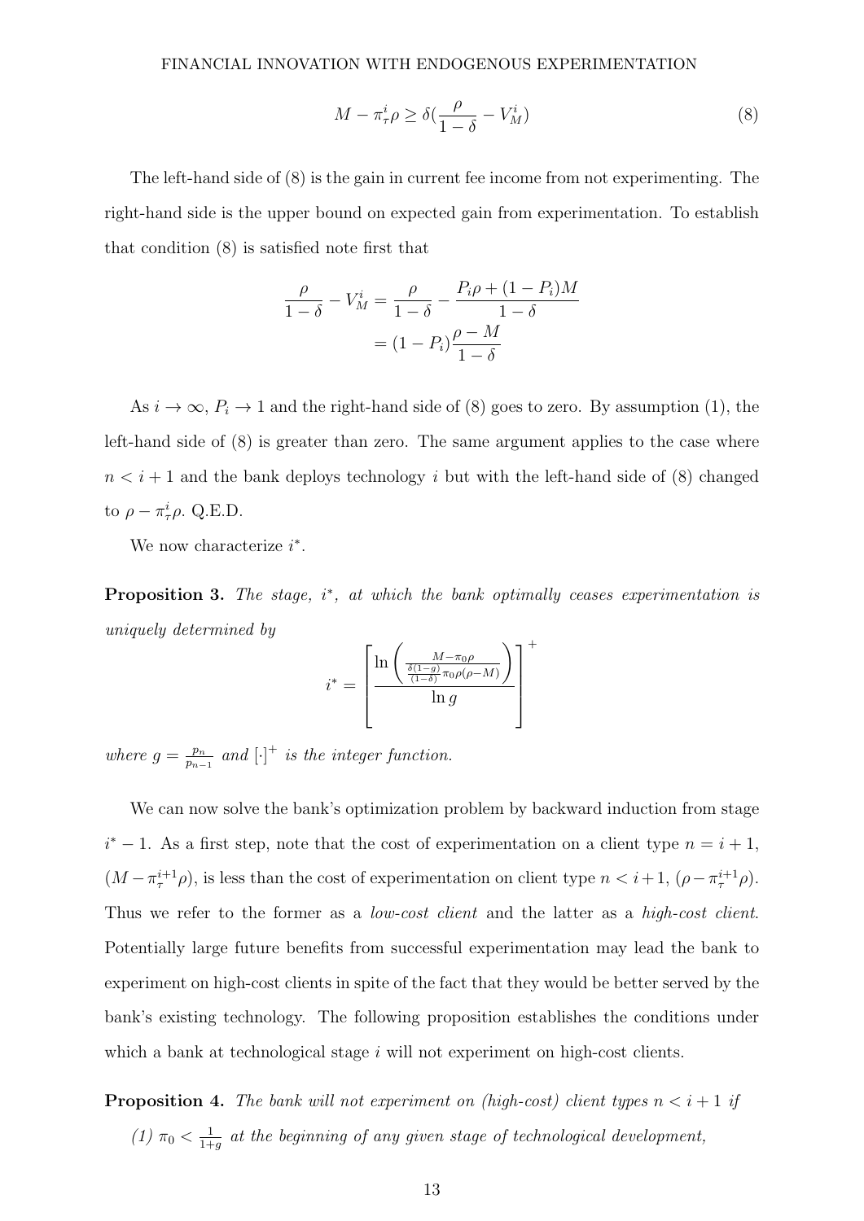$$M - \pi_\tau^i \rho \geq \delta\left(\frac{\rho}{1-\delta} - V_M^i\right) \tag{8}$$

The left-hand side of (8) is the gain in current fee income from not experimenting. The right-hand side is the upper bound on expected gain from experimentation. To establish that condition (8) is satisfied note first that

$$\begin{aligned}\frac{\rho}{1-\delta} - V_M^i &= \frac{\rho}{1-\delta} - \frac{P_i\rho + (1-P_i)M}{1-\delta} \\ &= (1-P_i)\frac{\rho - M}{1-\delta}\end{aligned}$$

As $i \to \infty$, $P_i \to 1$ and the right-hand side of (8) goes to zero. By assumption (1), the left-hand side of (8) is greater than zero. The same argument applies to the case where $n < i+1$ and the bank deploys technology $i$ but with the left-hand side of (8) changed to $\rho - \pi_\tau^i \rho$. Q.E.D.

We now characterize $i^*$.

**Proposition 3.** *The stage, $i^*$, at which the bank optimally ceases experimentation is uniquely determined by*

$$i^* = \left[\frac{\ln\left(\frac{M - \pi_0\rho}{\frac{\delta(1-g)}{(1-\delta)}\pi_0\rho(\rho - M)}\right)}{\ln g}\right]^+$$

*where $g = \frac{p_n}{p_{n-1}}$ and $[\cdot]^+$ is the integer function.*

We can now solve the bank's optimization problem by backward induction from stage $i^* - 1$. As a first step, note that the cost of experimentation on a client type $n = i+1$, $(M - \pi_\tau^{i+1}\rho)$, is less than the cost of experimentation on client type $n < i+1$, $(\rho - \pi_\tau^{i+1}\rho)$. Thus we refer to the former as a *low-cost client* and the latter as a *high-cost client*. Potentially large future benefits from successful experimentation may lead the bank to experiment on high-cost clients in spite of the fact that they would be better served by the bank's existing technology. The following proposition establishes the conditions under which a bank at technological stage $i$ will not experiment on high-cost clients.

**Proposition 4.** *The bank will not experiment on (high-cost) client types $n < i+1$ if*

*(1) $\pi_0 < \frac{1}{1+g}$ at the beginning of any given stage of technological development,*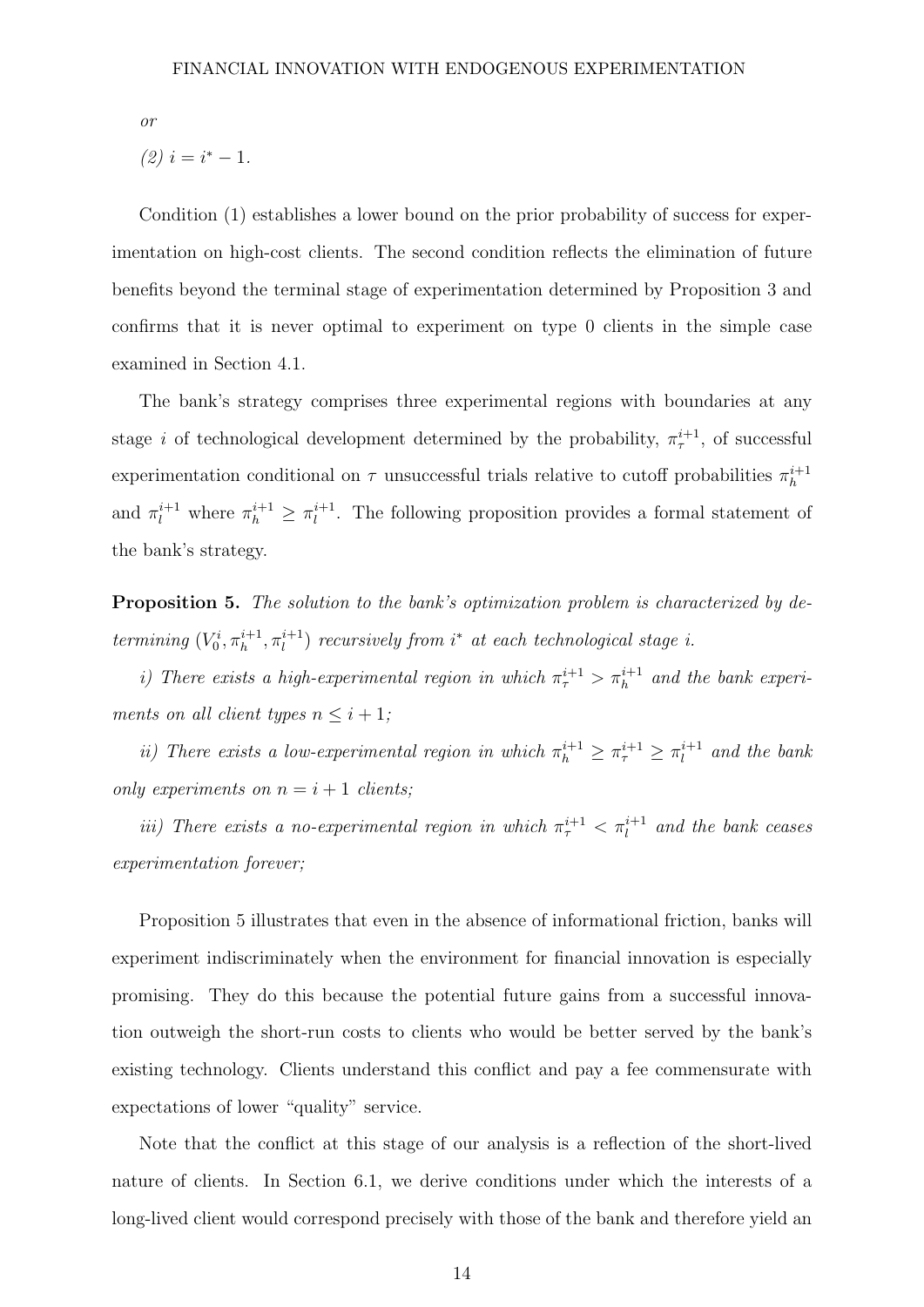*or*

*(2)* $i = i^* - 1$.

Condition (1) establishes a lower bound on the prior probability of success for experimentation on high-cost clients. The second condition reflects the elimination of future benefits beyond the terminal stage of experimentation determined by Proposition 3 and confirms that it is never optimal to experiment on type 0 clients in the simple case examined in Section 4.1.

The bank's strategy comprises three experimental regions with boundaries at any stage $i$ of technological development determined by the probability, $\pi_\tau^{i+1}$, of successful experimentation conditional on $\tau$ unsuccessful trials relative to cutoff probabilities $\pi_h^{i+1}$ and $\pi_l^{i+1}$ where $\pi_h^{i+1} \geq \pi_l^{i+1}$. The following proposition provides a formal statement of the bank's strategy.

**Proposition 5.** *The solution to the bank's optimization problem is characterized by determining* $(V_0^i, \pi_h^{i+1}, \pi_l^{i+1})$ *recursively from* $i^*$ *at each technological stage* $i$.

*i) There exists a high-experimental region in which* $\pi_\tau^{i+1} > \pi_h^{i+1}$ *and the bank experiments on all client types* $n \leq i+1$*;*

*ii) There exists a low-experimental region in which* $\pi_h^{i+1} \geq \pi_\tau^{i+1} \geq \pi_l^{i+1}$ *and the bank only experiments on* $n = i+1$ *clients;*

*iii) There exists a no-experimental region in which* $\pi_\tau^{i+1} < \pi_l^{i+1}$ *and the bank ceases experimentation forever;*

Proposition 5 illustrates that even in the absence of informational friction, banks will experiment indiscriminately when the environment for financial innovation is especially promising. They do this because the potential future gains from a successful innovation outweigh the short-run costs to clients who would be better served by the bank's existing technology. Clients understand this conflict and pay a fee commensurate with expectations of lower "quality" service.

Note that the conflict at this stage of our analysis is a reflection of the short-lived nature of clients. In Section 6.1, we derive conditions under which the interests of a long-lived client would correspond precisely with those of the bank and therefore yield an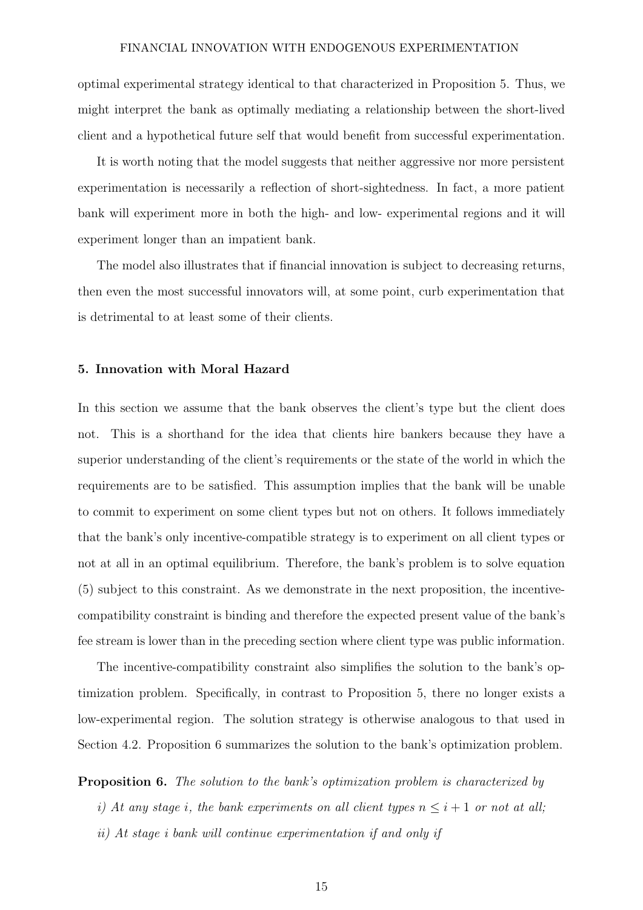optimal experimental strategy identical to that characterized in Proposition 5. Thus, we might interpret the bank as optimally mediating a relationship between the short-lived client and a hypothetical future self that would benefit from successful experimentation.

It is worth noting that the model suggests that neither aggressive nor more persistent experimentation is necessarily a reflection of short-sightedness. In fact, a more patient bank will experiment more in both the high- and low- experimental regions and it will experiment longer than an impatient bank.

The model also illustrates that if financial innovation is subject to decreasing returns, then even the most successful innovators will, at some point, curb experimentation that is detrimental to at least some of their clients.

## 5. Innovation with Moral Hazard

In this section we assume that the bank observes the client's type but the client does not. This is a shorthand for the idea that clients hire bankers because they have a superior understanding of the client's requirements or the state of the world in which the requirements are to be satisfied. This assumption implies that the bank will be unable to commit to experiment on some client types but not on others. It follows immediately that the bank's only incentive-compatible strategy is to experiment on all client types or not at all in an optimal equilibrium. Therefore, the bank's problem is to solve equation (5) subject to this constraint. As we demonstrate in the next proposition, the incentive-compatibility constraint is binding and therefore the expected present value of the bank's fee stream is lower than in the preceding section where client type was public information.

The incentive-compatibility constraint also simplifies the solution to the bank's optimization problem. Specifically, in contrast to Proposition 5, there no longer exists a low-experimental region. The solution strategy is otherwise analogous to that used in Section 4.2. Proposition 6 summarizes the solution to the bank's optimization problem.

**Proposition 6.** *The solution to the bank's optimization problem is characterized by*

*i) At any stage $i$, the bank experiments on all client types $n \leq i+1$ or not at all;*

*ii) At stage $i$ bank will continue experimentation if and only if*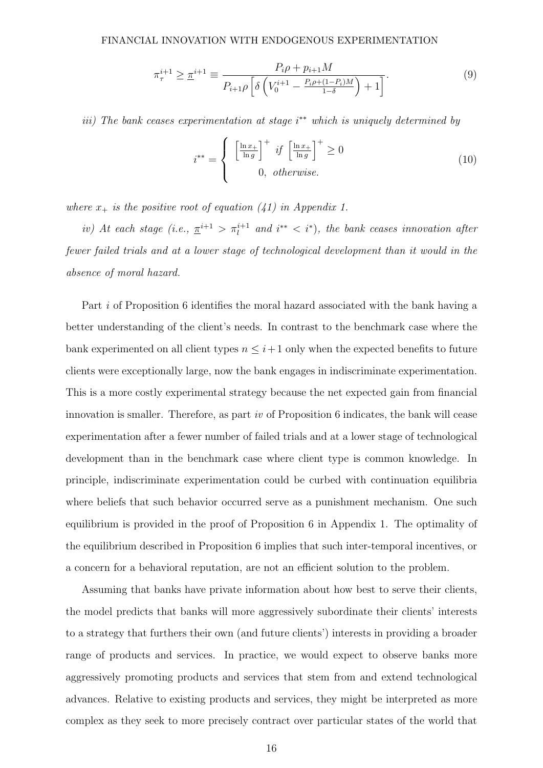$$\pi_\tau^{i+1} \geq \underline{\pi}^{i+1} \equiv \frac{P_i\rho + p_{i+1}M}{P_{i+1}\rho\left[\delta\left(V_0^{i+1} - \frac{P_i\rho + (1-P_i)M}{1-\delta}\right) + 1\right]}. \tag{9}$$

*iii) The bank ceases experimentation at stage $i^{**}$ which is uniquely determined by*

$$i^{**} = \begin{cases} \left[\frac{\ln x_+}{\ln g}\right]^+ \;\; if \;\; \left[\frac{\ln x_+}{\ln g}\right]^+ \geq 0 \\ 0, \;\; otherwise. \end{cases} \tag{10}$$

*where $x_+$ is the positive root of equation (41) in Appendix 1.*

*iv) At each stage (i.e., $\underline{\pi}^{i+1} > \pi_l^{i+1}$ and $i^{**} < i^*$), the bank ceases innovation after fewer failed trials and at a lower stage of technological development than it would in the absence of moral hazard.*

Part $i$ of Proposition 6 identifies the moral hazard associated with the bank having a better understanding of the client's needs. In contrast to the benchmark case where the bank experimented on all client types $n \leq i+1$ only when the expected benefits to future clients were exceptionally large, now the bank engages in indiscriminate experimentation. This is a more costly experimental strategy because the net expected gain from financial innovation is smaller. Therefore, as part $iv$ of Proposition 6 indicates, the bank will cease experimentation after a fewer number of failed trials and at a lower stage of technological development than in the benchmark case where client type is common knowledge. In principle, indiscriminate experimentation could be curbed with continuation equilibria where beliefs that such behavior occurred serve as a punishment mechanism. One such equilibrium is provided in the proof of Proposition 6 in Appendix 1. The optimality of the equilibrium described in Proposition 6 implies that such inter-temporal incentives, or a concern for a behavioral reputation, are not an efficient solution to the problem.

Assuming that banks have private information about how best to serve their clients, the model predicts that banks will more aggressively subordinate their clients' interests to a strategy that furthers their own (and future clients') interests in providing a broader range of products and services. In practice, we would expect to observe banks more aggressively promoting products and services that stem from and extend technological advances. Relative to existing products and services, they might be interpreted as more complex as they seek to more precisely contract over particular states of the world that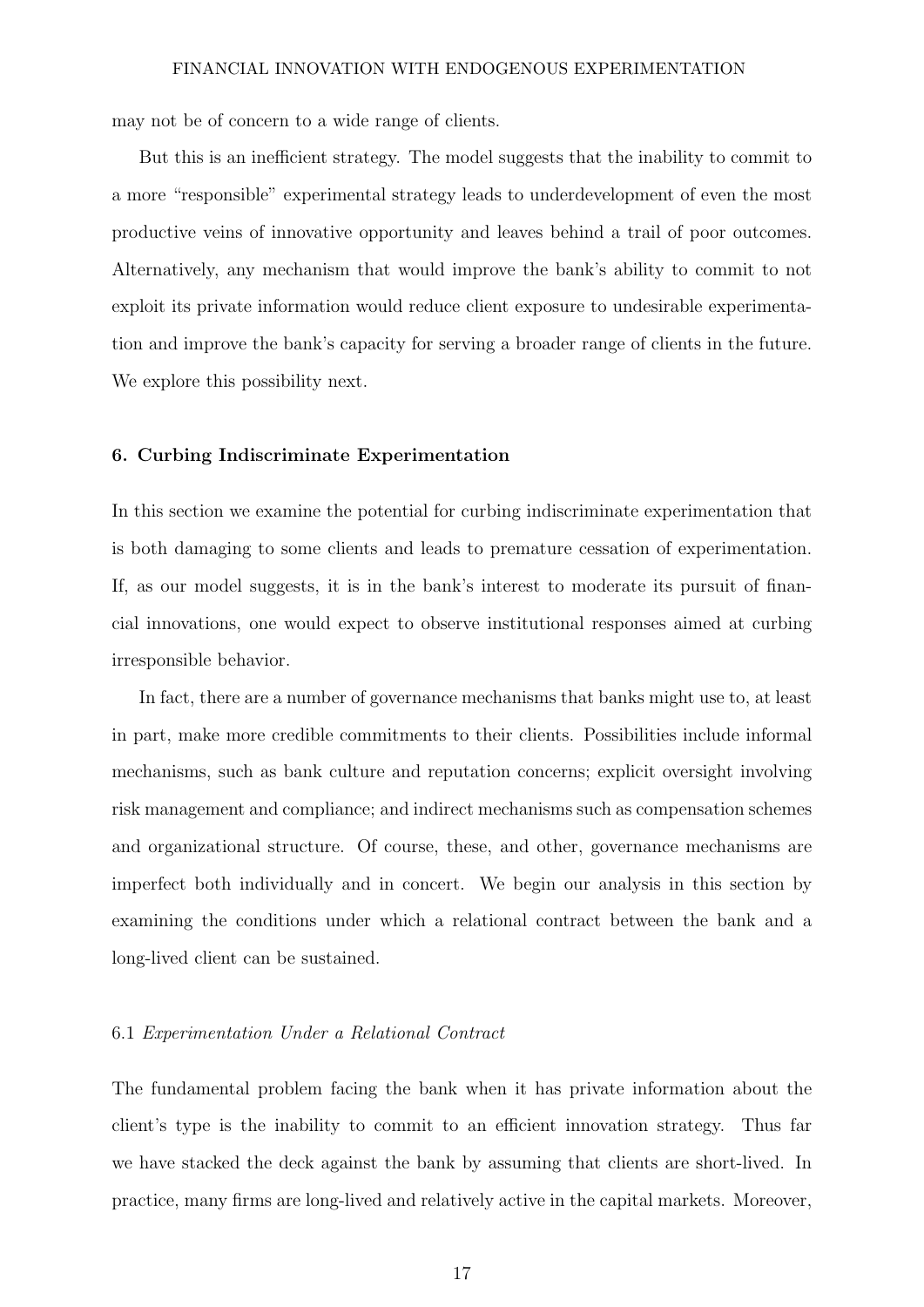may not be of concern to a wide range of clients.

But this is an inefficient strategy. The model suggests that the inability to commit to a more "responsible" experimental strategy leads to underdevelopment of even the most productive veins of innovative opportunity and leaves behind a trail of poor outcomes. Alternatively, any mechanism that would improve the bank's ability to commit to not exploit its private information would reduce client exposure to undesirable experimentation and improve the bank's capacity for serving a broader range of clients in the future. We explore this possibility next.

## 6. Curbing Indiscriminate Experimentation

In this section we examine the potential for curbing indiscriminate experimentation that is both damaging to some clients and leads to premature cessation of experimentation. If, as our model suggests, it is in the bank's interest to moderate its pursuit of financial innovations, one would expect to observe institutional responses aimed at curbing irresponsible behavior.

In fact, there are a number of governance mechanisms that banks might use to, at least in part, make more credible commitments to their clients. Possibilities include informal mechanisms, such as bank culture and reputation concerns; explicit oversight involving risk management and compliance; and indirect mechanisms such as compensation schemes and organizational structure. Of course, these, and other, governance mechanisms are imperfect both individually and in concert. We begin our analysis in this section by examining the conditions under which a relational contract between the bank and a long-lived client can be sustained.

### 6.1 *Experimentation Under a Relational Contract*

The fundamental problem facing the bank when it has private information about the client's type is the inability to commit to an efficient innovation strategy. Thus far we have stacked the deck against the bank by assuming that clients are short-lived. In practice, many firms are long-lived and relatively active in the capital markets. Moreover,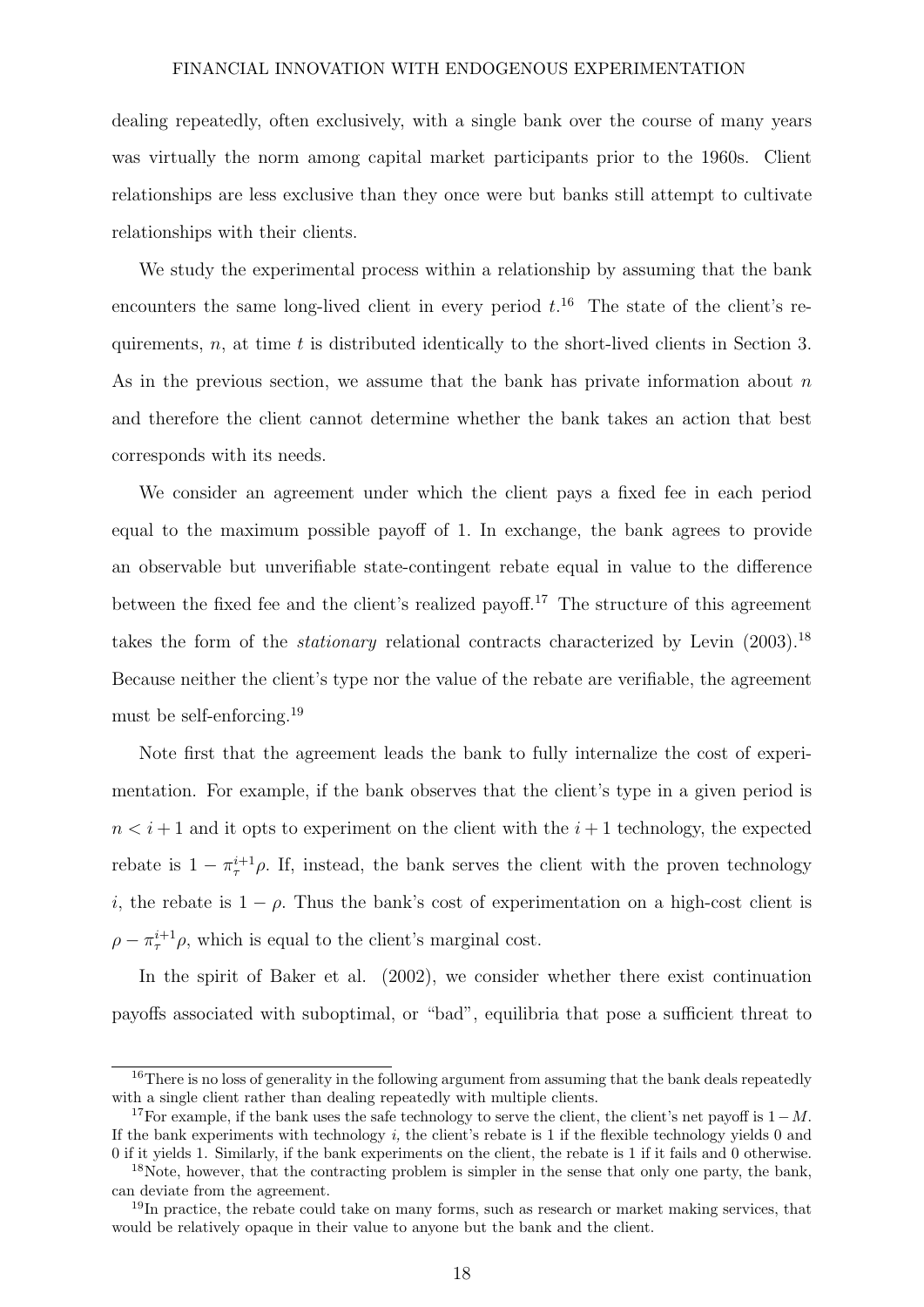dealing repeatedly, often exclusively, with a single bank over the course of many years was virtually the norm among capital market participants prior to the 1960s. Client relationships are less exclusive than they once were but banks still attempt to cultivate relationships with their clients.

We study the experimental process within a relationship by assuming that the bank encounters the same long-lived client in every period $t$.[16] The state of the client's requirements, $n$, at time $t$ is distributed identically to the short-lived clients in Section 3. As in the previous section, we assume that the bank has private information about $n$ and therefore the client cannot determine whether the bank takes an action that best corresponds with its needs.

We consider an agreement under which the client pays a fixed fee in each period equal to the maximum possible payoff of 1. In exchange, the bank agrees to provide an observable but unverifiable state-contingent rebate equal in value to the difference between the fixed fee and the client's realized payoff.[17] The structure of this agreement takes the form of the *stationary* relational contracts characterized by Levin (2003).[18] Because neither the client's type nor the value of the rebate are verifiable, the agreement must be self-enforcing.[19]

Note first that the agreement leads the bank to fully internalize the cost of experimentation. For example, if the bank observes that the client's type in a given period is $n < i+1$ and it opts to experiment on the client with the $i+1$ technology, the expected rebate is $1 - \pi_{\tau}^{i+1}\rho$. If, instead, the bank serves the client with the proven technology $i$, the rebate is $1-\rho$. Thus the bank's cost of experimentation on a high-cost client is $\rho - \pi_{\tau}^{i+1}\rho$, which is equal to the client's marginal cost.

In the spirit of Baker et al. (2002), we consider whether there exist continuation payoffs associated with suboptimal, or "bad", equilibria that pose a sufficient threat to

[16] There is no loss of generality in the following argument from assuming that the bank deals repeatedly with a single client rather than dealing repeatedly with multiple clients.

[17] For example, if the bank uses the safe technology to serve the client, the client's net payoff is $1-M$. If the bank experiments with technology $i$, the client's rebate is 1 if the flexible technology yields 0 and 0 if it yields 1. Similarly, if the bank experiments on the client, the rebate is 1 if it fails and 0 otherwise.

[18] Note, however, that the contracting problem is simpler in the sense that only one party, the bank, can deviate from the agreement.

[19] In practice, the rebate could take on many forms, such as research or market making services, that would be relatively opaque in their value to anyone but the bank and the client.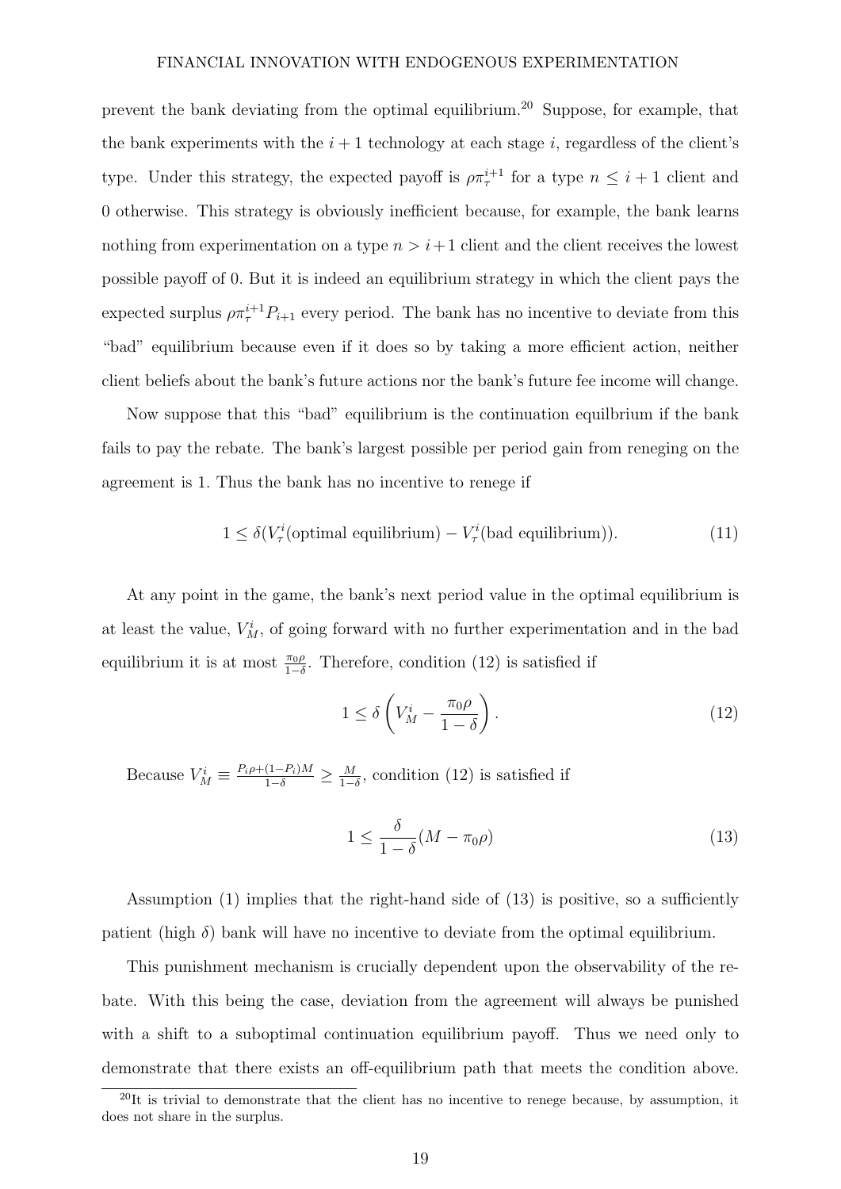prevent the bank deviating from the optimal equilibrium.[20] Suppose, for example, that the bank experiments with the $i+1$ technology at each stage $i$, regardless of the client's type. Under this strategy, the expected payoff is $\rho\pi_\tau^{i+1}$ for a type $n \leq i+1$ client and 0 otherwise. This strategy is obviously inefficient because, for example, the bank learns nothing from experimentation on a type $n > i+1$ client and the client receives the lowest possible payoff of 0. But it is indeed an equilibrium strategy in which the client pays the expected surplus $\rho\pi_\tau^{i+1}P_{i+1}$ every period. The bank has no incentive to deviate from this "bad" equilibrium because even if it does so by taking a more efficient action, neither client beliefs about the bank's future actions nor the bank's future fee income will change.

Now suppose that this "bad" equilibrium is the continuation equilbrium if the bank fails to pay the rebate. The bank's largest possible per period gain from reneging on the agreement is 1. Thus the bank has no incentive to renege if

$$1 \leq \delta(V_\tau^i(\text{optimal equilibrium}) - V_\tau^i(\text{bad equilibrium})). \tag{11}$$

At any point in the game, the bank's next period value in the optimal equilibrium is at least the value, $V_M^i$, of going forward with no further experimentation and in the bad equilibrium it is at most $\frac{\pi_0\rho}{1-\delta}$. Therefore, condition (12) is satisfied if

$$1 \leq \delta\left(V_M^i - \frac{\pi_0\rho}{1-\delta}\right). \tag{12}$$

Because $V_M^i \equiv \frac{P_i\rho+(1-P_i)M}{1-\delta} \geq \frac{M}{1-\delta}$, condition (12) is satisfied if

$$1 \leq \frac{\delta}{1-\delta}(M - \pi_0\rho) \tag{13}$$

Assumption (1) implies that the right-hand side of (13) is positive, so a sufficiently patient (high $\delta$) bank will have no incentive to deviate from the optimal equilibrium.

This punishment mechanism is crucially dependent upon the observability of the rebate. With this being the case, deviation from the agreement will always be punished with a shift to a suboptimal continuation equilibrium payoff. Thus we need only to demonstrate that there exists an off-equilibrium path that meets the condition above.

[20] It is trivial to demonstrate that the client has no incentive to renege because, by assumption, it does not share in the surplus.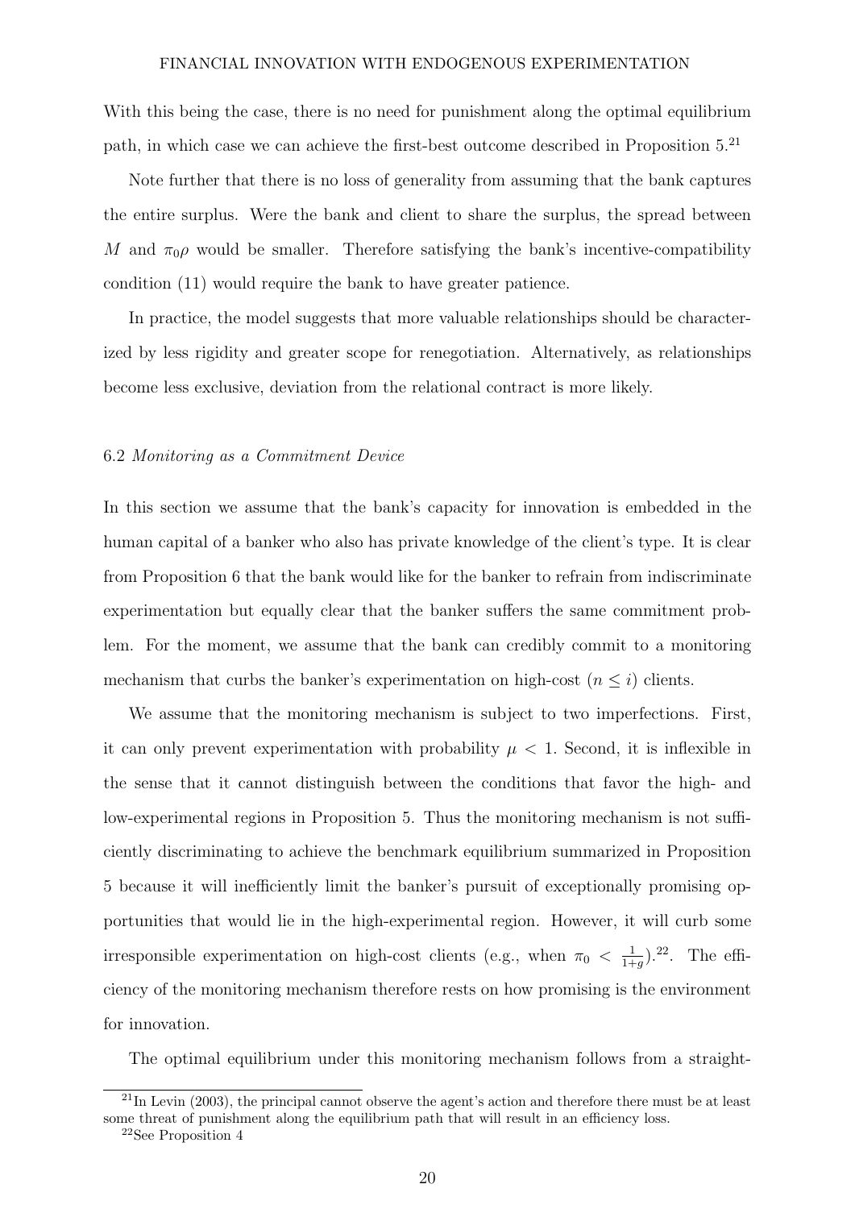With this being the case, there is no need for punishment along the optimal equilibrium path, in which case we can achieve the first-best outcome described in Proposition 5.[21]

Note further that there is no loss of generality from assuming that the bank captures the entire surplus. Were the bank and client to share the surplus, the spread between $M$ and $\pi_0 \rho$ would be smaller. Therefore satisfying the bank's incentive-compatibility condition (11) would require the bank to have greater patience.

In practice, the model suggests that more valuable relationships should be characterized by less rigidity and greater scope for renegotiation. Alternatively, as relationships become less exclusive, deviation from the relational contract is more likely.

### 6.2 *Monitoring as a Commitment Device*

In this section we assume that the bank's capacity for innovation is embedded in the human capital of a banker who also has private knowledge of the client's type. It is clear from Proposition 6 that the bank would like for the banker to refrain from indiscriminate experimentation but equally clear that the banker suffers the same commitment problem. For the moment, we assume that the bank can credibly commit to a monitoring mechanism that curbs the banker's experimentation on high-cost ($n \leq i$) clients.

We assume that the monitoring mechanism is subject to two imperfections. First, it can only prevent experimentation with probability $\mu < 1$. Second, it is inflexible in the sense that it cannot distinguish between the conditions that favor the high- and low-experimental regions in Proposition 5. Thus the monitoring mechanism is not sufficiently discriminating to achieve the benchmark equilibrium summarized in Proposition 5 because it will inefficiently limit the banker's pursuit of exceptionally promising opportunities that would lie in the high-experimental region. However, it will curb some irresponsible experimentation on high-cost clients (e.g., when $\pi_0 < \frac{1}{1+g}$).[22]. The efficiency of the monitoring mechanism therefore rests on how promising is the environment for innovation.

The optimal equilibrium under this monitoring mechanism follows from a straight-

---

[21] In Levin (2003), the principal cannot observe the agent's action and therefore there must be at least some threat of punishment along the equilibrium path that will result in an efficiency loss.

[22] See Proposition 4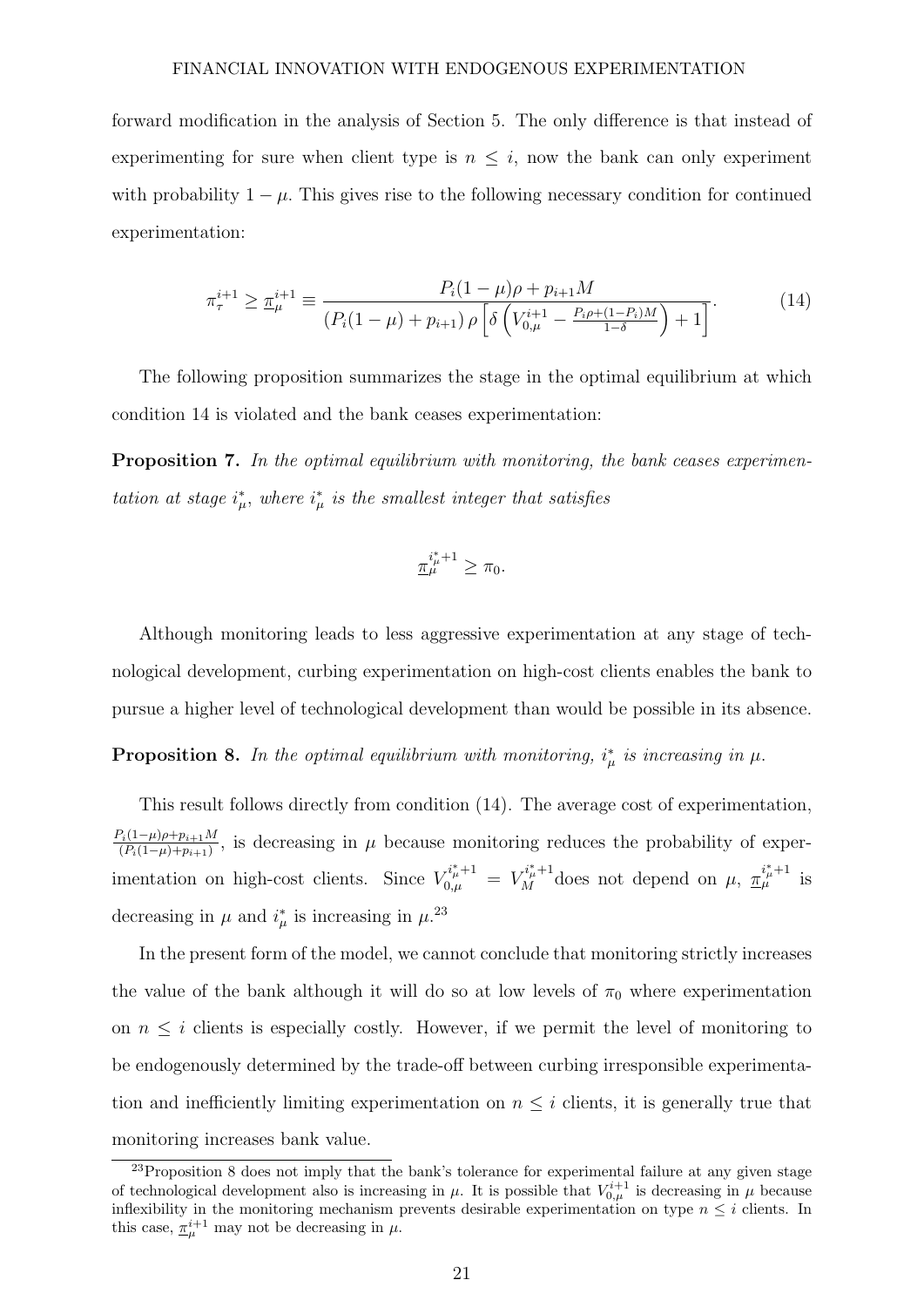forward modification in the analysis of Section 5. The only difference is that instead of experimenting for sure when client type is $n \leq i$, now the bank can only experiment with probability $1-\mu$. This gives rise to the following necessary condition for continued experimentation:

$$\pi_\tau^{i+1} \geq \underline{\pi}_\mu^{i+1} \equiv \frac{P_i(1-\mu)\rho + p_{i+1}M}{(P_i(1-\mu) + p_{i+1})\,\rho\left[\delta\left(V_{0,\mu}^{i+1} - \frac{P_i\rho + (1-P_i)M}{1-\delta}\right) + 1\right]}. \tag{14}$$

The following proposition summarizes the stage in the optimal equilibrium at which condition 14 is violated and the bank ceases experimentation:

**Proposition 7.** *In the optimal equilibrium with monitoring, the bank ceases experimentation at stage $i_\mu^*$, where $i_\mu^*$ is the smallest integer that satisfies*

$$\underline{\pi}_\mu^{i_\mu^*+1} \geq \pi_0.$$

Although monitoring leads to less aggressive experimentation at any stage of technological development, curbing experimentation on high-cost clients enables the bank to pursue a higher level of technological development than would be possible in its absence.

**Proposition 8.** *In the optimal equilibrium with monitoring, $i_\mu^*$ is increasing in $\mu$.*

This result follows directly from condition (14). The average cost of experimentation, $\frac{P_i(1-\mu)\rho + p_{i+1}M}{(P_i(1-\mu)+p_{i+1})}$, is decreasing in $\mu$ because monitoring reduces the probability of experimentation on high-cost clients. Since $V_{0,\mu}^{i_\mu^*+1} = V_M^{i_\mu^*+1}$ does not depend on $\mu$, $\underline{\pi}_\mu^{i_\mu^*+1}$ is decreasing in $\mu$ and $i_\mu^*$ is increasing in $\mu$.[23]

In the present form of the model, we cannot conclude that monitoring strictly increases the value of the bank although it will do so at low levels of $\pi_0$ where experimentation on $n \leq i$ clients is especially costly. However, if we permit the level of monitoring to be endogenously determined by the trade-off between curbing irresponsible experimentation and inefficiently limiting experimentation on $n \leq i$ clients, it is generally true that monitoring increases bank value.

[23] Proposition 8 does not imply that the bank's tolerance for experimental failure at any given stage of technological development also is increasing in $\mu$. It is possible that $V_{0,\mu}^{i+1}$ is decreasing in $\mu$ because inflexibility in the monitoring mechanism prevents desirable experimentation on type $n \leq i$ clients. In this case, $\underline{\pi}_\mu^{i+1}$ may not be decreasing in $\mu$.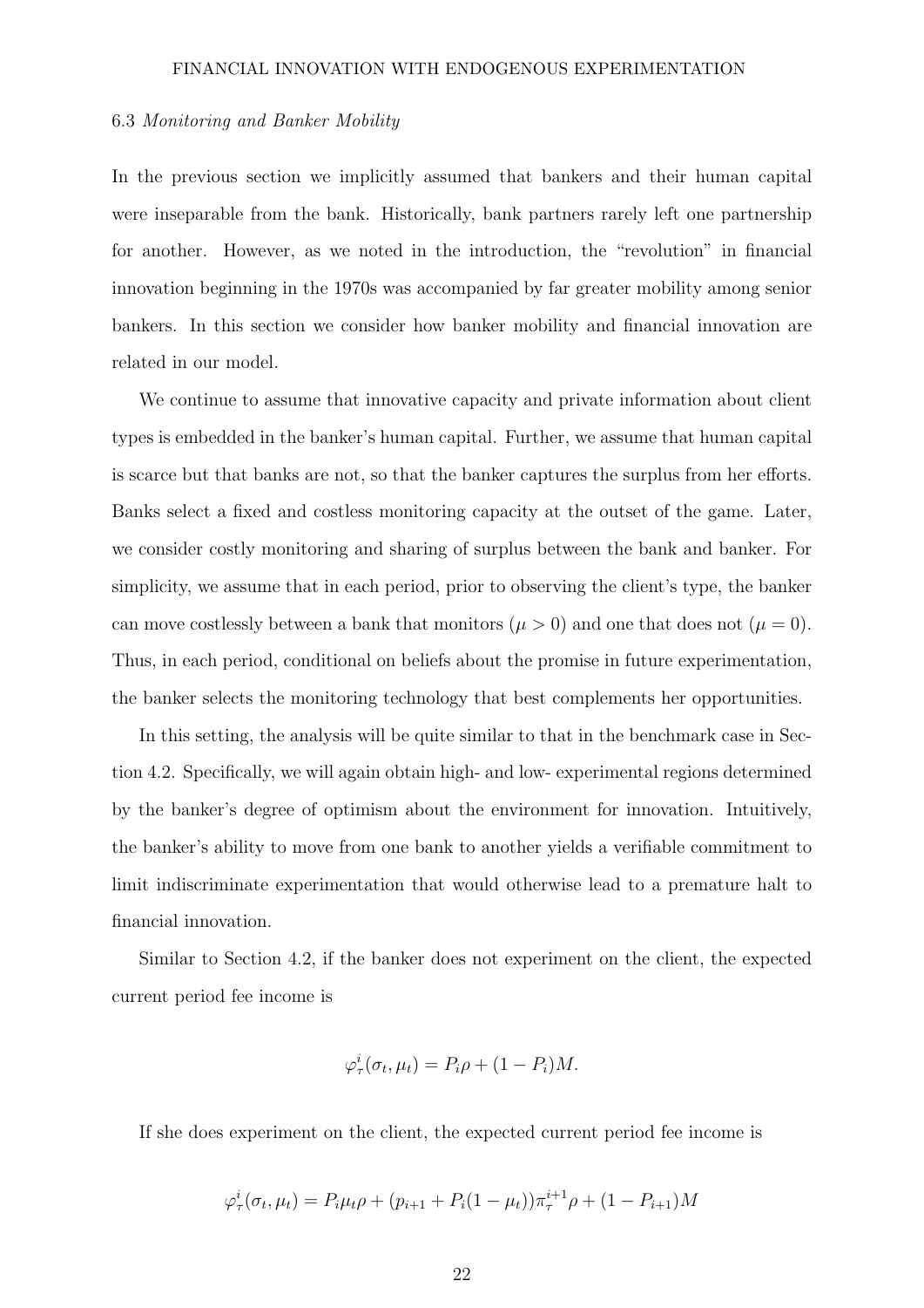### 6.3 *Monitoring and Banker Mobility*

In the previous section we implicitly assumed that bankers and their human capital were inseparable from the bank. Historically, bank partners rarely left one partnership for another. However, as we noted in the introduction, the "revolution" in financial innovation beginning in the 1970s was accompanied by far greater mobility among senior bankers. In this section we consider how banker mobility and financial innovation are related in our model.

We continue to assume that innovative capacity and private information about client types is embedded in the banker's human capital. Further, we assume that human capital is scarce but that banks are not, so that the banker captures the surplus from her efforts. Banks select a fixed and costless monitoring capacity at the outset of the game. Later, we consider costly monitoring and sharing of surplus between the bank and banker. For simplicity, we assume that in each period, prior to observing the client's type, the banker can move costlessly between a bank that monitors ($\mu > 0$) and one that does not ($\mu = 0$). Thus, in each period, conditional on beliefs about the promise in future experimentation, the banker selects the monitoring technology that best complements her opportunities.

In this setting, the analysis will be quite similar to that in the benchmark case in Section 4.2. Specifically, we will again obtain high- and low- experimental regions determined by the banker's degree of optimism about the environment for innovation. Intuitively, the banker's ability to move from one bank to another yields a verifiable commitment to limit indiscriminate experimentation that would otherwise lead to a premature halt to financial innovation.

Similar to Section 4.2, if the banker does not experiment on the client, the expected current period fee income is

$$\varphi_\tau^i(\sigma_t, \mu_t) = P_i\rho + (1 - P_i)M.$$

If she does experiment on the client, the expected current period fee income is

$$\varphi_\tau^i(\sigma_t, \mu_t) = P_i\mu_t\rho + (p_{i+1} + P_i(1 - \mu_t))\pi_\tau^{i+1}\rho + (1 - P_{i+1})M$$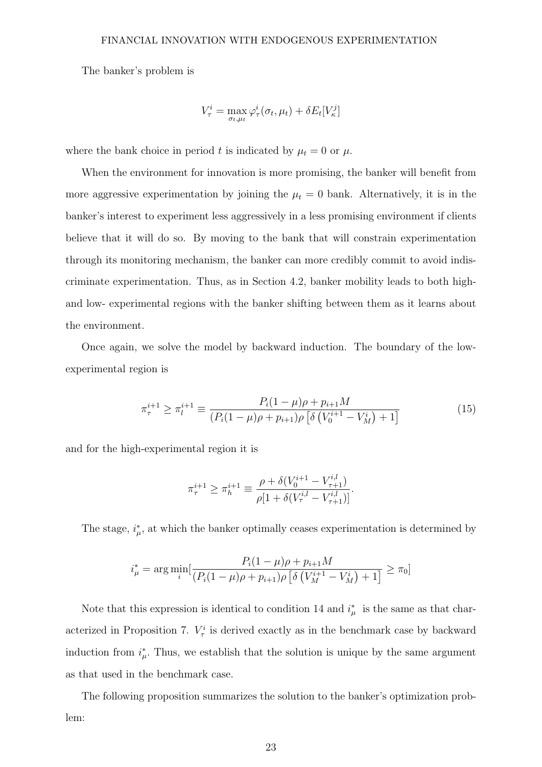The banker's problem is

$$V_\tau^i = \max_{\sigma_t, \mu_t} \varphi_\tau^i(\sigma_t, \mu_t) + \delta E_t[V_\kappa^j]$$

where the bank choice in period $t$ is indicated by $\mu_t = 0$ or $\mu$.

When the environment for innovation is more promising, the banker will benefit from more aggressive experimentation by joining the $\mu_t = 0$ bank. Alternatively, it is in the banker's interest to experiment less aggressively in a less promising environment if clients believe that it will do so. By moving to the bank that will constrain experimentation through its monitoring mechanism, the banker can more credibly commit to avoid indiscriminate experimentation. Thus, as in Section 4.2, banker mobility leads to both high- and low- experimental regions with the banker shifting between them as it learns about the environment.

Once again, we solve the model by backward induction. The boundary of the low-experimental region is

$$\pi_\tau^{i+1} \geq \pi_l^{i+1} \equiv \frac{P_i(1-\mu)\rho + p_{i+1}M}{(P_i(1-\mu)\rho + p_{i+1})\rho\left[\delta\left(V_0^{i+1} - V_M^i\right) + 1\right]} \tag{15}$$

and for the high-experimental region it is

$$\pi_\tau^{i+1} \geq \pi_h^{i+1} \equiv \frac{\rho + \delta(V_0^{i+1} - V_{\tau+1}^{i,l})}{\rho[1 + \delta(V_\tau^{i,l} - V_{\tau+1}^{i,l})]}.$$

The stage, $i_\mu^*$, at which the banker optimally ceases experimentation is determined by

$$i_\mu^* = \arg\min_i\left[\frac{P_i(1-\mu)\rho + p_{i+1}M}{(P_i(1-\mu)\rho + p_{i+1})\rho\left[\delta\left(V_M^{i+1} - V_M^i\right) + 1\right]} \geq \pi_0\right]$$

Note that this expression is identical to condition 14 and $i_\mu^*$ is the same as that characterized in Proposition 7. $V_\tau^i$ is derived exactly as in the benchmark case by backward induction from $i_\mu^*$. Thus, we establish that the solution is unique by the same argument as that used in the benchmark case.

The following proposition summarizes the solution to the banker's optimization problem: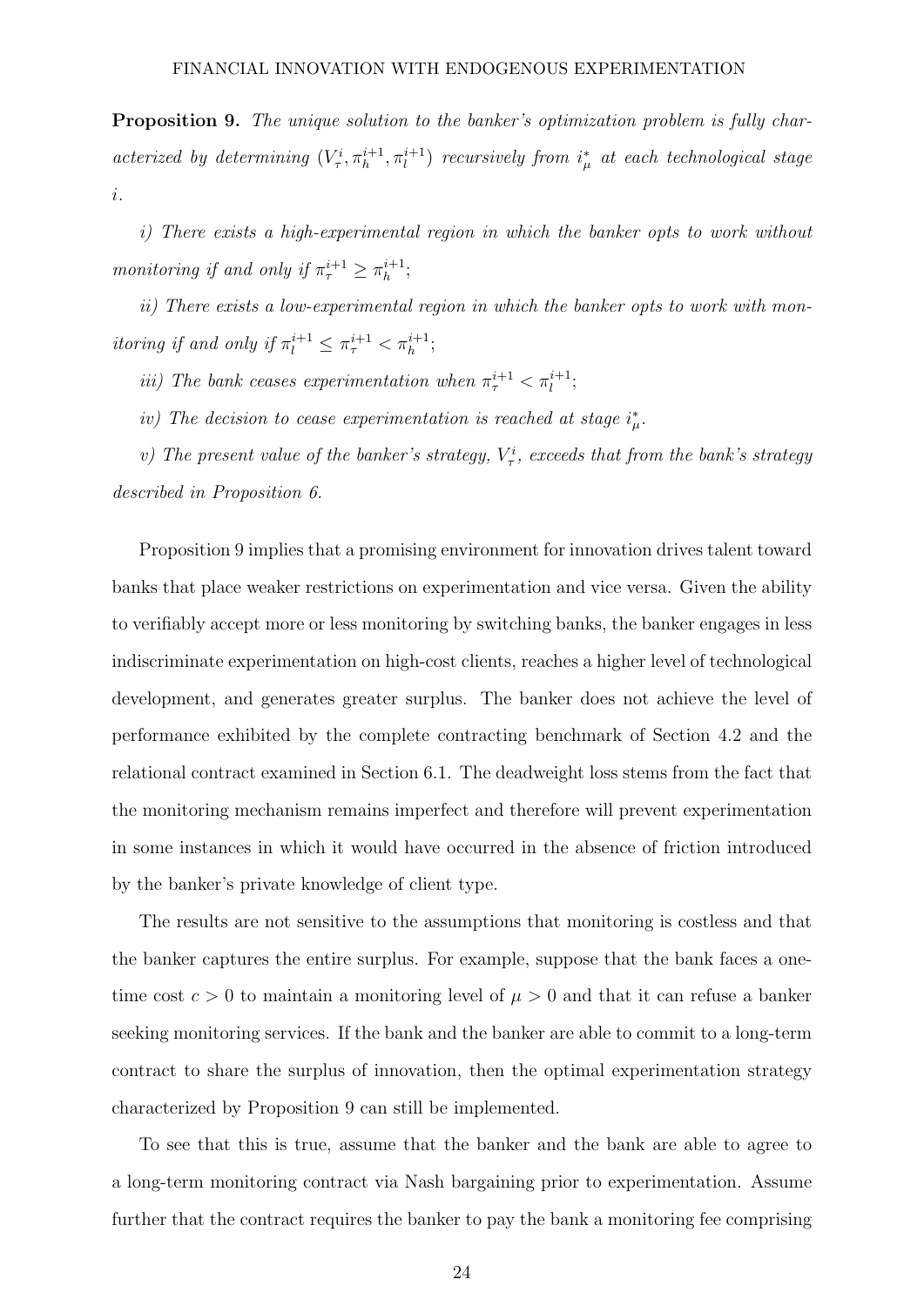**Proposition 9.** *The unique solution to the banker's optimization problem is fully characterized by determining* $(V_\tau^i, \pi_h^{i+1}, \pi_l^{i+1})$ *recursively from* $i_\mu^*$ *at each technological stage* $i$.

*i) There exists a high-experimental region in which the banker opts to work without monitoring if and only if* $\pi_\tau^{i+1} \geq \pi_h^{i+1}$*;*

*ii) There exists a low-experimental region in which the banker opts to work with monitoring if and only if* $\pi_l^{i+1} \leq \pi_\tau^{i+1} < \pi_h^{i+1}$*;*

*iii) The bank ceases experimentation when* $\pi_\tau^{i+1} < \pi_l^{i+1}$*;*

*iv) The decision to cease experimentation is reached at stage* $i_\mu^*$.

*v) The present value of the banker's strategy,* $V_\tau^i$*, exceeds that from the bank's strategy described in Proposition 6.*

Proposition 9 implies that a promising environment for innovation drives talent toward banks that place weaker restrictions on experimentation and vice versa. Given the ability to verifiably accept more or less monitoring by switching banks, the banker engages in less indiscriminate experimentation on high-cost clients, reaches a higher level of technological development, and generates greater surplus. The banker does not achieve the level of performance exhibited by the complete contracting benchmark of Section 4.2 and the relational contract examined in Section 6.1. The deadweight loss stems from the fact that the monitoring mechanism remains imperfect and therefore will prevent experimentation in some instances in which it would have occurred in the absence of friction introduced by the banker's private knowledge of client type.

The results are not sensitive to the assumptions that monitoring is costless and that the banker captures the entire surplus. For example, suppose that the bank faces a one-time cost $c > 0$ to maintain a monitoring level of $\mu > 0$ and that it can refuse a banker seeking monitoring services. If the bank and the banker are able to commit to a long-term contract to share the surplus of innovation, then the optimal experimentation strategy characterized by Proposition 9 can still be implemented.

To see that this is true, assume that the banker and the bank are able to agree to a long-term monitoring contract via Nash bargaining prior to experimentation. Assume further that the contract requires the banker to pay the bank a monitoring fee comprising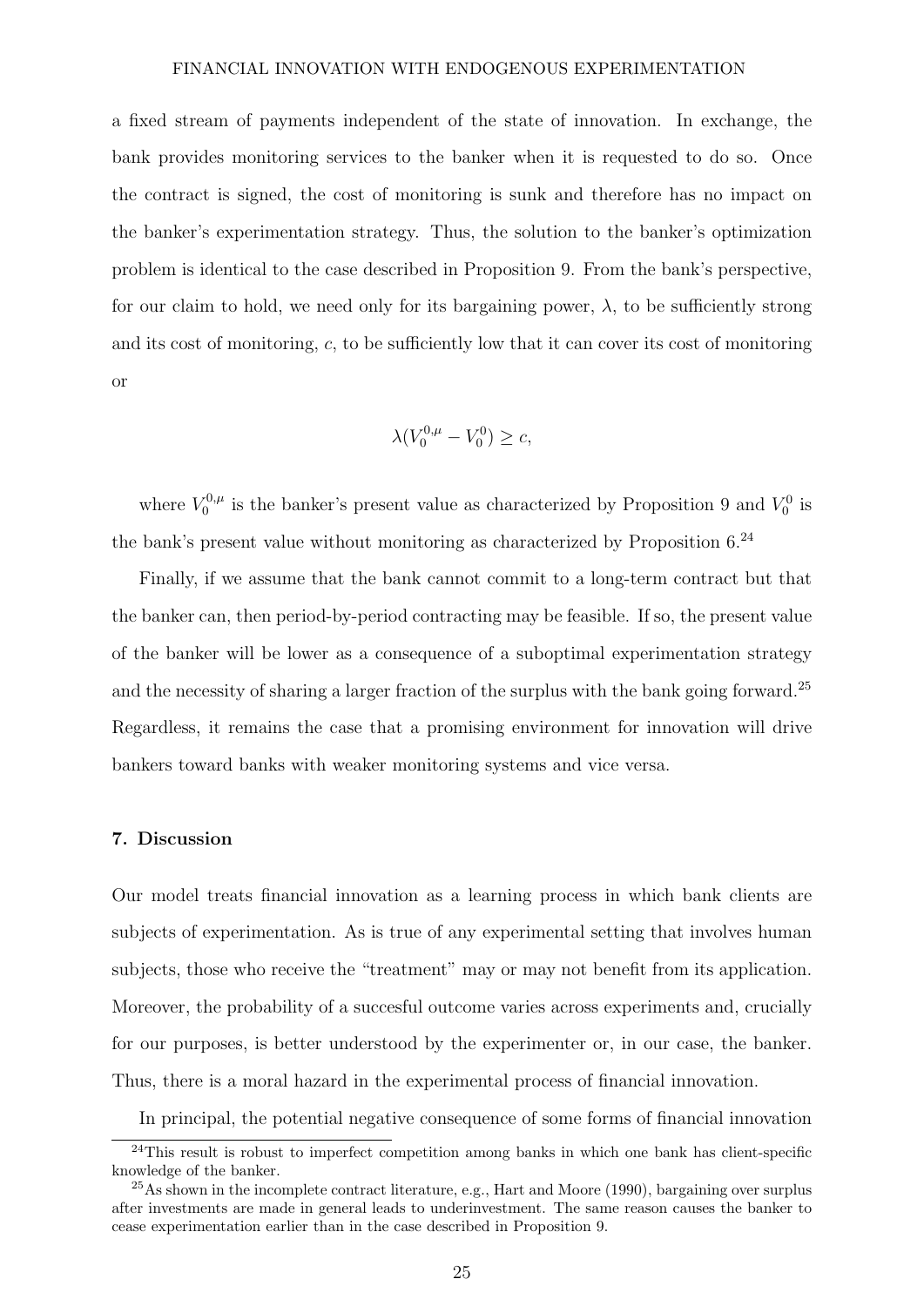a fixed stream of payments independent of the state of innovation. In exchange, the bank provides monitoring services to the banker when it is requested to do so. Once the contract is signed, the cost of monitoring is sunk and therefore has no impact on the banker's experimentation strategy. Thus, the solution to the banker's optimization problem is identical to the case described in Proposition 9. From the bank's perspective, for our claim to hold, we need only for its bargaining power, $\lambda$, to be sufficiently strong and its cost of monitoring, $c$, to be sufficiently low that it can cover its cost of monitoring or

$$\lambda(V_0^{0,\mu} - V_0^0) \geq c,$$

where $V_0^{0,\mu}$ is the banker's present value as characterized by Proposition 9 and $V_0^0$ is the bank's present value without monitoring as characterized by Proposition 6.[24]

Finally, if we assume that the bank cannot commit to a long-term contract but that the banker can, then period-by-period contracting may be feasible. If so, the present value of the banker will be lower as a consequence of a suboptimal experimentation strategy and the necessity of sharing a larger fraction of the surplus with the bank going forward.[25] Regardless, it remains the case that a promising environment for innovation will drive bankers toward banks with weaker monitoring systems and vice versa.

## 7. Discussion

Our model treats financial innovation as a learning process in which bank clients are subjects of experimentation. As is true of any experimental setting that involves human subjects, those who receive the "treatment" may or may not benefit from its application. Moreover, the probability of a succesful outcome varies across experiments and, crucially for our purposes, is better understood by the experimenter or, in our case, the banker. Thus, there is a moral hazard in the experimental process of financial innovation.

In principal, the potential negative consequence of some forms of financial innovation

[24]This result is robust to imperfect competition among banks in which one bank has client-specific knowledge of the banker.

[25]As shown in the incomplete contract literature, e.g., Hart and Moore (1990), bargaining over surplus after investments are made in general leads to underinvestment. The same reason causes the banker to cease experimentation earlier than in the case described in Proposition 9.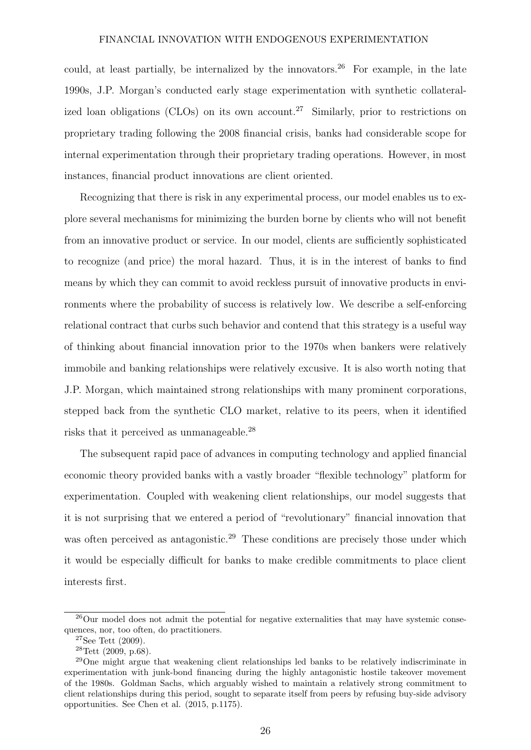could, at least partially, be internalized by the innovators.[26] For example, in the late 1990s, J.P. Morgan's conducted early stage experimentation with synthetic collateralized loan obligations (CLOs) on its own account.[27] Similarly, prior to restrictions on proprietary trading following the 2008 financial crisis, banks had considerable scope for internal experimentation through their proprietary trading operations. However, in most instances, financial product innovations are client oriented.

Recognizing that there is risk in any experimental process, our model enables us to explore several mechanisms for minimizing the burden borne by clients who will not benefit from an innovative product or service. In our model, clients are sufficiently sophisticated to recognize (and price) the moral hazard. Thus, it is in the interest of banks to find means by which they can commit to avoid reckless pursuit of innovative products in environments where the probability of success is relatively low. We describe a self-enforcing relational contract that curbs such behavior and contend that this strategy is a useful way of thinking about financial innovation prior to the 1970s when bankers were relatively immobile and banking relationships were relatively excusive. It is also worth noting that J.P. Morgan, which maintained strong relationships with many prominent corporations, stepped back from the synthetic CLO market, relative to its peers, when it identified risks that it perceived as unmanageable.[28]

The subsequent rapid pace of advances in computing technology and applied financial economic theory provided banks with a vastly broader "flexible technology" platform for experimentation. Coupled with weakening client relationships, our model suggests that it is not surprising that we entered a period of "revolutionary" financial innovation that was often perceived as antagonistic.[29] These conditions are precisely those under which it would be especially difficult for banks to make credible commitments to place client interests first.

[26]Our model does not admit the potential for negative externalities that may have systemic consequences, nor, too often, do practitioners.

[27]See Tett (2009).

[28]Tett (2009, p.68).

[29]One might argue that weakening client relationships led banks to be relatively indiscriminate in experimentation with junk-bond financing during the highly antagonistic hostile takeover movement of the 1980s. Goldman Sachs, which arguably wished to maintain a relatively strong commitment to client relationships during this period, sought to separate itself from peers by refusing buy-side advisory opportunities. See Chen et al. (2015, p.1175).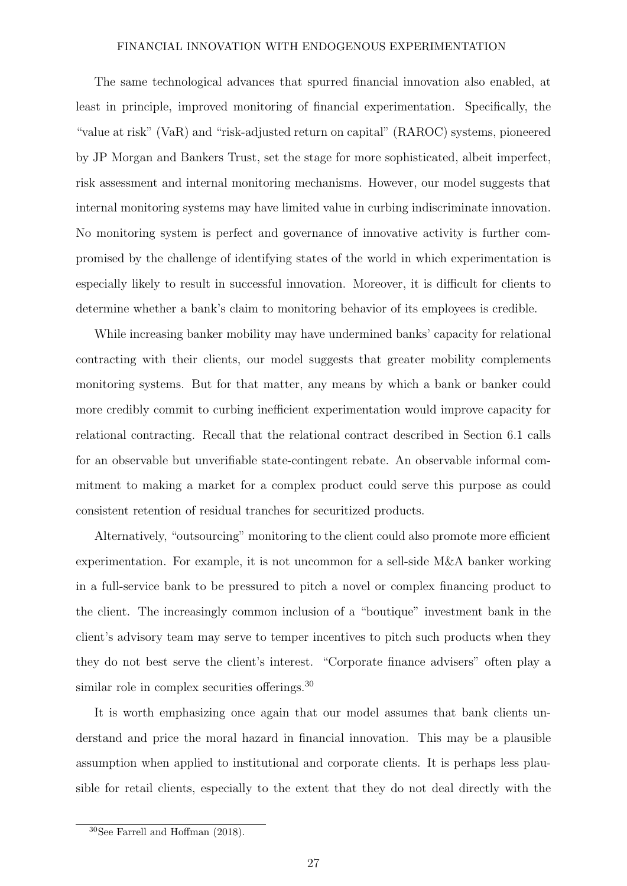The same technological advances that spurred financial innovation also enabled, at least in principle, improved monitoring of financial experimentation. Specifically, the "value at risk" (VaR) and "risk-adjusted return on capital" (RAROC) systems, pioneered by JP Morgan and Bankers Trust, set the stage for more sophisticated, albeit imperfect, risk assessment and internal monitoring mechanisms. However, our model suggests that internal monitoring systems may have limited value in curbing indiscriminate innovation. No monitoring system is perfect and governance of innovative activity is further compromised by the challenge of identifying states of the world in which experimentation is especially likely to result in successful innovation. Moreover, it is difficult for clients to determine whether a bank's claim to monitoring behavior of its employees is credible.

While increasing banker mobility may have undermined banks' capacity for relational contracting with their clients, our model suggests that greater mobility complements monitoring systems. But for that matter, any means by which a bank or banker could more credibly commit to curbing inefficient experimentation would improve capacity for relational contracting. Recall that the relational contract described in Section 6.1 calls for an observable but unverifiable state-contingent rebate. An observable informal commitment to making a market for a complex product could serve this purpose as could consistent retention of residual tranches for securitized products.

Alternatively, "outsourcing" monitoring to the client could also promote more efficient experimentation. For example, it is not uncommon for a sell-side M&A banker working in a full-service bank to be pressured to pitch a novel or complex financing product to the client. The increasingly common inclusion of a "boutique" investment bank in the client's advisory team may serve to temper incentives to pitch such products when they they do not best serve the client's interest. "Corporate finance advisers" often play a similar role in complex securities offerings.[30]

It is worth emphasizing once again that our model assumes that bank clients understand and price the moral hazard in financial innovation. This may be a plausible assumption when applied to institutional and corporate clients. It is perhaps less plausible for retail clients, especially to the extent that they do not deal directly with the

[30] See Farrell and Hoffman (2018).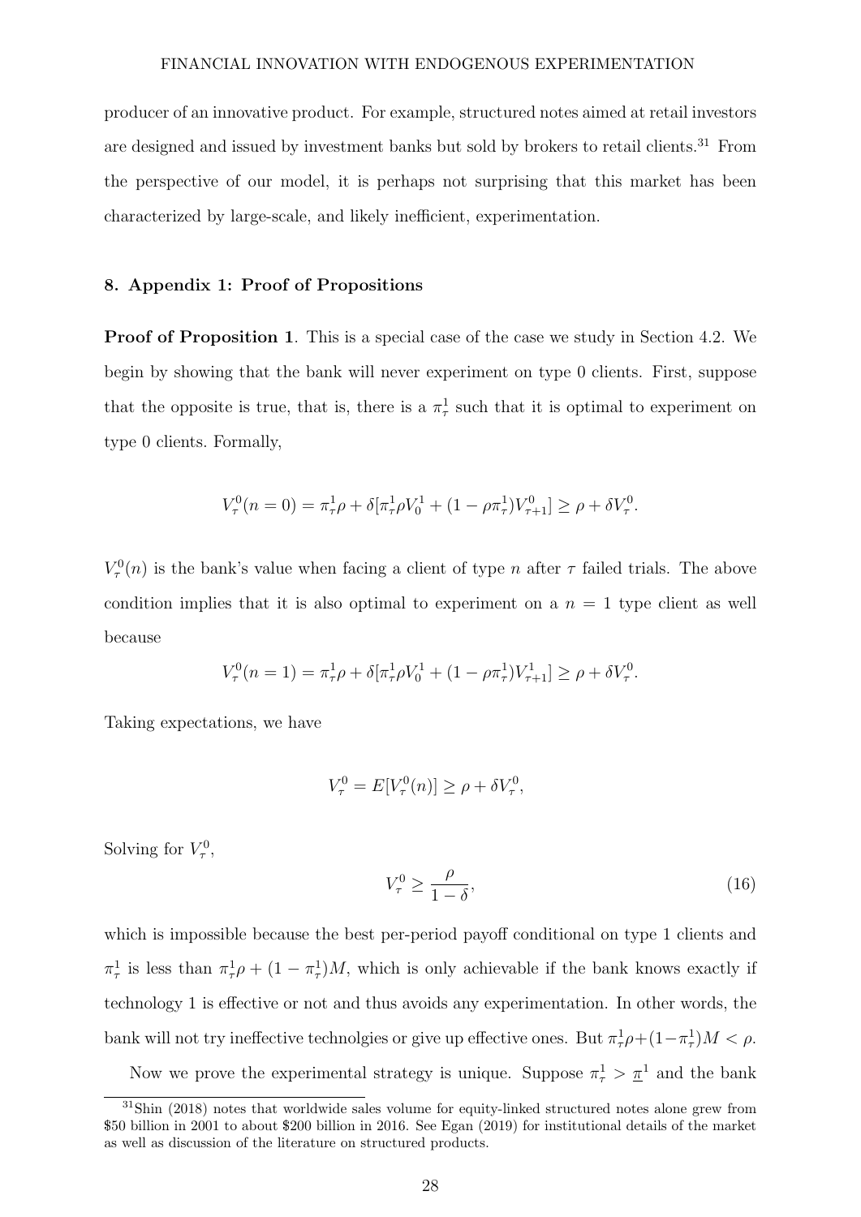producer of an innovative product. For example, structured notes aimed at retail investors are designed and issued by investment banks but sold by brokers to retail clients.[31] From the perspective of our model, it is perhaps not surprising that this market has been characterized by large-scale, and likely inefficient, experimentation.

## 8. Appendix 1: Proof of Propositions

**Proof of Proposition 1**. This is a special case of the case we study in Section 4.2. We begin by showing that the bank will never experiment on type 0 clients. First, suppose that the opposite is true, that is, there is a $\pi^1_\tau$ such that it is optimal to experiment on type 0 clients. Formally,

$$V^0_\tau(n=0) = \pi^1_\tau \rho + \delta[\pi^1_\tau \rho V^1_0 + (1-\rho\pi^1_\tau)V^0_{\tau+1}] \geq \rho + \delta V^0_\tau.$$

$V^0_\tau(n)$ is the bank's value when facing a client of type $n$ after $\tau$ failed trials. The above condition implies that it is also optimal to experiment on a $n=1$ type client as well because

$$V^0_\tau(n=1) = \pi^1_\tau \rho + \delta[\pi^1_\tau \rho V^1_0 + (1-\rho\pi^1_\tau)V^1_{\tau+1}] \geq \rho + \delta V^0_\tau.$$

Taking expectations, we have

$$V^0_\tau = E[V^0_\tau(n)] \geq \rho + \delta V^0_\tau,$$

Solving for $V^0_\tau$,

$$V^0_\tau \geq \frac{\rho}{1-\delta}, \tag{16}$$

which is impossible because the best per-period payoff conditional on type 1 clients and $\pi^1_\tau$ is less than $\pi^1_\tau \rho + (1-\pi^1_\tau)M$, which is only achievable if the bank knows exactly if technology 1 is effective or not and thus avoids any experimentation. In other words, the bank will not try ineffective technolgies or give up effective ones. But $\pi^1_\tau \rho + (1-\pi^1_\tau)M < \rho$.

Now we prove the experimental strategy is unique. Suppose $\pi^1_\tau > \underline{\pi}^1$ and the bank

[31] Shin (2018) notes that worldwide sales volume for equity-linked structured notes alone grew from \$50 billion in 2001 to about \$200 billion in 2016. See Egan (2019) for institutional details of the market as well as discussion of the literature on structured products.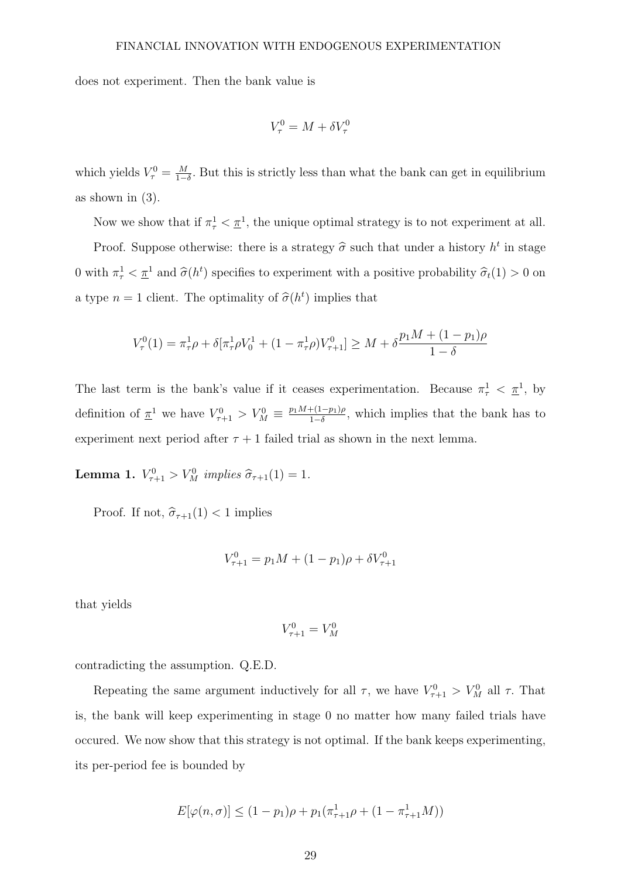does not experiment. Then the bank value is

$$V_\tau^0 = M + \delta V_\tau^0$$

which yields $V_\tau^0 = \frac{M}{1-\delta}$. But this is strictly less than what the bank can get in equilibrium as shown in (3).

Now we show that if $\pi_\tau^1 < \underline{\pi}^1$, the unique optimal strategy is to not experiment at all.

Proof. Suppose otherwise: there is a strategy $\widehat{\sigma}$ such that under a history $h^t$ in stage 0 with $\pi_\tau^1 < \underline{\pi}^1$ and $\widehat{\sigma}(h^t)$ specifies to experiment with a positive probability $\widehat{\sigma}_t(1) > 0$ on a type $n = 1$ client. The optimality of $\widehat{\sigma}(h^t)$ implies that

$$V_\tau^0(1) = \pi_\tau^1 \rho + \delta[\pi_\tau^1 \rho V_0^1 + (1 - \pi_\tau^1 \rho) V_{\tau+1}^0] \geq M + \delta \frac{p_1 M + (1-p_1)\rho}{1-\delta}$$

The last term is the bank's value if it ceases experimentation. Because $\pi_\tau^1 < \underline{\pi}^1$, by definition of $\underline{\pi}^1$ we have $V_{\tau+1}^0 > V_M^0 \equiv \frac{p_1 M + (1-p_1)\rho}{1-\delta}$, which implies that the bank has to experiment next period after $\tau + 1$ failed trial as shown in the next lemma.

**Lemma 1.** *$V_{\tau+1}^0 > V_M^0$ implies $\widehat{\sigma}_{\tau+1}(1) = 1$.*

Proof. If not, $\widehat{\sigma}_{\tau+1}(1) < 1$ implies

$$V_{\tau+1}^0 = p_1 M + (1-p_1)\rho + \delta V_{\tau+1}^0$$

that yields

$$V_{\tau+1}^0 = V_M^0$$

contradicting the assumption. Q.E.D.

Repeating the same argument inductively for all $\tau$, we have $V_{\tau+1}^0 > V_M^0$ all $\tau$. That is, the bank will keep experimenting in stage 0 no matter how many failed trials have occured. We now show that this strategy is not optimal. If the bank keeps experimenting, its per-period fee is bounded by

$$E[\varphi(n, \sigma)] \leq (1-p_1)\rho + p_1(\pi_{\tau+1}^1 \rho + (1 - \pi_{\tau+1}^1 M))$$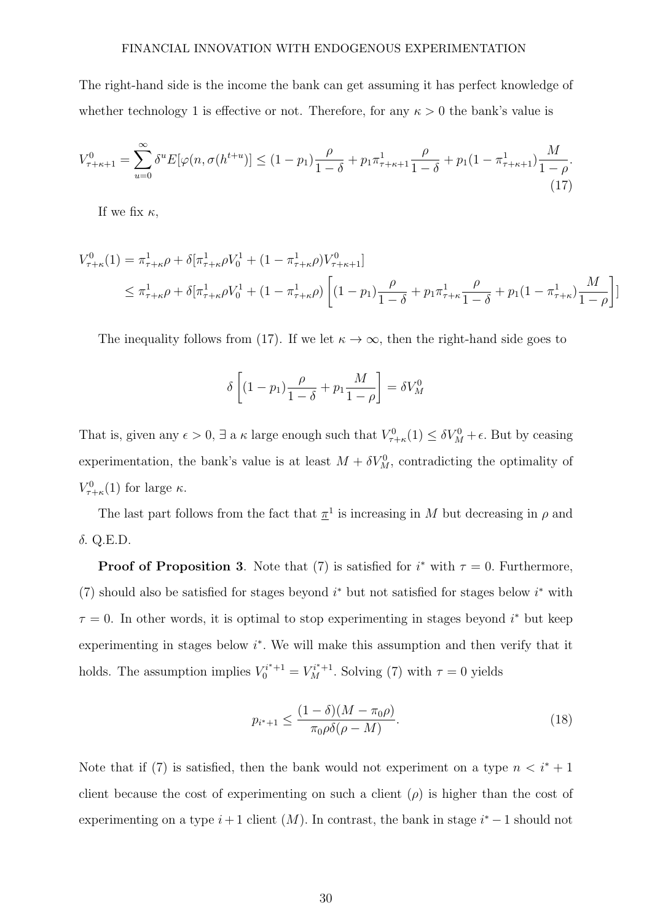The right-hand side is the income the bank can get assuming it has perfect knowledge of whether technology 1 is effective or not. Therefore, for any $\kappa > 0$ the bank's value is

$$V^0_{\tau+\kappa+1} = \sum_{u=0}^{\infty} \delta^u E[\varphi(n, \sigma(h^{t+u})] \leq (1-p_1)\frac{\rho}{1-\delta} + p_1\pi^1_{\tau+\kappa+1}\frac{\rho}{1-\delta} + p_1(1-\pi^1_{\tau+\kappa+1})\frac{M}{1-\rho}. \tag{17}$$

If we fix $\kappa$,

$$\begin{aligned}
V^0_{\tau+\kappa}(1) &= \pi^1_{\tau+\kappa}\rho + \delta[\pi^1_{\tau+\kappa}\rho V^1_0 + (1-\pi^1_{\tau+\kappa}\rho)V^0_{\tau+\kappa+1}] \\
&\leq \pi^1_{\tau+\kappa}\rho + \delta[\pi^1_{\tau+\kappa}\rho V^1_0 + (1-\pi^1_{\tau+\kappa}\rho)\left[(1-p_1)\frac{\rho}{1-\delta} + p_1\pi^1_{\tau+\kappa}\frac{\rho}{1-\delta} + p_1(1-\pi^1_{\tau+\kappa})\frac{M}{1-\rho}\right]]
\end{aligned}$$

The inequality follows from (17). If we let $\kappa \to \infty$, then the right-hand side goes to

$$\delta\left[(1-p_1)\frac{\rho}{1-\delta} + p_1\frac{M}{1-\rho}\right] = \delta V^0_M$$

That is, given any $\epsilon > 0$, $\exists$ a $\kappa$ large enough such that $V^0_{\tau+\kappa}(1) \leq \delta V^0_M + \epsilon$. But by ceasing experimentation, the bank's value is at least $M + \delta V^0_M$, contradicting the optimality of $V^0_{\tau+\kappa}(1)$ for large $\kappa$.

The last part follows from the fact that $\underline{\pi}^1$ is increasing in $M$ but decreasing in $\rho$ and $\delta$. Q.E.D.

**Proof of Proposition 3**. Note that (7) is satisfied for $i^*$ with $\tau = 0$. Furthermore, (7) should also be satisfied for stages beyond $i^*$ but not satisfied for stages below $i^*$ with $\tau = 0$. In other words, it is optimal to stop experimenting in stages beyond $i^*$ but keep experimenting in stages below $i^*$. We will make this assumption and then verify that it holds. The assumption implies $V^{i^*+1}_0 = V^{i^*+1}_M$. Solving (7) with $\tau = 0$ yields

$$p_{i^*+1} \leq \frac{(1-\delta)(M - \pi_0\rho)}{\pi_0\rho\delta(\rho - M)}. \tag{18}$$

Note that if (7) is satisfied, then the bank would not experiment on a type $n < i^* + 1$ client because the cost of experimenting on such a client ($\rho$) is higher than the cost of experimenting on a type $i + 1$ client ($M$). In contrast, the bank in stage $i^* - 1$ should not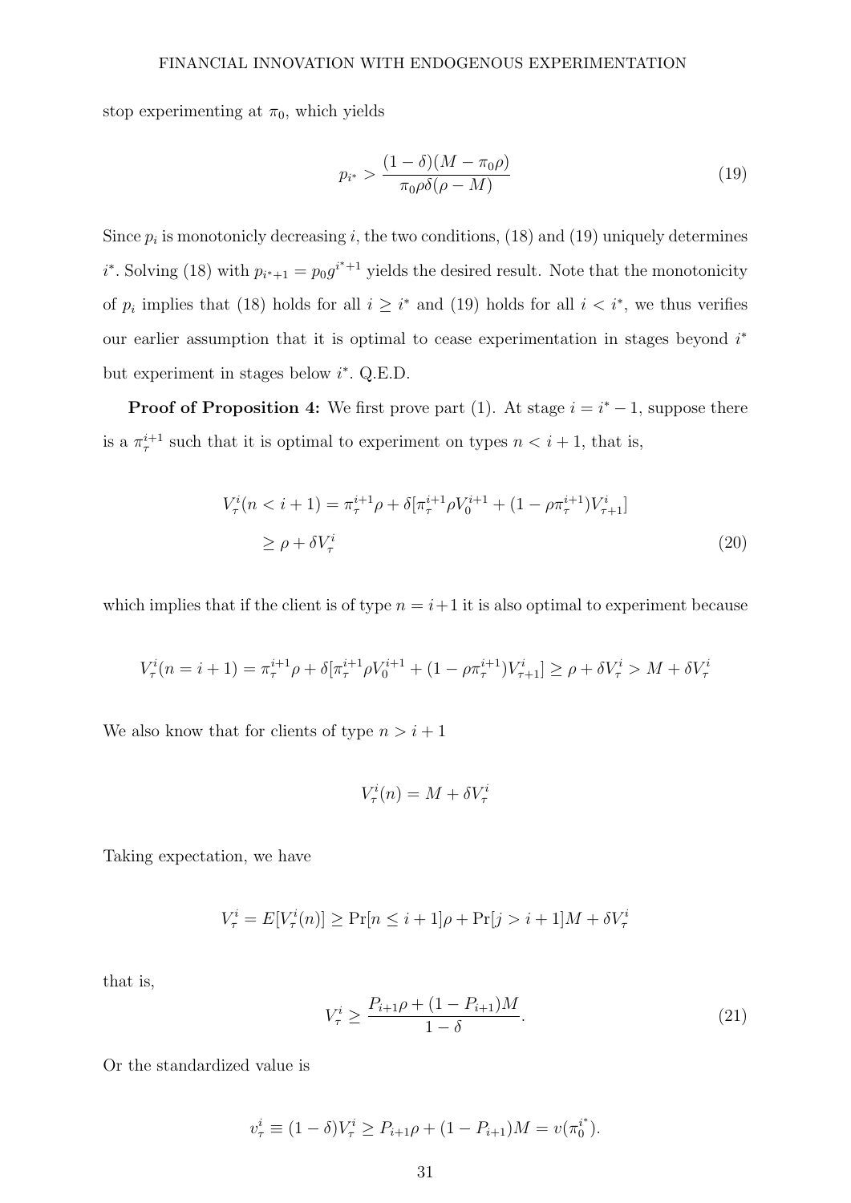stop experimenting at $\pi_0$, which yields

$$p_{i^*} > \frac{(1-\delta)(M-\pi_0\rho)}{\pi_0\rho\delta(\rho-M)} \tag{19}$$

Since $p_i$ is monotonicly decreasing $i$, the two conditions, (18) and (19) uniquely determines $i^*$. Solving (18) with $p_{i^*+1} = p_0 g^{i^*+1}$ yields the desired result. Note that the monotonicity of $p_i$ implies that (18) holds for all $i \geq i^*$ and (19) holds for all $i < i^*$, we thus verifies our earlier assumption that it is optimal to cease experimentation in stages beyond $i^*$ but experiment in stages below $i^*$. Q.E.D.

**Proof of Proposition 4:** We first prove part (1). At stage $i = i^* - 1$, suppose there is a $\pi_\tau^{i+1}$ such that it is optimal to experiment on types $n < i+1$, that is,

$$\begin{aligned} V_\tau^i(n < i+1) &= \pi_\tau^{i+1}\rho + \delta[\pi_\tau^{i+1}\rho V_0^{i+1} + (1-\rho\pi_\tau^{i+1})V_{\tau+1}^i] \\ &\geq \rho + \delta V_\tau^i \end{aligned} \tag{20}$$

which implies that if the client is of type $n = i+1$ it is also optimal to experiment because

$$V_\tau^i(n = i+1) = \pi_\tau^{i+1}\rho + \delta[\pi_\tau^{i+1}\rho V_0^{i+1} + (1-\rho\pi_\tau^{i+1})V_{\tau+1}^i] \geq \rho + \delta V_\tau^i > M + \delta V_\tau^i$$

We also know that for clients of type $n > i+1$

$$V_\tau^i(n) = M + \delta V_\tau^i$$

Taking expectation, we have

$$V_\tau^i = E[V_\tau^i(n)] \geq \Pr[n \leq i+1]\rho + \Pr[j > i+1]M + \delta V_\tau^i$$

that is,

$$V_\tau^i \geq \frac{P_{i+1}\rho + (1-P_{i+1})M}{1-\delta}. \tag{21}$$

Or the standardized value is

$$v_\tau^i \equiv (1-\delta)V_\tau^i \geq P_{i+1}\rho + (1-P_{i+1})M = v(\pi_0^{i^*}).$$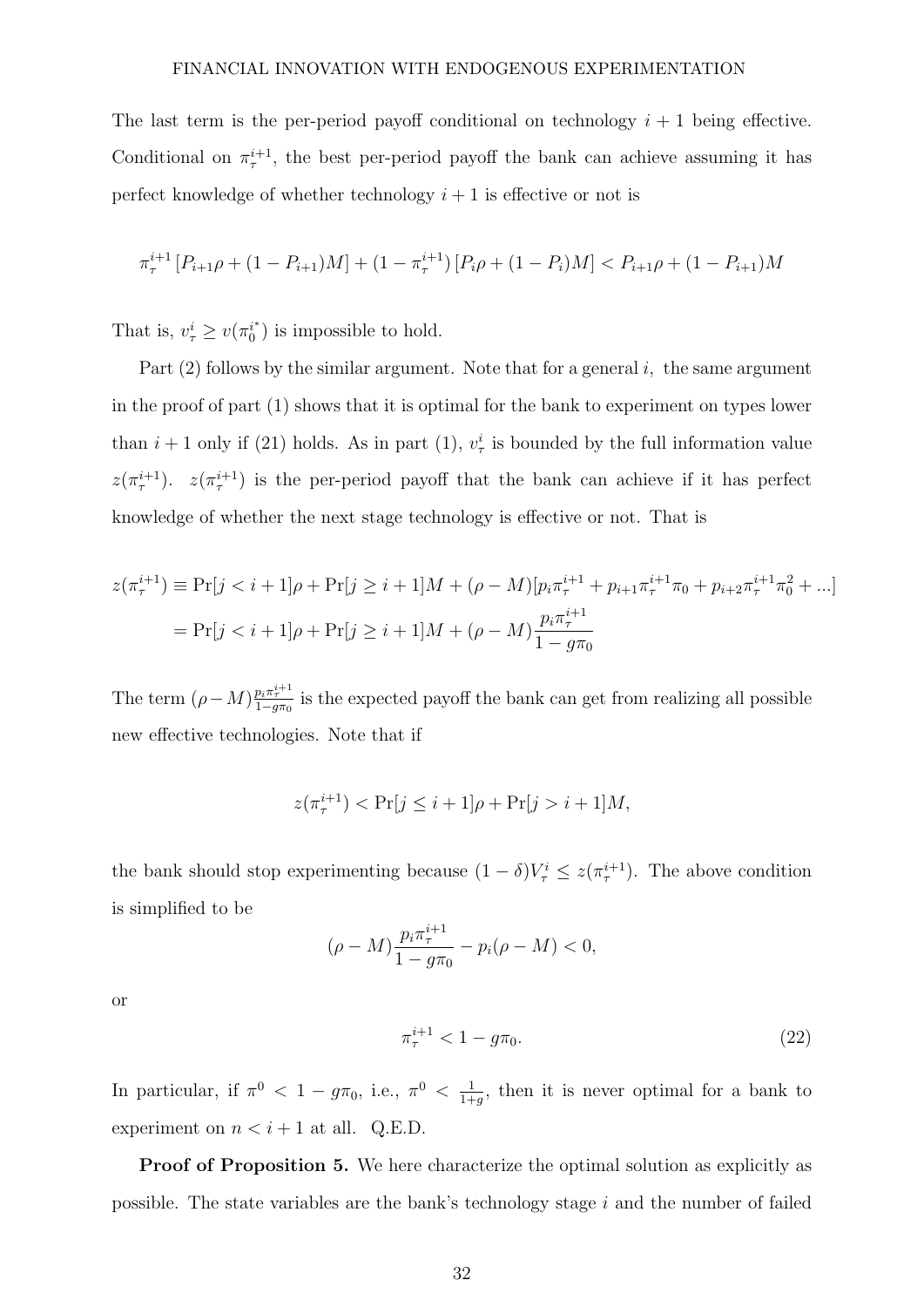The last term is the per-period payoff conditional on technology $i+1$ being effective. Conditional on $\pi_\tau^{i+1}$, the best per-period payoff the bank can achieve assuming it has perfect knowledge of whether technology $i+1$ is effective or not is

$$\pi_\tau^{i+1}\left[P_{i+1}\rho + (1-P_{i+1})M\right] + (1-\pi_\tau^{i+1})\left[P_i\rho + (1-P_i)M\right] < P_{i+1}\rho + (1-P_{i+1})M$$

That is, $v_\tau^i \geq v(\pi_0^{i^*})$ is impossible to hold.

Part (2) follows by the similar argument. Note that for a general $i$, the same argument in the proof of part (1) shows that it is optimal for the bank to experiment on types lower than $i+1$ only if (21) holds. As in part (1), $v_\tau^i$ is bounded by the full information value $z(\pi_\tau^{i+1})$. $z(\pi_\tau^{i+1})$ is the per-period payoff that the bank can achieve if it has perfect knowledge of whether the next stage technology is effective or not. That is

$$\begin{aligned}
z(\pi_\tau^{i+1}) &\equiv \Pr[j < i+1]\rho + \Pr[j \geq i+1]M + (\rho - M)[p_i\pi_\tau^{i+1} + p_{i+1}\pi_\tau^{i+1}\pi_0 + p_{i+2}\pi_\tau^{i+1}\pi_0^2 + ...] \\
&= \Pr[j < i+1]\rho + \Pr[j \geq i+1]M + (\rho - M)\frac{p_i\pi_\tau^{i+1}}{1-g\pi_0}
\end{aligned}$$

The term $(\rho - M)\frac{p_i\pi_\tau^{i+1}}{1-g\pi_0}$ is the expected payoff the bank can get from realizing all possible new effective technologies. Note that if

$$z(\pi_\tau^{i+1}) < \Pr[j \leq i+1]\rho + \Pr[j > i+1]M,$$

the bank should stop experimenting because $(1-\delta)V_\tau^i \leq z(\pi_\tau^{i+1})$. The above condition is simplified to be

$$(\rho - M)\frac{p_i\pi_\tau^{i+1}}{1-g\pi_0} - p_i(\rho - M) < 0,$$

or

$$\pi_\tau^{i+1} < 1 - g\pi_0. \tag{22}$$

In particular, if $\pi^0 < 1 - g\pi_0$, i.e., $\pi^0 < \frac{1}{1+g}$, then it is never optimal for a bank to experiment on $n < i+1$ at all. Q.E.D.

**Proof of Proposition 5.** We here characterize the optimal solution as explicitly as possible. The state variables are the bank's technology stage $i$ and the number of failed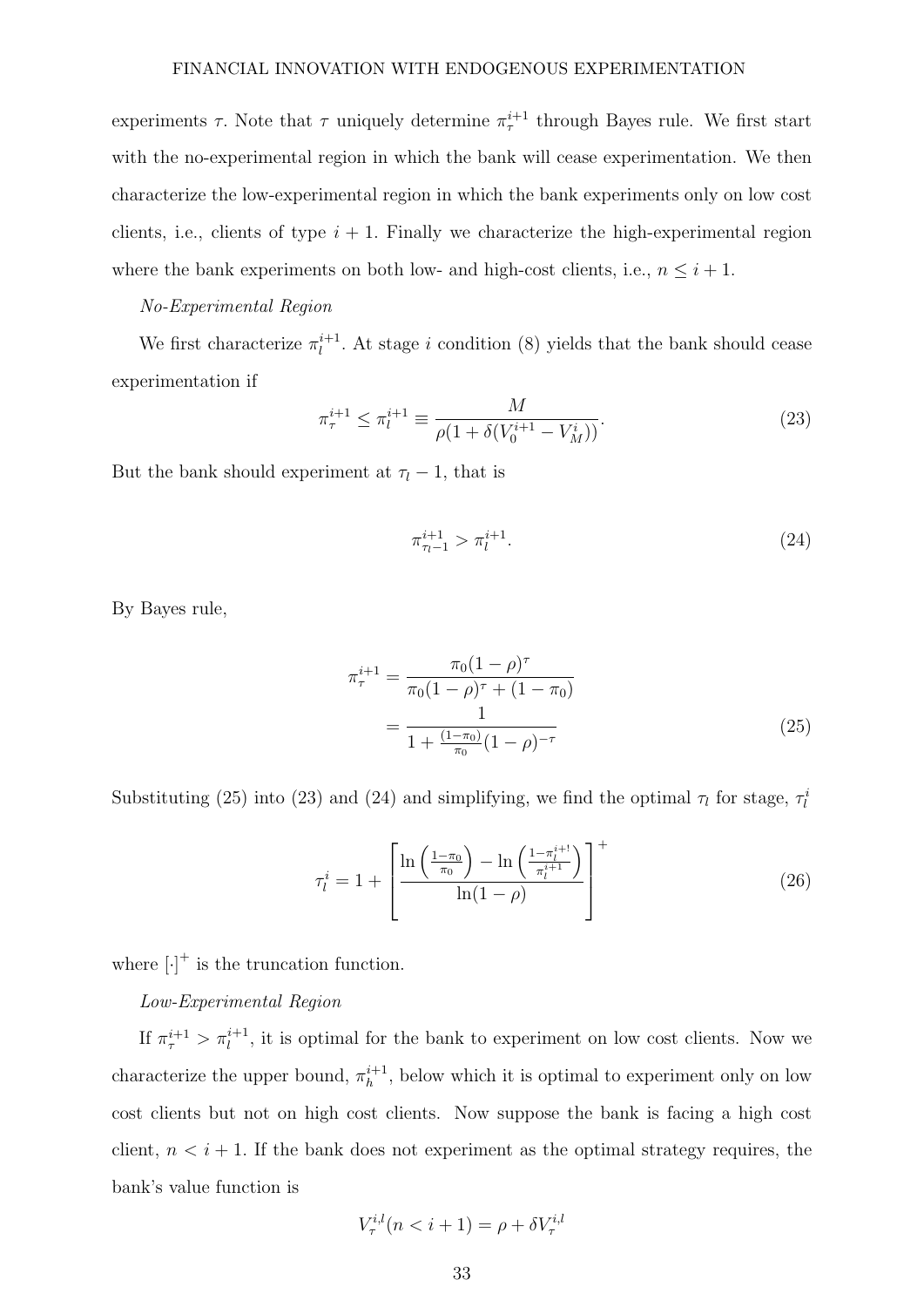experiments $\tau$. Note that $\tau$ uniquely determine $\pi_{\tau}^{i+1}$ through Bayes rule. We first start with the no-experimental region in which the bank will cease experimentation. We then characterize the low-experimental region in which the bank experiments only on low cost clients, i.e., clients of type $i+1$. Finally we characterize the high-experimental region where the bank experiments on both low- and high-cost clients, i.e., $n \leq i+1$.

*No-Experimental Region*

We first characterize $\pi_l^{i+1}$. At stage $i$ condition (8) yields that the bank should cease experimentation if

$$\pi_{\tau}^{i+1} \leq \pi_l^{i+1} \equiv \frac{M}{\rho(1+\delta(V_0^{i+1}-V_M^i))}. \tag{23}$$

But the bank should experiment at $\tau_l - 1$, that is

$$\pi_{\tau_l-1}^{i+1} > \pi_l^{i+1}. \tag{24}$$

By Bayes rule,

$$\begin{aligned}
\pi_{\tau}^{i+1} &= \frac{\pi_0(1-\rho)^{\tau}}{\pi_0(1-\rho)^{\tau}+(1-\pi_0)} \\
&= \frac{1}{1+\frac{(1-\pi_0)}{\pi_0}(1-\rho)^{-\tau}}
\end{aligned} \tag{25}$$

Substituting (25) into (23) and (24) and simplifying, we find the optimal $\tau_l$ for stage, $\tau_l^i$

$$\tau_l^i = 1 + \left[\frac{\ln\left(\frac{1-\pi_0}{\pi_0}\right) - \ln\left(\frac{1-\pi_l^{i+!}}{\pi_l^{i+1}}\right)}{\ln(1-\rho)}\right]^+ \tag{26}$$

where $[\cdot]^+$ is the truncation function.

*Low-Experimental Region*

If $\pi_{\tau}^{i+1} > \pi_l^{i+1}$, it is optimal for the bank to experiment on low cost clients. Now we characterize the upper bound, $\pi_h^{i+1}$, below which it is optimal to experiment only on low cost clients but not on high cost clients. Now suppose the bank is facing a high cost client, $n < i+1$. If the bank does not experiment as the optimal strategy requires, the bank's value function is

$$V_{\tau}^{i,l}(n < i+1) = \rho + \delta V_{\tau}^{i,l}$$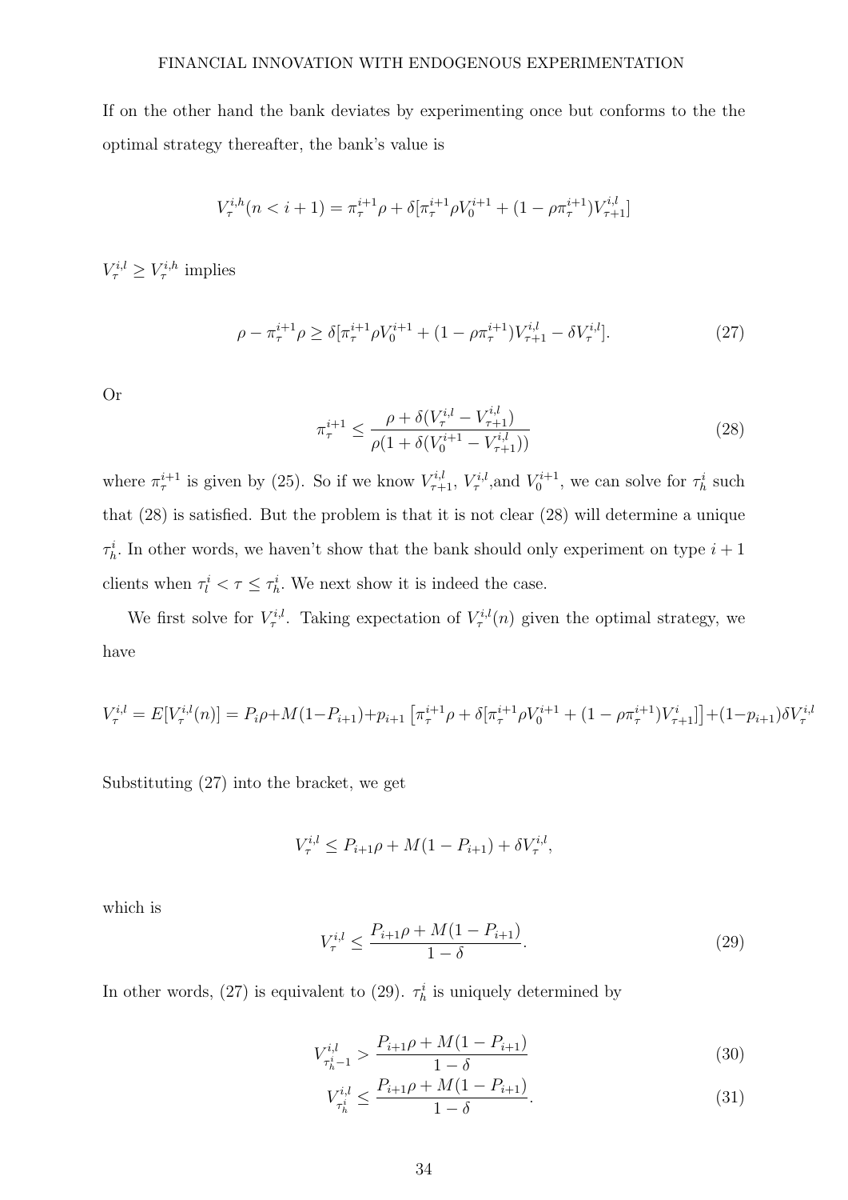If on the other hand the bank deviates by experimenting once but conforms to the the optimal strategy thereafter, the bank's value is

$$V_\tau^{i,h}(n < i+1) = \pi_\tau^{i+1}\rho + \delta[\pi_\tau^{i+1}\rho V_0^{i+1} + (1 - \rho\pi_\tau^{i+1})V_{\tau+1}^{i,l}]$$

$V_\tau^{i,l} \geq V_\tau^{i,h}$ implies

$$\rho - \pi_\tau^{i+1}\rho \geq \delta[\pi_\tau^{i+1}\rho V_0^{i+1} + (1 - \rho\pi_\tau^{i+1})V_{\tau+1}^{i,l} - \delta V_\tau^{i,l}]. \tag{27}$$

Or

$$\pi_\tau^{i+1} \leq \frac{\rho + \delta(V_\tau^{i,l} - V_{\tau+1}^{i,l})}{\rho(1 + \delta(V_0^{i+1} - V_{\tau+1}^{i,l}))} \tag{28}$$

where $\pi_\tau^{i+1}$ is given by (25). So if we know $V_{\tau+1}^{i,l}$, $V_\tau^{i,l}$,and $V_0^{i+1}$, we can solve for $\tau_h^i$ such that (28) is satisfied. But the problem is that it is not clear (28) will determine a unique $\tau_h^i$. In other words, we haven't show that the bank should only experiment on type $i+1$ clients when $\tau_l^i < \tau \leq \tau_h^i$. We next show it is indeed the case.

We first solve for $V_\tau^{i,l}$. Taking expectation of $V_\tau^{i,l}(n)$ given the optimal strategy, we have

$$V_\tau^{i,l} = E[V_\tau^{i,l}(n)] = P_i\rho + M(1-P_{i+1}) + p_{i+1}\left[\pi_\tau^{i+1}\rho + \delta[\pi_\tau^{i+1}\rho V_0^{i+1} + (1 - \rho\pi_\tau^{i+1})V_{\tau+1}^{i}]\right] + (1-p_{i+1})\delta V_\tau^{i,l}$$

Substituting (27) into the bracket, we get

$$V_\tau^{i,l} \leq P_{i+1}\rho + M(1 - P_{i+1}) + \delta V_\tau^{i,l},$$

which is

$$V_\tau^{i,l} \leq \frac{P_{i+1}\rho + M(1 - P_{i+1})}{1 - \delta}. \tag{29}$$

In other words, (27) is equivalent to (29). $\tau_h^i$ is uniquely determined by

$$V_{\tau_h^i - 1}^{i,l} > \frac{P_{i+1}\rho + M(1 - P_{i+1})}{1 - \delta} \tag{30}$$

$$V_{\tau_h^i}^{i,l} \leq \frac{P_{i+1}\rho + M(1 - P_{i+1})}{1 - \delta}. \tag{31}$$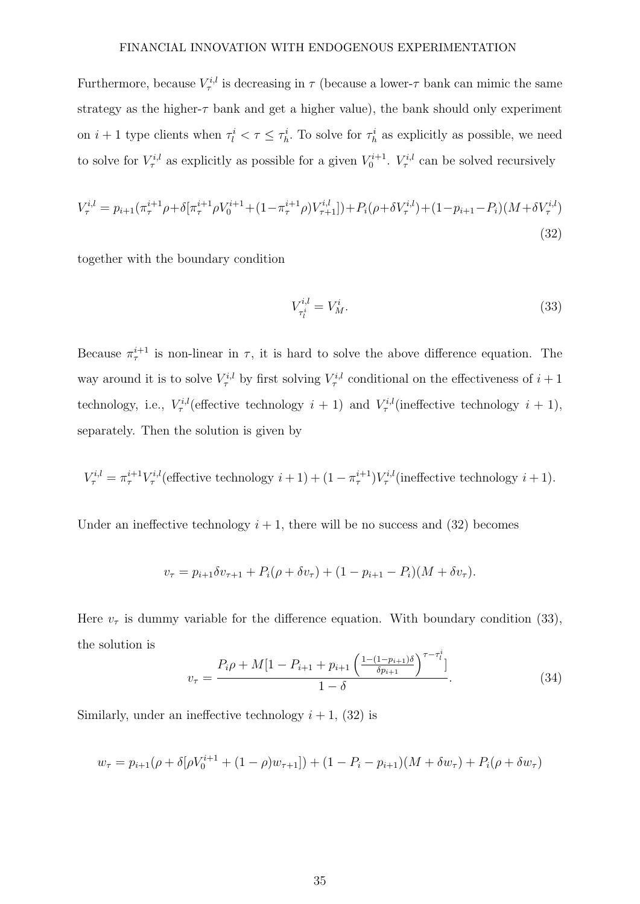Furthermore, because $V_\tau^{i,l}$ is decreasing in $\tau$ (because a lower-$\tau$ bank can mimic the same strategy as the higher-$\tau$ bank and get a higher value), the bank should only experiment on $i+1$ type clients when $\tau_l^i < \tau \leq \tau_h^i$. To solve for $\tau_h^i$ as explicitly as possible, we need to solve for $V_\tau^{i,l}$ as explicitly as possible for a given $V_0^{i+1}$. $V_\tau^{i,l}$ can be solved recursively

$$V_\tau^{i,l} = p_{i+1}(\pi_\tau^{i+1}\rho + \delta[\pi_\tau^{i+1}\rho V_0^{i+1} + (1-\pi_\tau^{i+1}\rho)V_{\tau+1}^{i,l}]) + P_i(\rho + \delta V_\tau^{i,l}) + (1-p_{i+1}-P_i)(M+\delta V_\tau^{i,l}) \tag{32}$$

together with the boundary condition

$$V_{\tau_l^i}^{i,l} = V_M^i. \tag{33}$$

Because $\pi_\tau^{i+1}$ is non-linear in $\tau$, it is hard to solve the above difference equation. The way around it is to solve $V_\tau^{i,l}$ by first solving $V_\tau^{i,l}$ conditional on the effectiveness of $i+1$ technology, i.e., $V_\tau^{i,l}$(effective technology $i+1$) and $V_\tau^{i,l}$(ineffective technology $i+1$), separately. Then the solution is given by

$$V_\tau^{i,l} = \pi_\tau^{i+1} V_\tau^{i,l}(\text{effective technology } i+1) + (1-\pi_\tau^{i+1})V_\tau^{i,l}(\text{ineffective technology } i+1).$$

Under an ineffective technology $i+1$, there will be no success and (32) becomes

$$v_\tau = p_{i+1}\delta v_{\tau+1} + P_i(\rho + \delta v_\tau) + (1-p_{i+1}-P_i)(M + \delta v_\tau).$$

Here $v_\tau$ is dummy variable for the difference equation. With boundary condition (33), the solution is

$$v_\tau = \frac{P_i\rho + M[1 - P_{i+1} + p_{i+1}\left(\frac{1-(1-p_{i+1})\delta}{\delta p_{i+1}}\right)^{\tau-\tau_l^i}]}{1-\delta}. \tag{34}$$

Similarly, under an ineffective technology $i+1$, (32) is

$$w_\tau = p_{i+1}(\rho + \delta[\rho V_0^{i+1} + (1-\rho)w_{\tau+1}]) + (1-P_i-p_{i+1})(M+\delta w_\tau) + P_i(\rho + \delta w_\tau)$$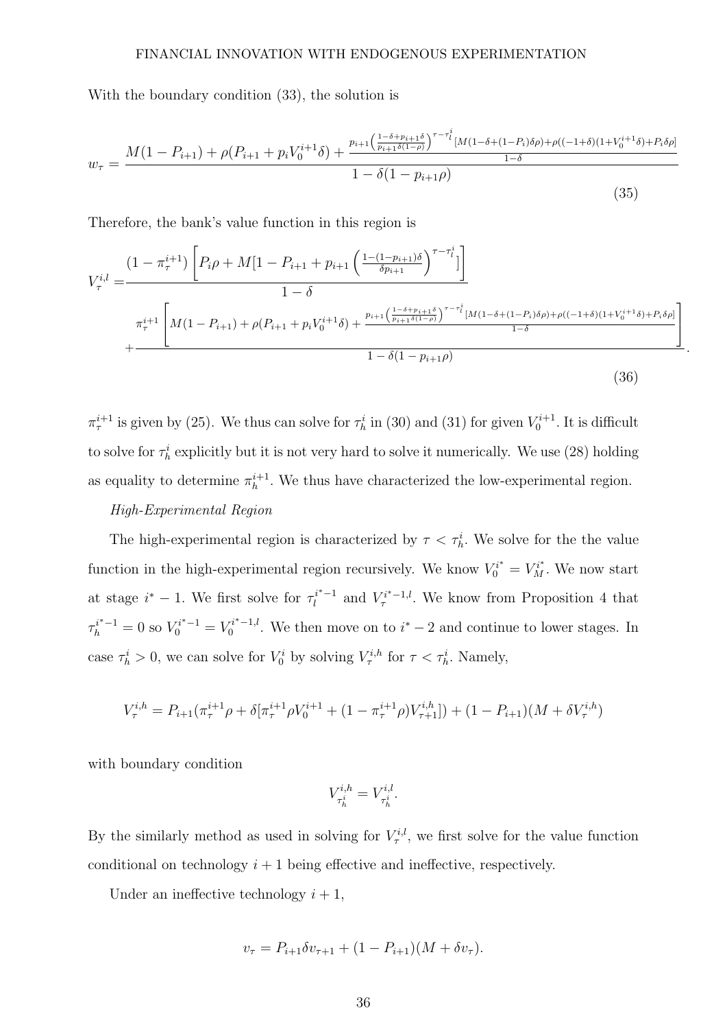With the boundary condition (33), the solution is

$$
w_\tau = \frac{M(1-P_{i+1}) + \rho(P_{i+1} + p_i V_0^{i+1}\delta) + \frac{p_{i+1}\left(\frac{1-\delta+p_{i+1}\delta}{p_{i+1}\delta(1-\rho)}\right)^{\tau-\tau_l^i}[M(1-\delta+(1-P_i)\delta\rho)+\rho((-1+\delta)(1+V_0^{i+1}\delta)+P_i\delta\rho]}{1-\delta}}{1-\delta(1-p_{i+1}\rho)} \tag{35}
$$

Therefore, the bank's value function in this region is

$$
\begin{aligned}
V_\tau^{i,l} =& \frac{(1-\pi_\tau^{i+1})\left[P_i\rho + M[1-P_{i+1} + p_{i+1}\left(\frac{1-(1-p_{i+1})\delta}{\delta p_{i+1}}\right)^{\tau-\tau_l^i}]\right]}{1-\delta} \\
&+ \frac{\pi_\tau^{i+1}\left[M(1-P_{i+1}) + \rho(P_{i+1} + p_i V_0^{i+1}\delta) + \frac{p_{i+1}\left(\frac{1-\delta+p_{i+1}\delta}{p_{i+1}\delta(1-\rho)}\right)^{\tau-\tau_l^i}[M(1-\delta+(1-P_i)\delta\rho)+\rho((-1+\delta)(1+V_0^{i+1}\delta)+P_i\delta\rho]}{1-\delta}\right]}{1-\delta(1-p_{i+1}\rho)}.
\end{aligned} \tag{36}
$$

$\pi_\tau^{i+1}$ is given by (25). We thus can solve for $\tau_h^i$ in (30) and (31) for given $V_0^{i+1}$. It is difficult to solve for $\tau_h^i$ explicitly but it is not very hard to solve it numerically. We use (28) holding as equality to determine $\pi_h^{i+1}$. We thus have characterized the low-experimental region.

*High-Experimental Region*

The high-experimental region is characterized by $\tau < \tau_h^i$. We solve for the the value function in the high-experimental region recursively. We know $V_0^{i^*} = V_M^{i^*}$. We now start at stage $i^*-1$. We first solve for $\tau_l^{i^*-1}$ and $V_\tau^{i^*-1,l}$. We know from Proposition 4 that $\tau_h^{i^*-1} = 0$ so $V_0^{i^*-1} = V_0^{i^*-1,l}$. We then move on to $i^*-2$ and continue to lower stages. In case $\tau_h^i > 0$, we can solve for $V_0^i$ by solving $V_\tau^{i,h}$ for $\tau < \tau_h^i$. Namely,

$$
V_\tau^{i,h} = P_{i+1}(\pi_\tau^{i+1}\rho + \delta[\pi_\tau^{i+1}\rho V_0^{i+1} + (1-\pi_\tau^{i+1}\rho)V_{\tau+1}^{i,h}]) + (1-P_{i+1})(M + \delta V_\tau^{i,h})
$$

with boundary condition

$$
V_{\tau_h^i}^{i,h} = V_{\tau_h^i}^{i,l}.
$$

By the similarly method as used in solving for $V_\tau^{i,l}$, we first solve for the value function conditional on technology $i+1$ being effective and ineffective, respectively.

Under an ineffective technology $i+1$,

$$
v_\tau = P_{i+1}\delta v_{\tau+1} + (1-P_{i+1})(M + \delta v_\tau).
$$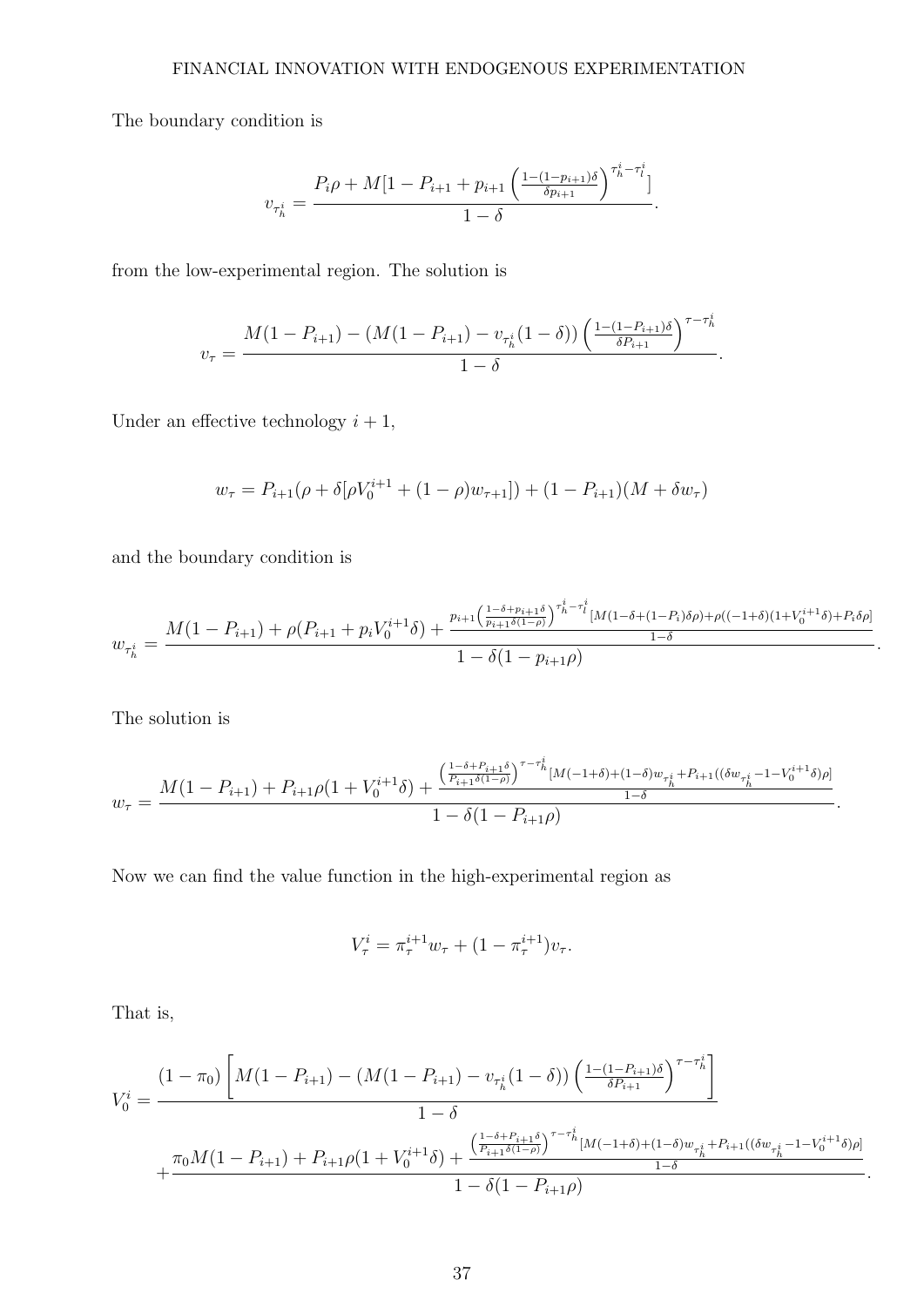The boundary condition is

$$v_{\tau_h^i} = \frac{P_i\rho + M[1 - P_{i+1} + p_{i+1}\left(\frac{1-(1-p_{i+1})\delta}{\delta p_{i+1}}\right)^{\tau_h^i - \tau_l^i}]}{1-\delta}.$$

from the low-experimental region. The solution is

$$v_\tau = \frac{M(1-P_{i+1}) - (M(1-P_{i+1}) - v_{\tau_h^i}(1-\delta))\left(\frac{1-(1-P_{i+1})\delta}{\delta P_{i+1}}\right)^{\tau - \tau_h^i}}{1-\delta}.$$

Under an effective technology $i+1$,

$$w_\tau = P_{i+1}(\rho + \delta[\rho V_0^{i+1} + (1-\rho)w_{\tau+1}]) + (1-P_{i+1})(M + \delta w_\tau)$$

and the boundary condition is

$$w_{\tau_h^i} = \frac{M(1-P_{i+1}) + \rho(P_{i+1} + p_i V_0^{i+1}\delta) + \frac{p_{i+1}\left(\frac{1-\delta+p_{i+1}\delta}{p_{i+1}\delta(1-\rho)}\right)^{\tau_h^i - \tau_l^i}[M(1-\delta+(1-P_i)\delta\rho) + \rho((-1+\delta)(1+V_0^{i+1}\delta) + P_i\delta\rho]}{1-\delta}}{1-\delta(1-p_{i+1}\rho)}.$$

The solution is

$$w_\tau = \frac{M(1-P_{i+1}) + P_{i+1}\rho(1+V_0^{i+1}\delta) + \frac{\left(\frac{1-\delta+P_{i+1}\delta}{P_{i+1}\delta(1-\rho)}\right)^{\tau-\tau_h^i}[M(-1+\delta) + (1-\delta)w_{\tau_h^i} + P_{i+1}((\delta w_{\tau_h^i} - 1 - V_0^{i+1}\delta)\rho]}{1-\delta}}{1-\delta(1-P_{i+1}\rho)}.$$

Now we can find the value function in the high-experimental region as

$$V_\tau^i = \pi_\tau^{i+1} w_\tau + (1-\pi_\tau^{i+1})v_\tau.$$

That is,

$$V_0^i = \frac{(1-\pi_0)\left[M(1-P_{i+1}) - (M(1-P_{i+1}) - v_{\tau_h^i}(1-\delta))\left(\frac{1-(1-P_{i+1})\delta}{\delta P_{i+1}}\right)^{\tau-\tau_h^i}\right]}{1-\delta}$$
$$+ \frac{\pi_0 M(1-P_{i+1}) + P_{i+1}\rho(1+V_0^{i+1}\delta) + \frac{\left(\frac{1-\delta+P_{i+1}\delta}{P_{i+1}\delta(1-\rho)}\right)^{\tau-\tau_h^i}[M(-1+\delta) + (1-\delta)w_{\tau_h^i} + P_{i+1}((\delta w_{\tau_h^i} - 1 - V_0^{i+1}\delta)\rho]}{1-\delta}}{1-\delta(1-P_{i+1}\rho)}.$$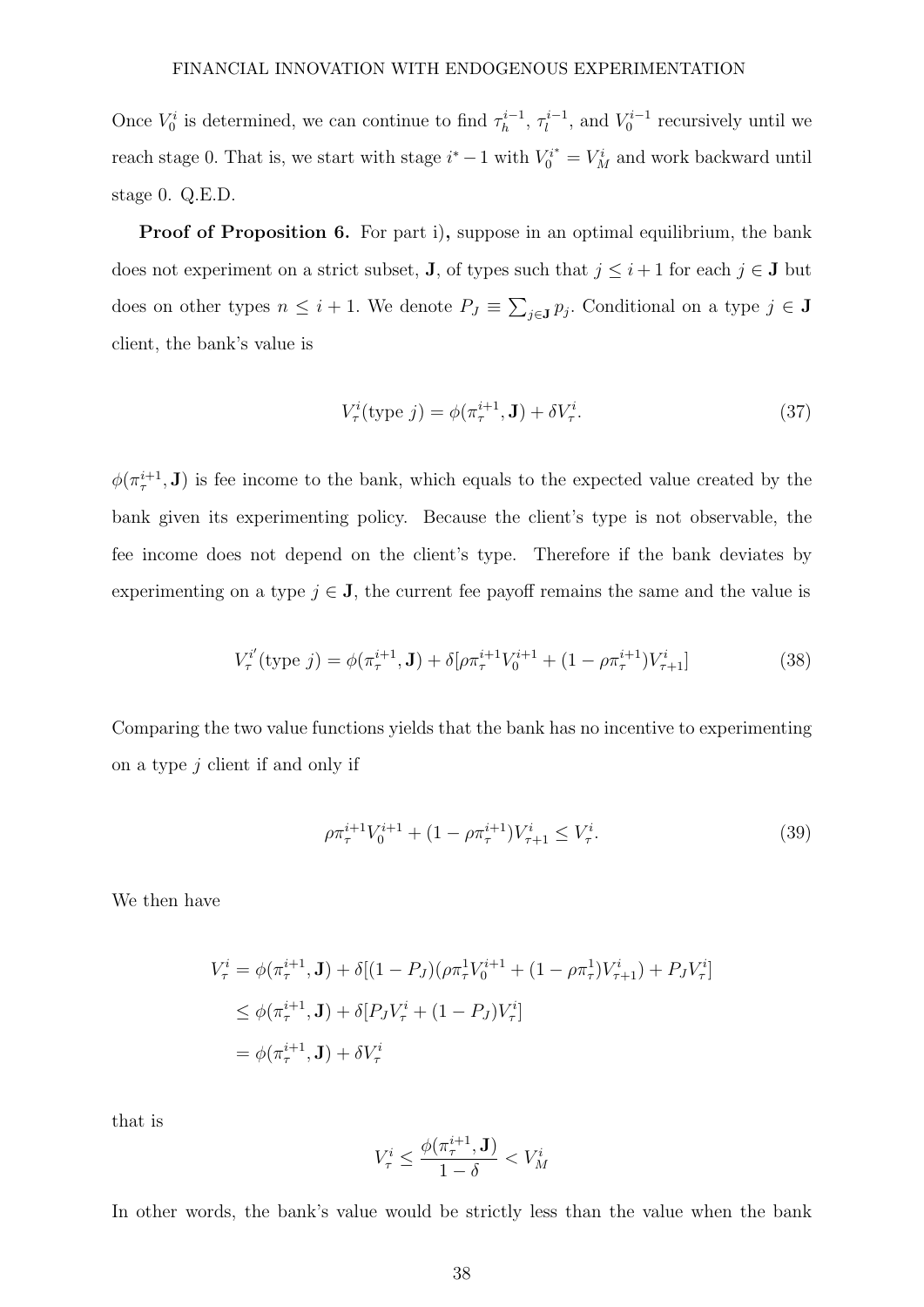Once $V_0^i$ is determined, we can continue to find $\tau_h^{i-1}$, $\tau_l^{i-1}$, and $V_0^{i-1}$ recursively until we reach stage 0. That is, we start with stage $i^*-1$ with $V_0^{i^*} = V_M^i$ and work backward until stage 0. Q.E.D.

**Proof of Proposition 6.** For part i)**,** suppose in an optimal equilibrium, the bank does not experiment on a strict subset, $\mathbf{J}$, of types such that $j \leq i+1$ for each $j \in \mathbf{J}$ but does on other types $n \leq i+1$. We denote $P_J \equiv \sum_{j \in \mathbf{J}} p_j$. Conditional on a type $j \in \mathbf{J}$ client, the bank's value is

$$V_\tau^i(\text{type } j) = \phi(\pi_\tau^{i+1}, \mathbf{J}) + \delta V_\tau^i. \tag{37}$$

$\phi(\pi_\tau^{i+1}, \mathbf{J})$ is fee income to the bank, which equals to the expected value created by the bank given its experimenting policy. Because the client's type is not observable, the fee income does not depend on the client's type. Therefore if the bank deviates by experimenting on a type $j \in \mathbf{J}$, the current fee payoff remains the same and the value is

$$V_\tau^{i'}(\text{type } j) = \phi(\pi_\tau^{i+1}, \mathbf{J}) + \delta[\rho\pi_\tau^{i+1}V_0^{i+1} + (1-\rho\pi_\tau^{i+1})V_{\tau+1}^i] \tag{38}$$

Comparing the two value functions yields that the bank has no incentive to experimenting on a type $j$ client if and only if

$$\rho\pi_\tau^{i+1}V_0^{i+1} + (1-\rho\pi_\tau^{i+1})V_{\tau+1}^i \leq V_\tau^i. \tag{39}$$

We then have

$$\begin{aligned}
V_\tau^i &= \phi(\pi_\tau^{i+1}, \mathbf{J}) + \delta[(1-P_J)(\rho\pi_\tau^1 V_0^{i+1} + (1-\rho\pi_\tau^1)V_{\tau+1}^i) + P_J V_\tau^i] \\
&\leq \phi(\pi_\tau^{i+1}, \mathbf{J}) + \delta[P_J V_\tau^i + (1-P_J)V_\tau^i] \\
&= \phi(\pi_\tau^{i+1}, \mathbf{J}) + \delta V_\tau^i
\end{aligned}$$

that is

$$V_\tau^i \leq \frac{\phi(\pi_\tau^{i+1}, \mathbf{J})}{1-\delta} < V_M^i$$

In other words, the bank's value would be strictly less than the value when the bank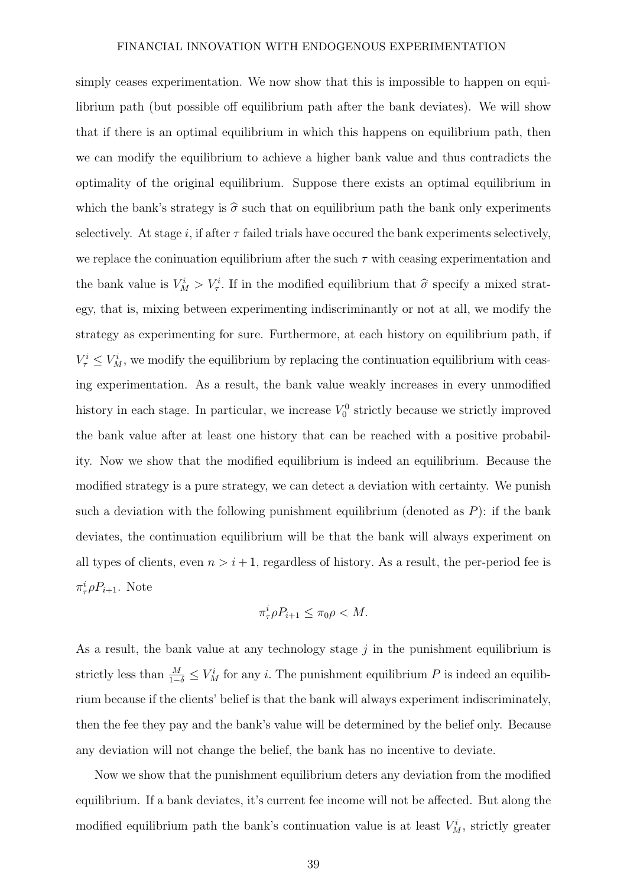simply ceases experimentation. We now show that this is impossible to happen on equilibrium path (but possible off equilibrium path after the bank deviates). We will show that if there is an optimal equilibrium in which this happens on equilibrium path, then we can modify the equilibrium to achieve a higher bank value and thus contradicts the optimality of the original equilibrium. Suppose there exists an optimal equilibrium in which the bank's strategy is $\widehat{\sigma}$ such that on equilibrium path the bank only experiments selectively. At stage $i$, if after $\tau$ failed trials have occured the bank experiments selectively, we replace the coninuation equilibrium after the such $\tau$ with ceasing experimentation and the bank value is $V_M^i > V_\tau^i$. If in the modified equilibrium that $\widehat{\sigma}$ specify a mixed strategy, that is, mixing between experimenting indiscriminantly or not at all, we modify the strategy as experimenting for sure. Furthermore, at each history on equilibrium path, if $V_\tau^i \leq V_M^i$, we modify the equilibrium by replacing the continuation equilibrium with ceasing experimentation. As a result, the bank value weakly increases in every unmodified history in each stage. In particular, we increase $V_0^0$ strictly because we strictly improved the bank value after at least one history that can be reached with a positive probability. Now we show that the modified equilibrium is indeed an equilibrium. Because the modified strategy is a pure strategy, we can detect a deviation with certainty. We punish such a deviation with the following punishment equilibrium (denoted as $P$): if the bank deviates, the continuation equilibrium will be that the bank will always experiment on all types of clients, even $n > i+1$, regardless of history. As a result, the per-period fee is $\pi_\tau^i \rho P_{i+1}$. Note

$$\pi_\tau^i \rho P_{i+1} \leq \pi_0 \rho < M.$$

As a result, the bank value at any technology stage $j$ in the punishment equilibrium is strictly less than $\frac{M}{1-\delta} \leq V_M^i$ for any $i$. The punishment equilibrium $P$ is indeed an equilibrium because if the clients' belief is that the bank will always experiment indiscriminately, then the fee they pay and the bank's value will be determined by the belief only. Because any deviation will not change the belief, the bank has no incentive to deviate.

Now we show that the punishment equilibrium deters any deviation from the modified equilibrium. If a bank deviates, it's current fee income will not be affected. But along the modified equilibrium path the bank's continuation value is at least $V_M^i$, strictly greater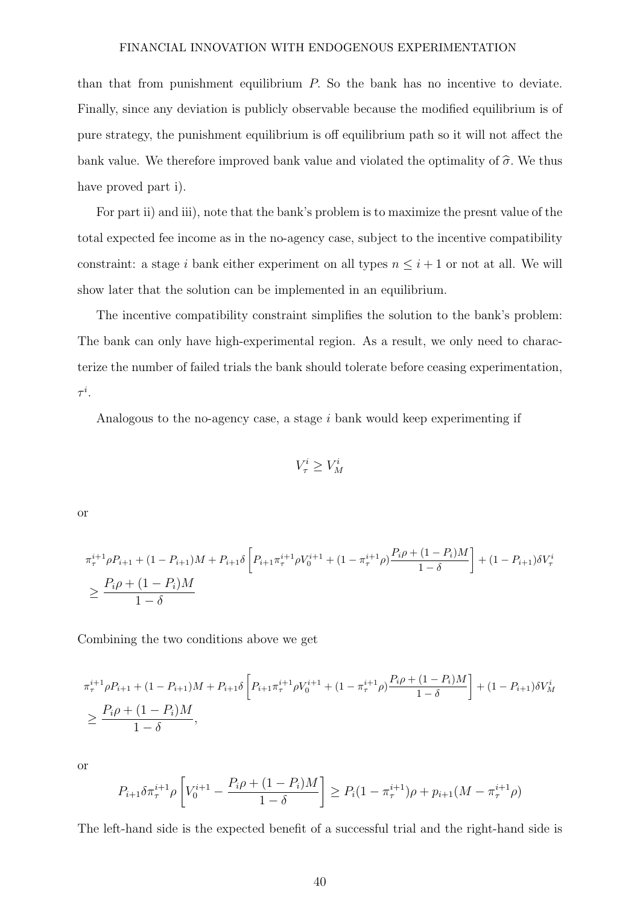than that from punishment equilibrium $P$. So the bank has no incentive to deviate. Finally, since any deviation is publicly observable because the modified equilibrium is of pure strategy, the punishment equilibrium is off equilibrium path so it will not affect the bank value. We therefore improved bank value and violated the optimality of $\widehat{\sigma}$. We thus have proved part i).

For part ii) and iii), note that the bank's problem is to maximize the presnt value of the total expected fee income as in the no-agency case, subject to the incentive compatibility constraint: a stage $i$ bank either experiment on all types $n \leq i+1$ or not at all. We will show later that the solution can be implemented in an equilibrium.

The incentive compatibility constraint simplifies the solution to the bank's problem: The bank can only have high-experimental region. As a result, we only need to characterize the number of failed trials the bank should tolerate before ceasing experimentation, $\tau^i$.

Analogous to the no-agency case, a stage $i$ bank would keep experimenting if

$$V_\tau^i \geq V_M^i$$

or

$$\pi_\tau^{i+1}\rho P_{i+1} + (1-P_{i+1})M + P_{i+1}\delta\left[P_{i+1}\pi_\tau^{i+1}\rho V_0^{i+1} + (1-\pi_\tau^{i+1}\rho)\frac{P_i\rho + (1-P_i)M}{1-\delta}\right] + (1-P_{i+1})\delta V_\tau^i$$
$$\geq \frac{P_i\rho + (1-P_i)M}{1-\delta}$$

Combining the two conditions above we get

$$\pi_\tau^{i+1}\rho P_{i+1} + (1-P_{i+1})M + P_{i+1}\delta\left[P_{i+1}\pi_\tau^{i+1}\rho V_0^{i+1} + (1-\pi_\tau^{i+1}\rho)\frac{P_i\rho + (1-P_i)M}{1-\delta}\right] + (1-P_{i+1})\delta V_M^i$$
$$\geq \frac{P_i\rho + (1-P_i)M}{1-\delta},$$

or

$$P_{i+1}\delta\pi_\tau^{i+1}\rho\left[V_0^{i+1} - \frac{P_i\rho + (1-P_i)M}{1-\delta}\right] \geq P_i(1-\pi_\tau^{i+1})\rho + p_{i+1}(M - \pi_\tau^{i+1}\rho)$$

The left-hand side is the expected benefit of a successful trial and the right-hand side is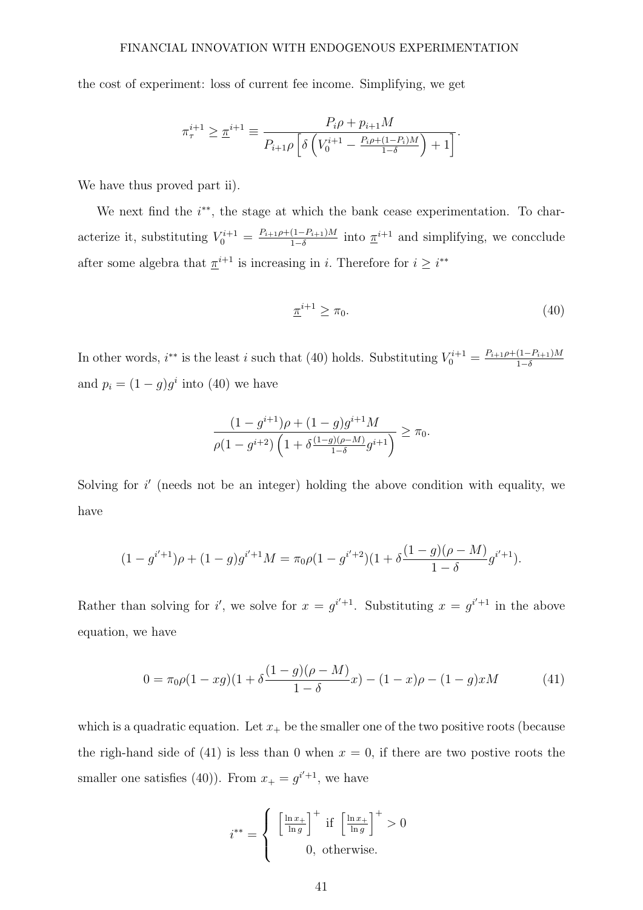the cost of experiment: loss of current fee income. Simplifying, we get

$$\pi_{\tau}^{i+1} \geq \underline{\pi}^{i+1} \equiv \frac{P_i\rho + p_{i+1}M}{P_{i+1}\rho\left[\delta\left(V_0^{i+1} - \frac{P_i\rho + (1-P_i)M}{1-\delta}\right) + 1\right]}.$$

We have thus proved part ii).

We next find the $i^{**}$, the stage at which the bank cease experimentation. To characterize it, substituting $V_0^{i+1} = \frac{P_{i+1}\rho + (1-P_{i+1})M}{1-\delta}$ into $\underline{\pi}^{i+1}$ and simplifying, we concclude after some algebra that $\underline{\pi}^{i+1}$ is increasing in $i$. Therefore for $i \geq i^{**}$

$$\underline{\pi}^{i+1} \geq \pi_0. \tag{40}$$

In other words, $i^{**}$ is the least $i$ such that (40) holds. Substituting $V_0^{i+1} = \frac{P_{i+1}\rho + (1-P_{i+1})M}{1-\delta}$ and $p_i = (1-g)g^i$ into (40) we have

$$\frac{(1-g^{i+1})\rho + (1-g)g^{i+1}M}{\rho(1-g^{i+2})\left(1 + \delta\frac{(1-g)(\rho-M)}{1-\delta}g^{i+1}\right)} \geq \pi_0.$$

Solving for $i'$ (needs not be an integer) holding the above condition with equality, we have

$$(1-g^{i'+1})\rho + (1-g)g^{i'+1}M = \pi_0\rho(1-g^{i'+2})(1 + \delta\frac{(1-g)(\rho-M)}{1-\delta}g^{i'+1}).$$

Rather than solving for $i'$, we solve for $x = g^{i'+1}$. Substituting $x = g^{i'+1}$ in the above equation, we have

$$0 = \pi_0\rho(1-xg)(1 + \delta\frac{(1-g)(\rho-M)}{1-\delta}x) - (1-x)\rho - (1-g)xM \tag{41}$$

which is a quadratic equation. Let $x_+$ be the smaller one of the two positive roots (because the righ-hand side of (41) is less than 0 when $x = 0$, if there are two postive roots the smaller one satisfies (40)). From $x_+ = g^{i'+1}$, we have

$$i^{**} = \begin{cases} \left[\frac{\ln x_+}{\ln g}\right]^+ \text{ if } \left[\frac{\ln x_+}{\ln g}\right]^+ > 0 \\ 0, \text{ otherwise.} \end{cases}$$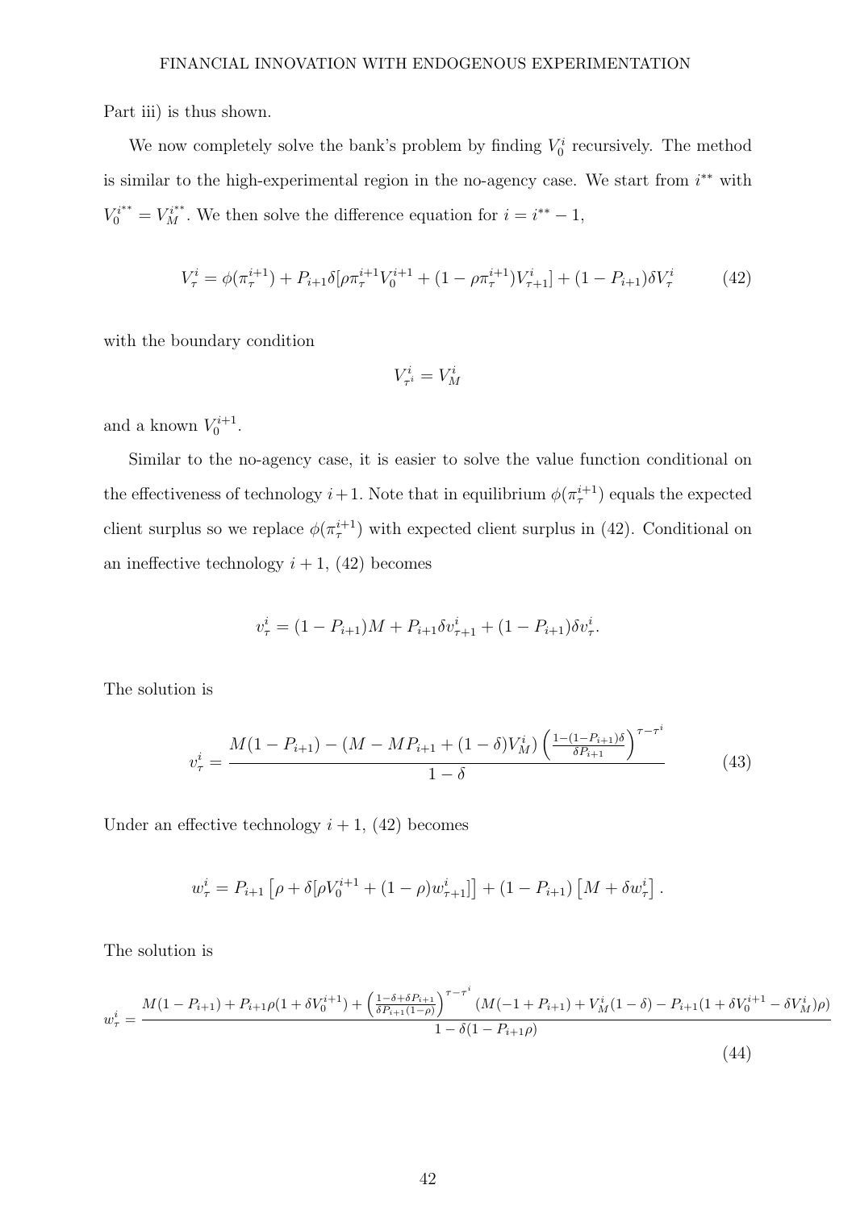Part iii) is thus shown.

We now completely solve the bank's problem by finding $V_0^i$ recursively. The method is similar to the high-experimental region in the no-agency case. We start from $i^{**}$ with $V_0^{i^{**}} = V_M^{i^{**}}$. We then solve the difference equation for $i = i^{**} - 1$,

$$V_\tau^i = \phi(\pi_\tau^{i+1}) + P_{i+1}\delta[\rho\pi_\tau^{i+1}V_0^{i+1} + (1 - \rho\pi_\tau^{i+1})V_{\tau+1}^i] + (1 - P_{i+1})\delta V_\tau^i \tag{42}$$

with the boundary condition

$$V_{\tau^i}^i = V_M^i$$

and a known $V_0^{i+1}$.

Similar to the no-agency case, it is easier to solve the value function conditional on the effectiveness of technology $i+1$. Note that in equilibrium $\phi(\pi_\tau^{i+1})$ equals the expected client surplus so we replace $\phi(\pi_\tau^{i+1})$ with expected client surplus in (42). Conditional on an ineffective technology $i+1$, (42) becomes

$$v_\tau^i = (1 - P_{i+1})M + P_{i+1}\delta v_{\tau+1}^i + (1 - P_{i+1})\delta v_\tau^i.$$

The solution is

$$v_\tau^i = \frac{M(1 - P_{i+1}) - (M - MP_{i+1} + (1 - \delta)V_M^i)\left(\frac{1-(1-P_{i+1})\delta}{\delta P_{i+1}}\right)^{\tau - \tau^i}}{1 - \delta} \tag{43}$$

Under an effective technology $i+1$, (42) becomes

$$w_\tau^i = P_{i+1}\left[\rho + \delta[\rho V_0^{i+1} + (1 - \rho)w_{\tau+1}^i]\right] + (1 - P_{i+1})\left[M + \delta w_\tau^i\right].$$

The solution is

$$w_\tau^i = \frac{M(1 - P_{i+1}) + P_{i+1}\rho(1 + \delta V_0^{i+1}) + \left(\frac{1-\delta+\delta P_{i+1}}{\delta P_{i+1}(1-\rho)}\right)^{\tau - \tau^i}(M(-1 + P_{i+1}) + V_M^i(1 - \delta) - P_{i+1}(1 + \delta V_0^{i+1} - \delta V_M^i)\rho)}{1 - \delta(1 - P_{i+1}\rho)} \tag{44}$$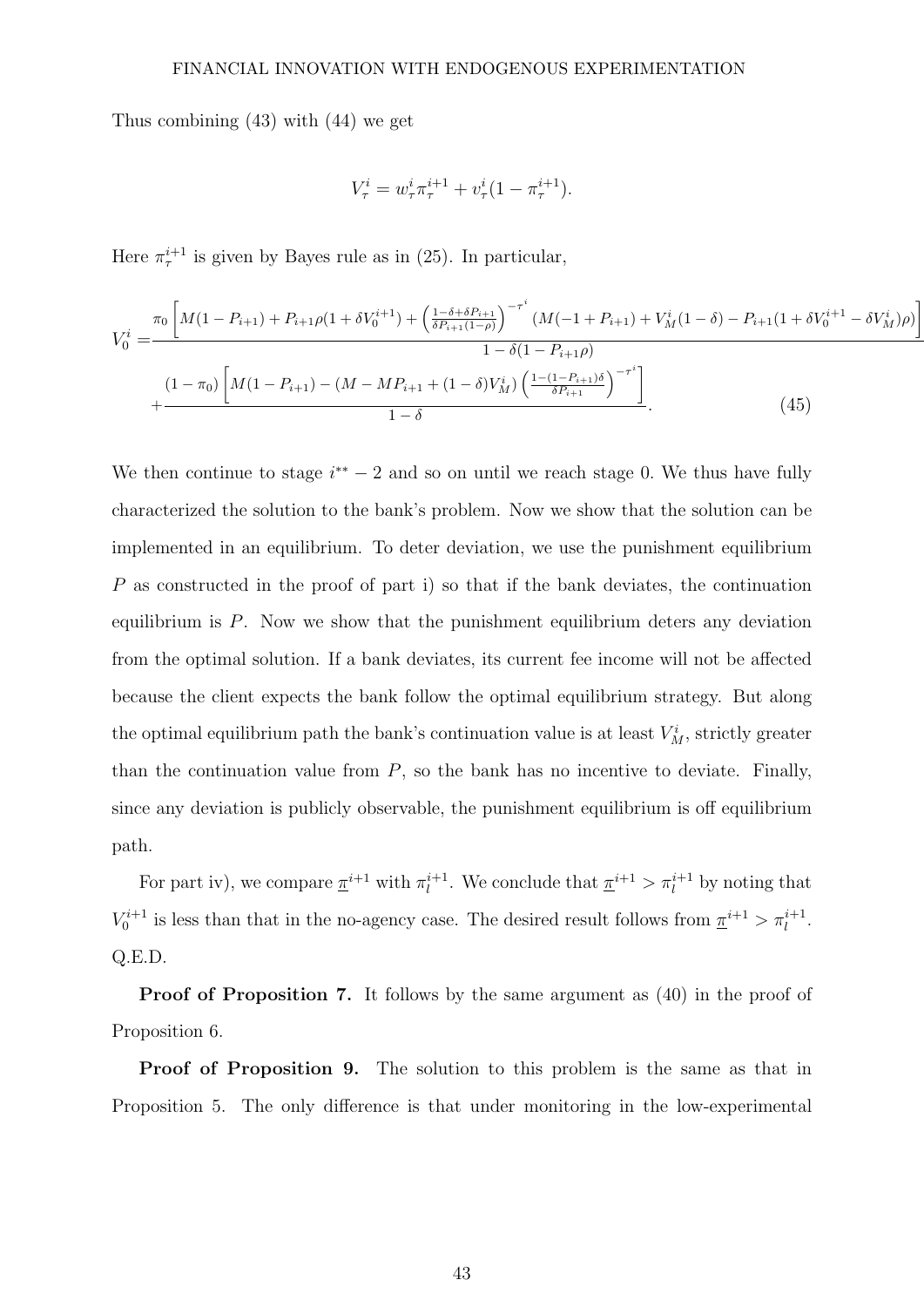Thus combining (43) with (44) we get

$$V_\tau^i = w_\tau^i \pi_\tau^{i+1} + v_\tau^i (1 - \pi_\tau^{i+1}).$$

Here $\pi_\tau^{i+1}$ is given by Bayes rule as in (25). In particular,

$$
\begin{aligned}
V_0^i = & \frac{\pi_0 \left[ M(1-P_{i+1}) + P_{i+1}\rho(1+\delta V_0^{i+1}) + \left(\frac{1-\delta+\delta P_{i+1}}{\delta P_{i+1}(1-\rho)}\right)^{-\tau^i} \left(M(-1+P_{i+1}) + V_M^i(1-\delta) - P_{i+1}(1+\delta V_0^{i+1} - \delta V_M^i)\rho\right)\right]}{1-\delta(1-P_{i+1}\rho)} \\
& + \frac{(1-\pi_0)\left[ M(1-P_{i+1}) - (M - MP_{i+1} + (1-\delta)V_M^i)\left(\frac{1-(1-P_{i+1})\delta}{\delta P_{i+1}}\right)^{-\tau^i}\right]}{1-\delta}. \qquad (45)
\end{aligned}
$$

We then continue to stage $i^{**}-2$ and so on until we reach stage 0. We thus have fully characterized the solution to the bank's problem. Now we show that the solution can be implemented in an equilibrium. To deter deviation, we use the punishment equilibrium $P$ as constructed in the proof of part i) so that if the bank deviates, the continuation equilibrium is $P$. Now we show that the punishment equilibrium deters any deviation from the optimal solution. If a bank deviates, its current fee income will not be affected because the client expects the bank follow the optimal equilibrium strategy. But along the optimal equilibrium path the bank's continuation value is at least $V_M^i$, strictly greater than the continuation value from $P$, so the bank has no incentive to deviate. Finally, since any deviation is publicly observable, the punishment equilibrium is off equilibrium path.

For part iv), we compare $\underline{\pi}^{i+1}$ with $\pi_l^{i+1}$. We conclude that $\underline{\pi}^{i+1} > \pi_l^{i+1}$ by noting that $V_0^{i+1}$ is less than that in the no-agency case. The desired result follows from $\underline{\pi}^{i+1} > \pi_l^{i+1}$. Q.E.D.

**Proof of Proposition 7.** It follows by the same argument as (40) in the proof of Proposition 6.

**Proof of Proposition 9.** The solution to this problem is the same as that in Proposition 5. The only difference is that under monitoring in the low-experimental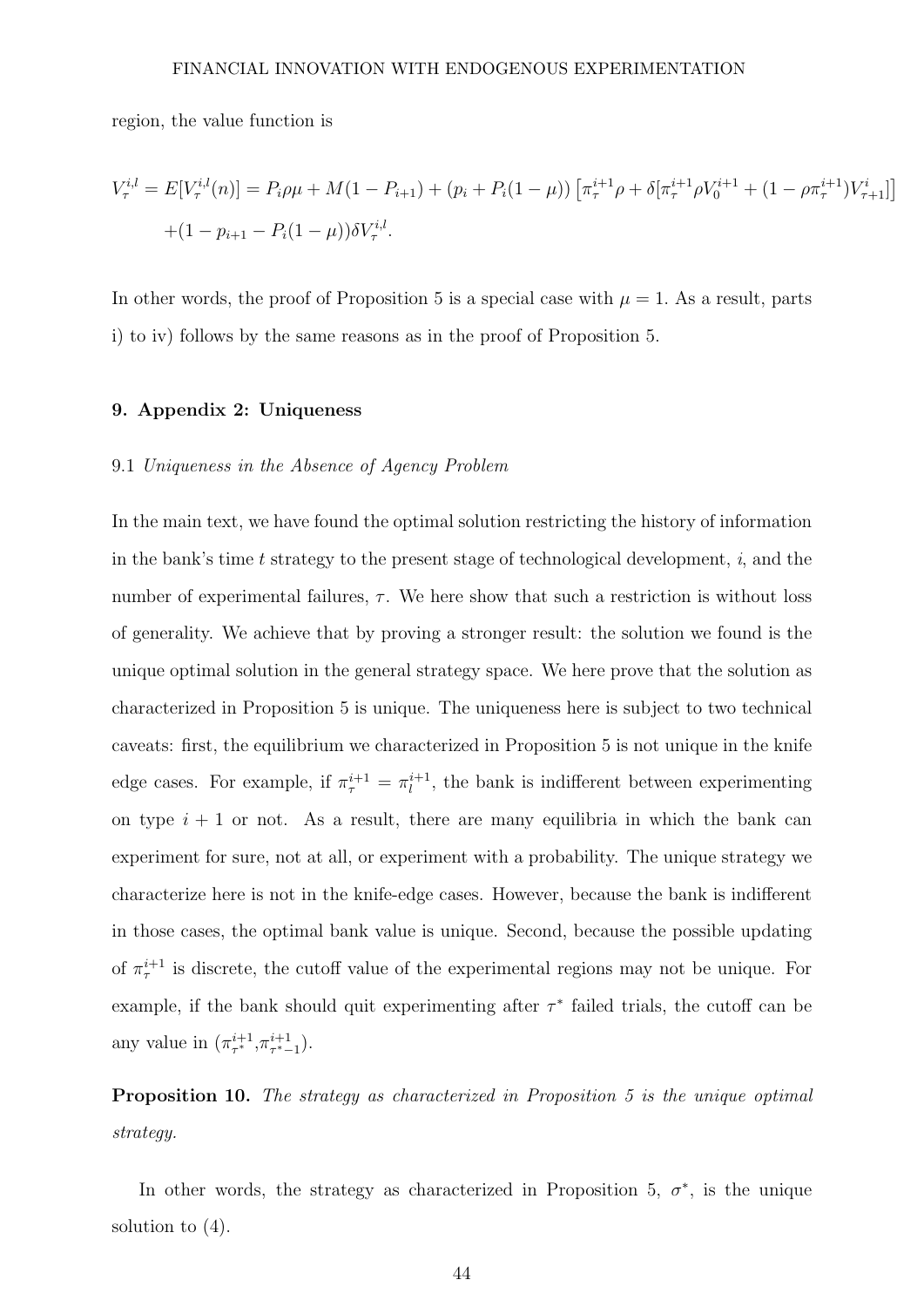region, the value function is

$$
\begin{aligned}
V_\tau^{i,l} = E[V_\tau^{i,l}(n)] &= P_i\rho\mu + M(1-P_{i+1}) + (p_i + P_i(1-\mu))\left[\pi_\tau^{i+1}\rho + \delta[\pi_\tau^{i+1}\rho V_0^{i+1} + (1-\rho\pi_\tau^{i+1})V_{\tau+1}^i]\right] \\
&\quad + (1 - p_{i+1} - P_i(1-\mu))\delta V_\tau^{i,l}.
\end{aligned}
$$

In other words, the proof of Proposition 5 is a special case with $\mu = 1$. As a result, parts i) to iv) follows by the same reasons as in the proof of Proposition 5.

## 9. Appendix 2: Uniqueness

### 9.1 *Uniqueness in the Absence of Agency Problem*

In the main text, we have found the optimal solution restricting the history of information in the bank's time $t$ strategy to the present stage of technological development, $i$, and the number of experimental failures, $\tau$. We here show that such a restriction is without loss of generality. We achieve that by proving a stronger result: the solution we found is the unique optimal solution in the general strategy space. We here prove that the solution as characterized in Proposition 5 is unique. The uniqueness here is subject to two technical caveats: first, the equilibrium we characterized in Proposition 5 is not unique in the knife edge cases. For example, if $\pi_\tau^{i+1} = \pi_l^{i+1}$, the bank is indifferent between experimenting on type $i+1$ or not. As a result, there are many equilibria in which the bank can experiment for sure, not at all, or experiment with a probability. The unique strategy we characterize here is not in the knife-edge cases. However, because the bank is indifferent in those cases, the optimal bank value is unique. Second, because the possible updating of $\pi_\tau^{i+1}$ is discrete, the cutoff value of the experimental regions may not be unique. For example, if the bank should quit experimenting after $\tau^*$ failed trials, the cutoff can be any value in $(\pi_{\tau^*}^{i+1}, \pi_{\tau^*-1}^{i+1})$.

**Proposition 10.** *The strategy as characterized in Proposition 5 is the unique optimal strategy.*

In other words, the strategy as characterized in Proposition 5, $\sigma^*$, is the unique solution to (4).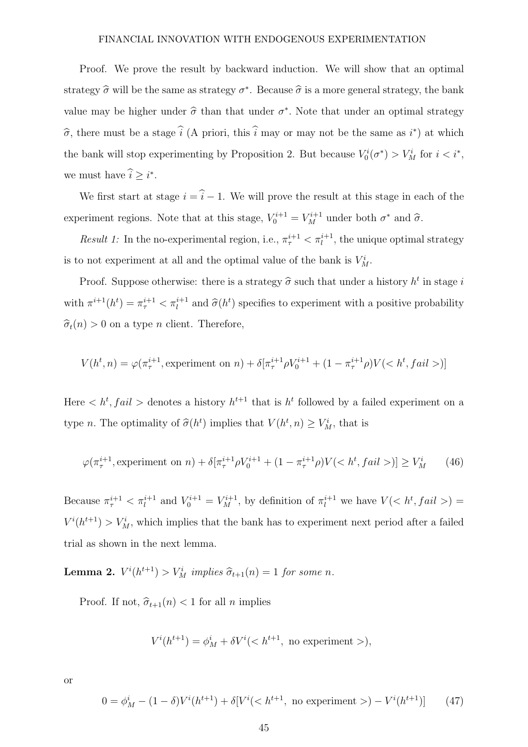Proof. We prove the result by backward induction. We will show that an optimal strategy $\widehat{\sigma}$ will be the same as strategy $\sigma^*$. Because $\widehat{\sigma}$ is a more general strategy, the bank value may be higher under $\widehat{\sigma}$ than that under $\sigma^*$. Note that under an optimal strategy $\widehat{\sigma}$, there must be a stage $\widehat{i}$ (A priori, this $\widehat{i}$ may or may not be the same as $i^*$) at which the bank will stop experimenting by Proposition 2. But because $V_0^i(\sigma^*) > V_M^i$ for $i < i^*$, we must have $\widehat{i} \geq i^*$.

We first start at stage $i = \widehat{i} - 1$. We will prove the result at this stage in each of the experiment regions. Note that at this stage, $V_0^{i+1} = V_M^{i+1}$ under both $\sigma^*$ and $\widehat{\sigma}$.

*Result 1:* In the no-experimental region, i.e., $\pi_\tau^{i+1} < \pi_l^{i+1}$, the unique optimal strategy is to not experiment at all and the optimal value of the bank is $V_M^i$.

Proof. Suppose otherwise: there is a strategy $\widehat{\sigma}$ such that under a history $h^t$ in stage $i$ with $\pi^{i+1}(h^t) = \pi_\tau^{i+1} < \pi_l^{i+1}$ and $\widehat{\sigma}(h^t)$ specifies to experiment with a positive probability $\widehat{\sigma}_t(n) > 0$ on a type $n$ client. Therefore,

$$V(h^t, n) = \varphi(\pi_\tau^{i+1}, \text{experiment on } n) + \delta[\pi_\tau^{i+1}\rho V_0^{i+1} + (1 - \pi_\tau^{i+1}\rho)V(< h^t, fail >)]$$

Here $< h^t, fail >$ denotes a history $h^{t+1}$ that is $h^t$ followed by a failed experiment on a type $n$. The optimality of $\widehat{\sigma}(h^t)$ implies that $V(h^t, n) \geq V_M^i$, that is

$$\varphi(\pi_\tau^{i+1}, \text{experiment on } n) + \delta[\pi_\tau^{i+1}\rho V_0^{i+1} + (1 - \pi_\tau^{i+1}\rho)V(< h^t, fail >)] \geq V_M^i \tag{46}$$

Because $\pi_\tau^{i+1} < \pi_l^{i+1}$ and $V_0^{i+1} = V_M^{i+1}$, by definition of $\pi_l^{i+1}$ we have $V(< h^t, fail >) = V^i(h^{t+1}) > V_M^i$, which implies that the bank has to experiment next period after a failed trial as shown in the next lemma.

**Lemma 2.** *$V^i(h^{t+1}) > V_M^i$ implies $\widehat{\sigma}_{t+1}(n) = 1$ for some $n$.*

Proof. If not, $\widehat{\sigma}_{t+1}(n) < 1$ for all $n$ implies

$$V^i(h^{t+1}) = \phi_M^i + \delta V^i(< h^{t+1}, \text{ no experiment} >),$$

or

$$0 = \phi_M^i - (1 - \delta)V^i(h^{t+1}) + \delta[V^i(< h^{t+1}, \text{ no experiment} >) - V^i(h^{t+1})] \tag{47}$$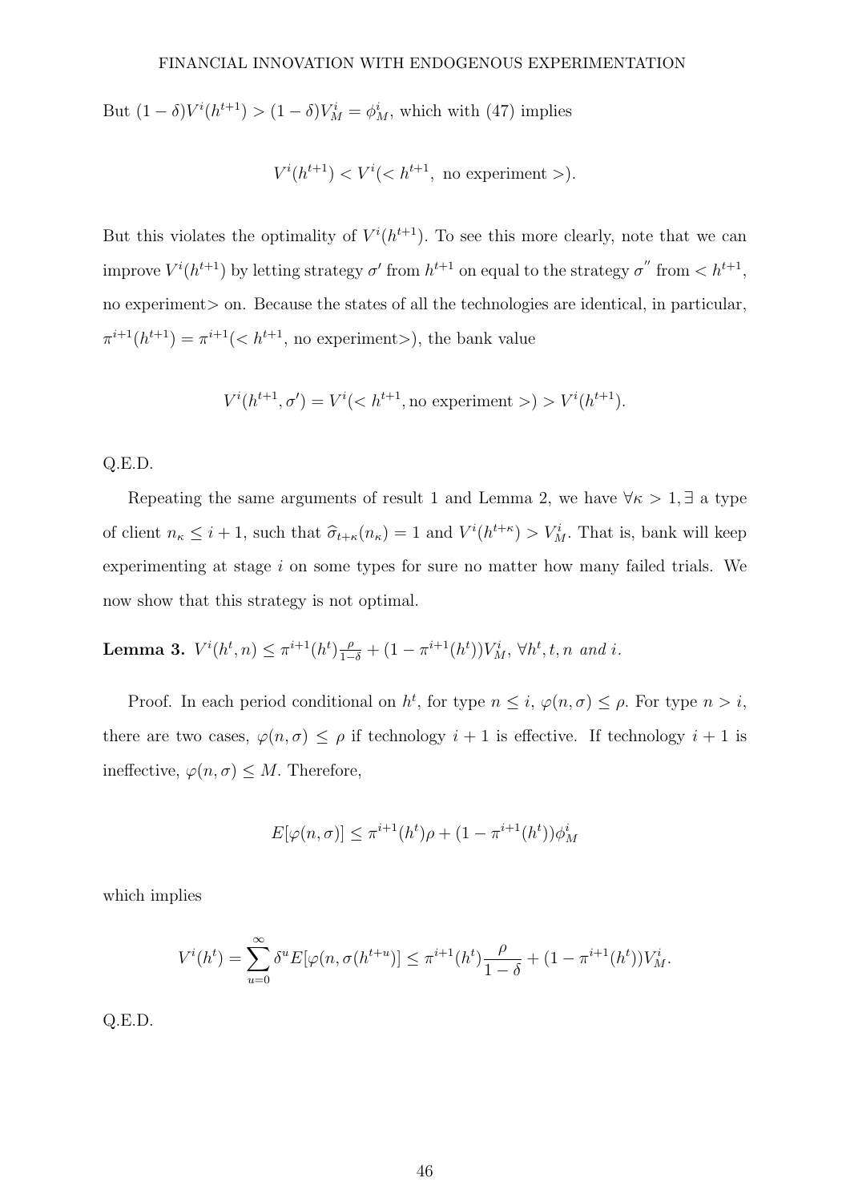But $(1-\delta)V^i(h^{t+1}) > (1-\delta)V^i_M = \phi^i_M$, which with (47) implies

$$V^i(h^{t+1}) < V^i(< h^{t+1}, \text{ no experiment }>).$$

But this violates the optimality of $V^i(h^{t+1})$. To see this more clearly, note that we can improve $V^i(h^{t+1})$ by letting strategy $\sigma'$ from $h^{t+1}$ on equal to the strategy $\sigma''$ from $< h^{t+1}$, no experiment> on. Because the states of all the technologies are identical, in particular, $\pi^{i+1}(h^{t+1}) = \pi^{i+1}(< h^{t+1}$, no experiment>), the bank value

$$V^i(h^{t+1}, \sigma') = V^i(< h^{t+1}, \text{no experiment }>) > V^i(h^{t+1}).$$

Q.E.D.

Repeating the same arguments of result 1 and Lemma 2, we have $\forall \kappa > 1, \exists$ a type of client $n_\kappa \leq i+1$, such that $\widehat{\sigma}_{t+\kappa}(n_\kappa) = 1$ and $V^i(h^{t+\kappa}) > V^i_M$. That is, bank will keep experimenting at stage $i$ on some types for sure no matter how many failed trials. We now show that this strategy is not optimal.

**Lemma 3.** *$V^i(h^t, n) \leq \pi^{i+1}(h^t)\frac{\rho}{1-\delta} + (1-\pi^{i+1}(h^t))V^i_M$, $\forall h^t, t, n$ and $i$.*

Proof. In each period conditional on $h^t$, for type $n \leq i$, $\varphi(n, \sigma) \leq \rho$. For type $n > i$, there are two cases, $\varphi(n, \sigma) \leq \rho$ if technology $i+1$ is effective. If technology $i+1$ is ineffective, $\varphi(n, \sigma) \leq M$. Therefore,

$$E[\varphi(n, \sigma)] \leq \pi^{i+1}(h^t)\rho + (1-\pi^{i+1}(h^t))\phi^i_M$$

which implies

$$V^i(h^t) = \sum_{u=0}^{\infty} \delta^u E[\varphi(n, \sigma(h^{t+u})] \leq \pi^{i+1}(h^t)\frac{\rho}{1-\delta} + (1-\pi^{i+1}(h^t))V^i_M.$$

Q.E.D.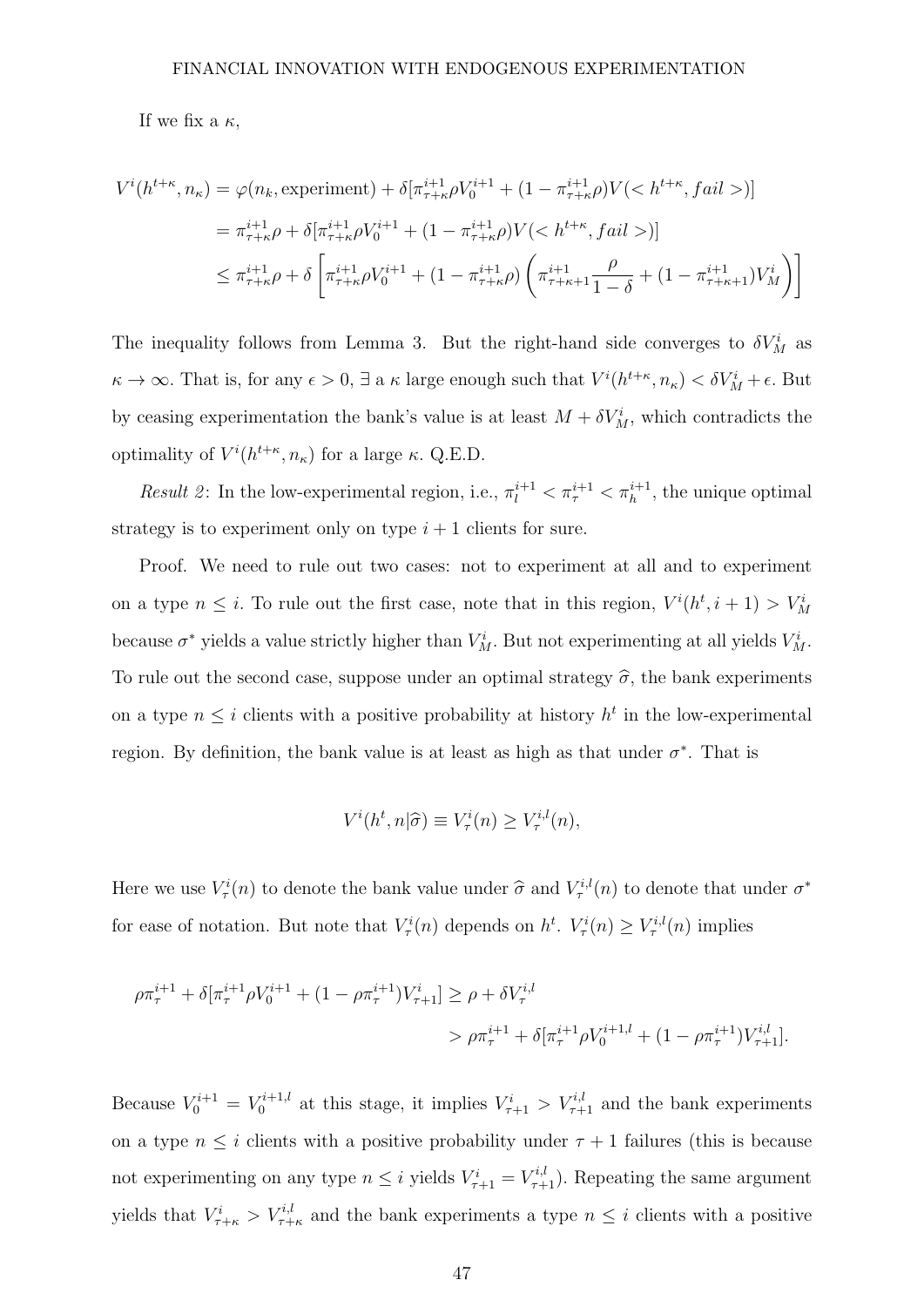If we fix a $\kappa$,

$$
\begin{aligned}
V^i(h^{t+\kappa}, n_\kappa) &= \varphi(n_k, \text{experiment}) + \delta[\pi^{i+1}_{\tau+\kappa}\rho V^{i+1}_0 + (1-\pi^{i+1}_{\tau+\kappa}\rho)V(<h^{t+\kappa}, fail>)] \\
&= \pi^{i+1}_{\tau+\kappa}\rho + \delta[\pi^{i+1}_{\tau+\kappa}\rho V^{i+1}_0 + (1-\pi^{i+1}_{\tau+\kappa}\rho)V(<h^{t+\kappa}, fail>)] \\
&\leq \pi^{i+1}_{\tau+\kappa}\rho + \delta\left[\pi^{i+1}_{\tau+\kappa}\rho V^{i+1}_0 + (1-\pi^{i+1}_{\tau+\kappa}\rho)\left(\pi^{i+1}_{\tau+\kappa+1}\frac{\rho}{1-\delta} + (1-\pi^{i+1}_{\tau+\kappa+1})V^i_M\right)\right]
\end{aligned}
$$

The inequality follows from Lemma 3. But the right-hand side converges to $\delta V^i_M$ as $\kappa \to \infty$. That is, for any $\epsilon > 0$, $\exists$ a $\kappa$ large enough such that $V^i(h^{t+\kappa}, n_\kappa) < \delta V^i_M + \epsilon$. But by ceasing experimentation the bank's value is at least $M + \delta V^i_M$, which contradicts the optimality of $V^i(h^{t+\kappa}, n_\kappa)$ for a large $\kappa$. Q.E.D.

*Result 2*: In the low-experimental region, i.e., $\pi^{i+1}_l < \pi^{i+1}_\tau < \pi^{i+1}_h$, the unique optimal strategy is to experiment only on type $i+1$ clients for sure.

Proof. We need to rule out two cases: not to experiment at all and to experiment on a type $n \leq i$. To rule out the first case, note that in this region, $V^i(h^t, i+1) > V^i_M$ because $\sigma^*$ yields a value strictly higher than $V^i_M$. But not experimenting at all yields $V^i_M$. To rule out the second case, suppose under an optimal strategy $\widehat{\sigma}$, the bank experiments on a type $n \leq i$ clients with a positive probability at history $h^t$ in the low-experimental region. By definition, the bank value is at least as high as that under $\sigma^*$. That is

$$
V^i(h^t, n|\widehat{\sigma}) \equiv V^i_\tau(n) \geq V^{i,l}_\tau(n),
$$

Here we use $V^i_\tau(n)$ to denote the bank value under $\widehat{\sigma}$ and $V^{i,l}_\tau(n)$ to denote that under $\sigma^*$ for ease of notation. But note that $V^i_\tau(n)$ depends on $h^t$. $V^i_\tau(n) \geq V^{i,l}_\tau(n)$ implies

$$
\begin{aligned}
\rho\pi^{i+1}_\tau + \delta[\pi^{i+1}_\tau \rho V^{i+1}_0 + (1-\rho\pi^{i+1}_\tau)V^i_{\tau+1}] &\geq \rho + \delta V^{i,l}_\tau \\
&> \rho\pi^{i+1}_\tau + \delta[\pi^{i+1}_\tau\rho V^{i+1,l}_0 + (1-\rho\pi^{i+1}_\tau)V^{i,l}_{\tau+1}].
\end{aligned}
$$

Because $V^{i+1}_0 = V^{i+1,l}_0$ at this stage, it implies $V^i_{\tau+1} > V^{i,l}_{\tau+1}$ and the bank experiments on a type $n \leq i$ clients with a positive probability under $\tau+1$ failures (this is because not experimenting on any type $n \leq i$ yields $V^i_{\tau+1} = V^{i,l}_{\tau+1}$). Repeating the same argument yields that $V^i_{\tau+\kappa} > V^{i,l}_{\tau+\kappa}$ and the bank experiments a type $n \leq i$ clients with a positive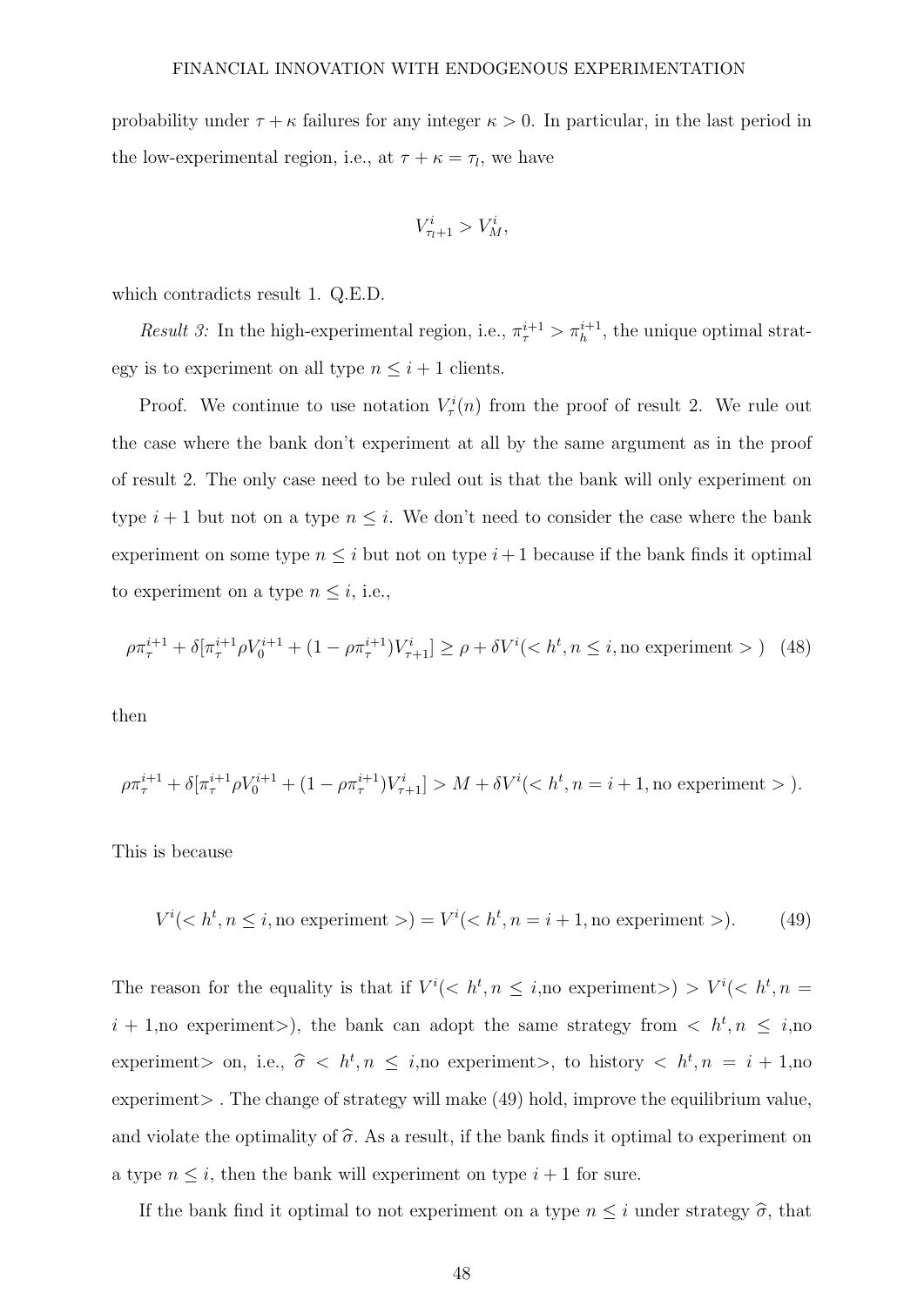probability under $\tau + \kappa$ failures for any integer $\kappa > 0$. In particular, in the last period in the low-experimental region, i.e., at $\tau + \kappa = \tau_l$, we have

$$V^i_{\tau_l+1} > V^i_M,$$

which contradicts result 1. Q.E.D.

*Result 3:* In the high-experimental region, i.e., $\pi^{i+1}_\tau > \pi^{i+1}_h$, the unique optimal strategy is to experiment on all type $n \leq i+1$ clients.

Proof. We continue to use notation $V^i_\tau(n)$ from the proof of result 2. We rule out the case where the bank don't experiment at all by the same argument as in the proof of result 2. The only case need to be ruled out is that the bank will only experiment on type $i+1$ but not on a type $n \leq i$. We don't need to consider the case where the bank experiment on some type $n \leq i$ but not on type $i+1$ because if the bank finds it optimal to experiment on a type $n \leq i$, i.e.,

$$\rho\pi^{i+1}_\tau + \delta[\pi^{i+1}_\tau \rho V^{i+1}_0 + (1-\rho\pi^{i+1}_\tau)V^i_{\tau+1}] \geq \rho + \delta V^i(< h^t, n \leq i, \text{no experiment} >) \quad (48)$$

then

$$\rho\pi^{i+1}_\tau + \delta[\pi^{i+1}_\tau \rho V^{i+1}_0 + (1-\rho\pi^{i+1}_\tau)V^i_{\tau+1}] > M + \delta V^i(< h^t, n = i+1, \text{no experiment} >).$$

This is because

$$V^i(< h^t, n \leq i, \text{no experiment} >) = V^i(< h^t, n = i+1, \text{no experiment} >). \quad (49)$$

The reason for the equality is that if $V^i(< h^t, n \leq i,$no experiment$>) > V^i(< h^t, n = i+1,$no experiment$>)$, the bank can adopt the same strategy from $< h^t, n \leq i,$no experiment$>$ on, i.e., $\widehat{\sigma} < h^t, n \leq i,$no experiment$>$, to history $< h^t, n = i+1,$no experiment$>$. The change of strategy will make (49) hold, improve the equilibrium value, and violate the optimality of $\widehat{\sigma}$. As a result, if the bank finds it optimal to experiment on a type $n \leq i$, then the bank will experiment on type $i+1$ for sure.

If the bank find it optimal to not experiment on a type $n \leq i$ under strategy $\widehat{\sigma}$, that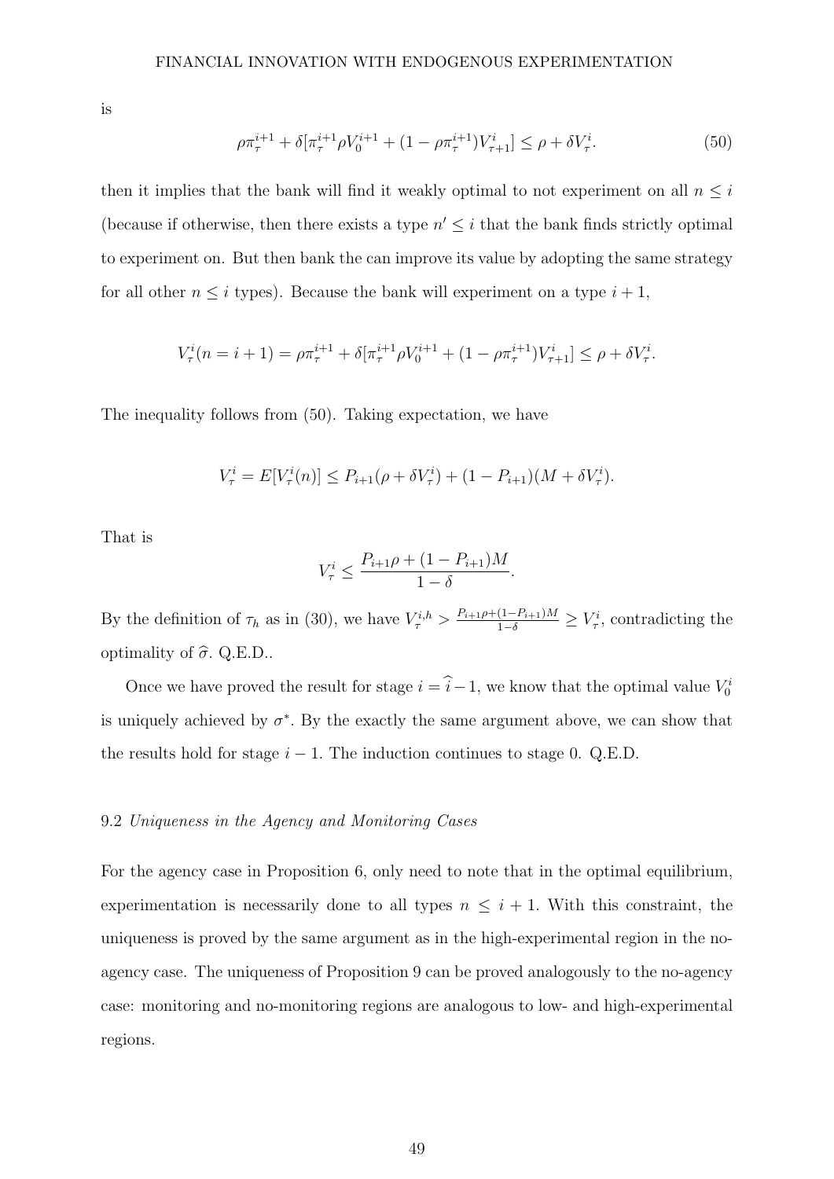is

$$\rho\pi_\tau^{i+1} + \delta[\pi_\tau^{i+1}\rho V_0^{i+1} + (1 - \rho\pi_\tau^{i+1})V_{\tau+1}^i] \leq \rho + \delta V_\tau^i. \tag{50}$$

then it implies that the bank will find it weakly optimal to not experiment on all $n \leq i$ (because if otherwise, then there exists a type $n' \leq i$ that the bank finds strictly optimal to experiment on. But then bank the can improve its value by adopting the same strategy for all other $n \leq i$ types). Because the bank will experiment on a type $i+1$,

$$V_\tau^i(n = i+1) = \rho\pi_\tau^{i+1} + \delta[\pi_\tau^{i+1}\rho V_0^{i+1} + (1 - \rho\pi_\tau^{i+1})V_{\tau+1}^i] \leq \rho + \delta V_\tau^i.$$

The inequality follows from (50). Taking expectation, we have

$$V_\tau^i = E[V_\tau^i(n)] \leq P_{i+1}(\rho + \delta V_\tau^i) + (1 - P_{i+1})(M + \delta V_\tau^i).$$

That is

$$V_\tau^i \leq \frac{P_{i+1}\rho + (1 - P_{i+1})M}{1 - \delta}.$$

By the definition of $\tau_h$ as in (30), we have $V_\tau^{i,h} > \frac{P_{i+1}\rho + (1-P_{i+1})M}{1-\delta} \geq V_\tau^i$, contradicting the optimality of $\widehat{\sigma}$. Q.E.D..

Once we have proved the result for stage $i = \widehat{i} - 1$, we know that the optimal value $V_0^i$ is uniquely achieved by $\sigma^*$. By the exactly the same argument above, we can show that the results hold for stage $i - 1$. The induction continues to stage 0. Q.E.D.

## 9.2 *Uniqueness in the Agency and Monitoring Cases*

For the agency case in Proposition 6, only need to note that in the optimal equilibrium, experimentation is necessarily done to all types $n \leq i + 1$. With this constraint, the uniqueness is proved by the same argument as in the high-experimental region in the no-agency case. The uniqueness of Proposition 9 can be proved analogously to the no-agency case: monitoring and no-monitoring regions are analogous to low- and high-experimental regions.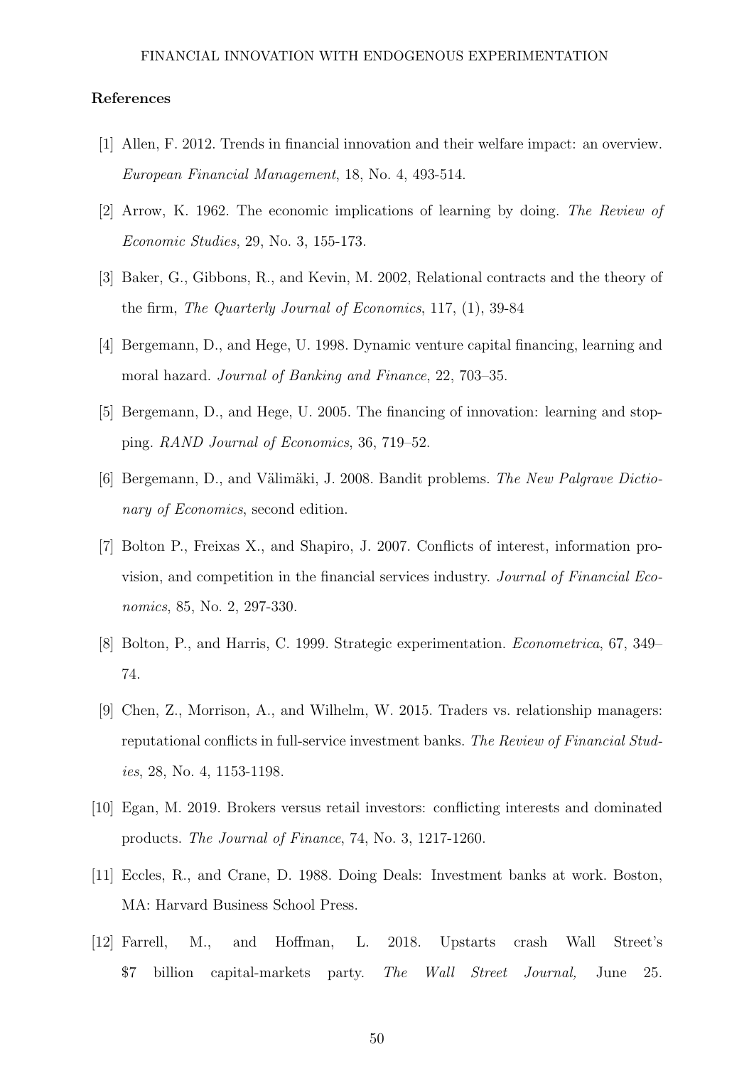## References

[1] Allen, F. 2012. Trends in financial innovation and their welfare impact: an overview. *European Financial Management*, 18, No. 4, 493-514.

[2] Arrow, K. 1962. The economic implications of learning by doing. *The Review of Economic Studies*, 29, No. 3, 155-173.

[3] Baker, G., Gibbons, R., and Kevin, M. 2002, Relational contracts and the theory of the firm, *The Quarterly Journal of Economics*, 117, (1), 39-84

[4] Bergemann, D., and Hege, U. 1998. Dynamic venture capital financing, learning and moral hazard. *Journal of Banking and Finance*, 22, 703–35.

[5] Bergemann, D., and Hege, U. 2005. The financing of innovation: learning and stopping. *RAND Journal of Economics*, 36, 719–52.

[6] Bergemann, D., and Välimäki, J. 2008. Bandit problems. *The New Palgrave Dictionary of Economics*, second edition.

[7] Bolton P., Freixas X., and Shapiro, J. 2007. Conflicts of interest, information provision, and competition in the financial services industry. *Journal of Financial Economics*, 85, No. 2, 297-330.

[8] Bolton, P., and Harris, C. 1999. Strategic experimentation. *Econometrica*, 67, 349–74.

[9] Chen, Z., Morrison, A., and Wilhelm, W. 2015. Traders vs. relationship managers: reputational conflicts in full-service investment banks. *The Review of Financial Studies*, 28, No. 4, 1153-1198.

[10] Egan, M. 2019. Brokers versus retail investors: conflicting interests and dominated products. *The Journal of Finance*, 74, No. 3, 1217-1260.

[11] Eccles, R., and Crane, D. 1988. Doing Deals: Investment banks at work. Boston, MA: Harvard Business School Press.

[12] Farrell, M., and Hoffman, L. 2018. Upstarts crash Wall Street's $7 billion capital-markets party. *The Wall Street Journal,* June 25.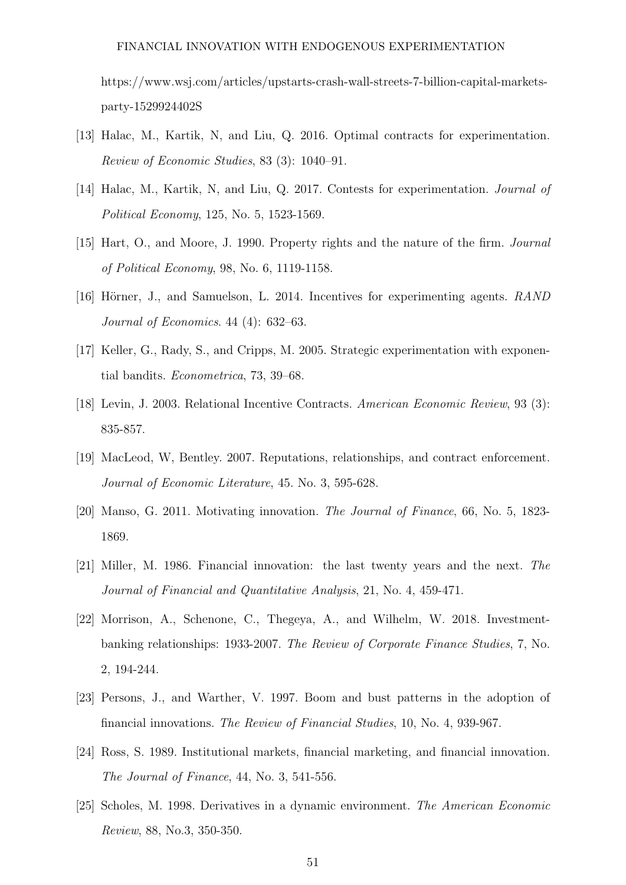https://www.wsj.com/articles/upstarts-crash-wall-streets-7-billion-capital-markets-party-1529924402S

[13] Halac, M., Kartik, N, and Liu, Q. 2016. Optimal contracts for experimentation. *Review of Economic Studies*, 83 (3): 1040–91.

[14] Halac, M., Kartik, N, and Liu, Q. 2017. Contests for experimentation. *Journal of Political Economy*, 125, No. 5, 1523-1569.

[15] Hart, O., and Moore, J. 1990. Property rights and the nature of the firm. *Journal of Political Economy*, 98, No. 6, 1119-1158.

[16] Hörner, J., and Samuelson, L. 2014. Incentives for experimenting agents. *RAND Journal of Economics*. 44 (4): 632–63.

[17] Keller, G., Rady, S., and Cripps, M. 2005. Strategic experimentation with exponential bandits. *Econometrica*, 73, 39–68.

[18] Levin, J. 2003. Relational Incentive Contracts. *American Economic Review*, 93 (3): 835-857.

[19] MacLeod, W, Bentley. 2007. Reputations, relationships, and contract enforcement. *Journal of Economic Literature*, 45. No. 3, 595-628.

[20] Manso, G. 2011. Motivating innovation. *The Journal of Finance*, 66, No. 5, 1823-1869.

[21] Miller, M. 1986. Financial innovation: the last twenty years and the next. *The Journal of Financial and Quantitative Analysis*, 21, No. 4, 459-471.

[22] Morrison, A., Schenone, C., Thegeya, A., and Wilhelm, W. 2018. Investment-banking relationships: 1933-2007. *The Review of Corporate Finance Studies*, 7, No. 2, 194-244.

[23] Persons, J., and Warther, V. 1997. Boom and bust patterns in the adoption of financial innovations. *The Review of Financial Studies*, 10, No. 4, 939-967.

[24] Ross, S. 1989. Institutional markets, financial marketing, and financial innovation. *The Journal of Finance*, 44, No. 3, 541-556.

[25] Scholes, M. 1998. Derivatives in a dynamic environment. *The American Economic Review*, 88, No.3, 350-350.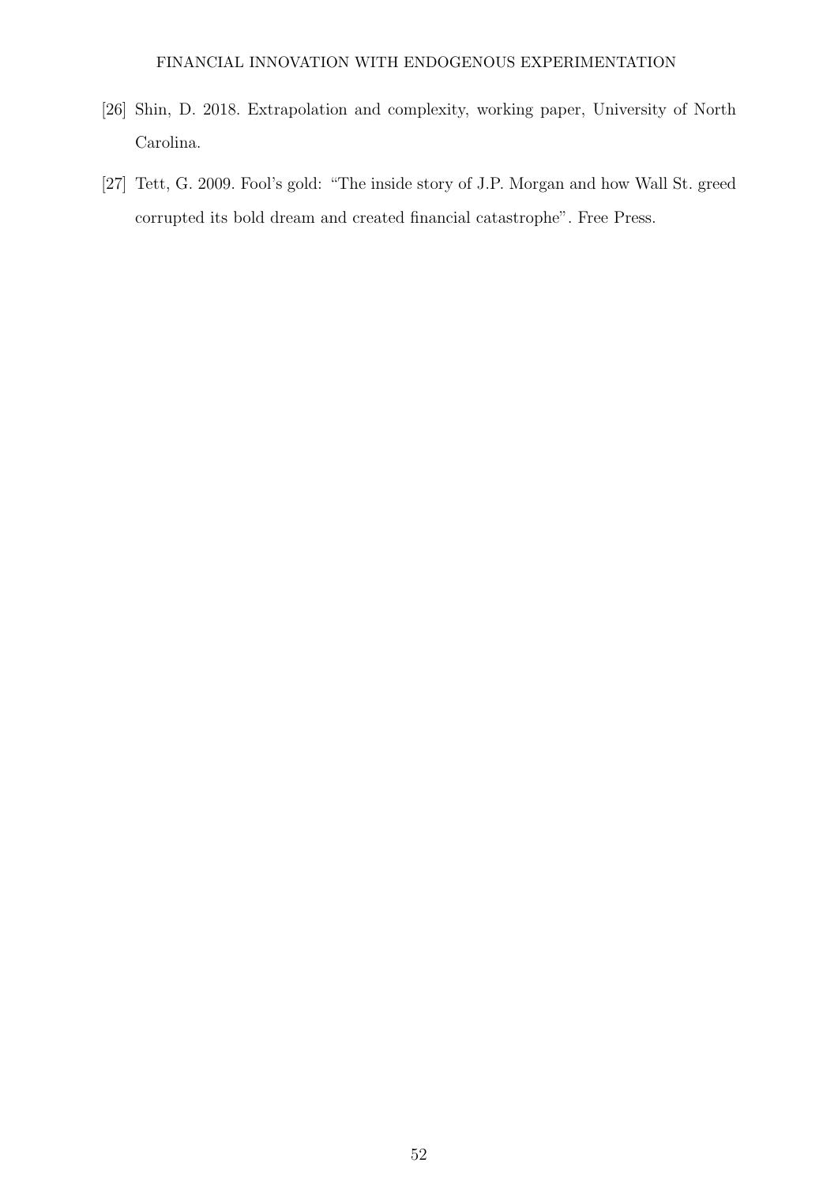[26] Shin, D. 2018. Extrapolation and complexity, working paper, University of North Carolina.

[27] Tett, G. 2009. Fool's gold: "The inside story of J.P. Morgan and how Wall St. greed corrupted its bold dream and created financial catastrophe". Free Press.